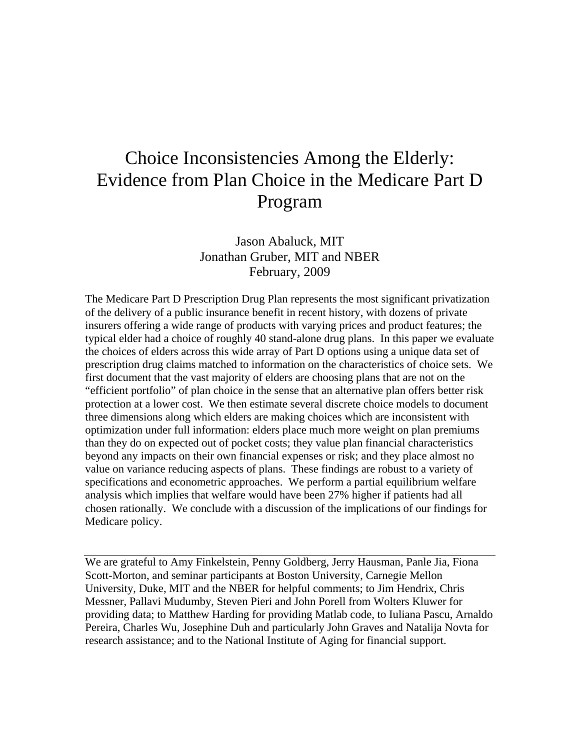# Choice Inconsistencies Among the Elderly: Evidence from Plan Choice in the Medicare Part D Program

Jason Abaluck, MIT  
Jonathan Gruber, MIT and NBER  
February, 2009

The Medicare Part D Prescription Drug Plan represents the most significant privatization of the delivery of a public insurance benefit in recent history, with dozens of private insurers offering a wide range of products with varying prices and product features; the typical elder had a choice of roughly 40 stand-alone drug plans. In this paper we evaluate the choices of elders across this wide array of Part D options using a unique data set of prescription drug claims matched to information on the characteristics of choice sets. We first document that the vast majority of elders are choosing plans that are not on the "efficient portfolio" of plan choice in the sense that an alternative plan offers better risk protection at a lower cost. We then estimate several discrete choice models to document three dimensions along which elders are making choices which are inconsistent with optimization under full information: elders place much more weight on plan premiums than they do on expected out of pocket costs; they value plan financial characteristics beyond any impacts on their own financial expenses or risk; and they place almost no value on variance reducing aspects of plans. These findings are robust to a variety of specifications and econometric approaches. We perform a partial equilibrium welfare analysis which implies that welfare would have been 27% higher if patients had all chosen rationally. We conclude with a discussion of the implications of our findings for Medicare policy.

---

We are grateful to Amy Finkelstein, Penny Goldberg, Jerry Hausman, Panle Jia, Fiona Scott-Morton, and seminar participants at Boston University, Carnegie Mellon University, Duke, MIT and the NBER for helpful comments; to Jim Hendrix, Chris Messner, Pallavi Mudumby, Steven Pieri and John Porell from Wolters Kluwer for providing data; to Matthew Harding for providing Matlab code, to Iuliana Pascu, Arnaldo Pereira, Charles Wu, Josephine Duh and particularly John Graves and Natalija Novta for research assistance; and to the National Institute of Aging for financial support.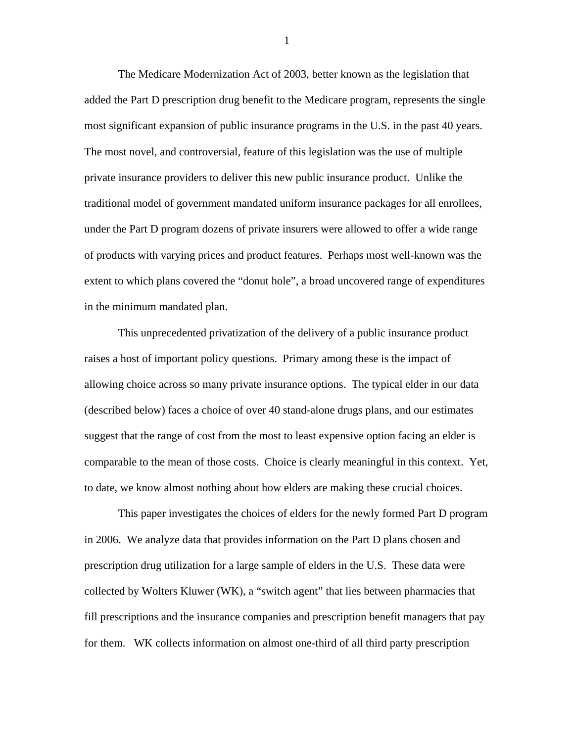The Medicare Modernization Act of 2003, better known as the legislation that added the Part D prescription drug benefit to the Medicare program, represents the single most significant expansion of public insurance programs in the U.S. in the past 40 years. The most novel, and controversial, feature of this legislation was the use of multiple private insurance providers to deliver this new public insurance product. Unlike the traditional model of government mandated uniform insurance packages for all enrollees, under the Part D program dozens of private insurers were allowed to offer a wide range of products with varying prices and product features. Perhaps most well-known was the extent to which plans covered the "donut hole", a broad uncovered range of expenditures in the minimum mandated plan.

This unprecedented privatization of the delivery of a public insurance product raises a host of important policy questions. Primary among these is the impact of allowing choice across so many private insurance options. The typical elder in our data (described below) faces a choice of over 40 stand-alone drugs plans, and our estimates suggest that the range of cost from the most to least expensive option facing an elder is comparable to the mean of those costs. Choice is clearly meaningful in this context. Yet, to date, we know almost nothing about how elders are making these crucial choices.

This paper investigates the choices of elders for the newly formed Part D program in 2006. We analyze data that provides information on the Part D plans chosen and prescription drug utilization for a large sample of elders in the U.S. These data were collected by Wolters Kluwer (WK), a "switch agent" that lies between pharmacies that fill prescriptions and the insurance companies and prescription benefit managers that pay for them. WK collects information on almost one-third of all third party prescription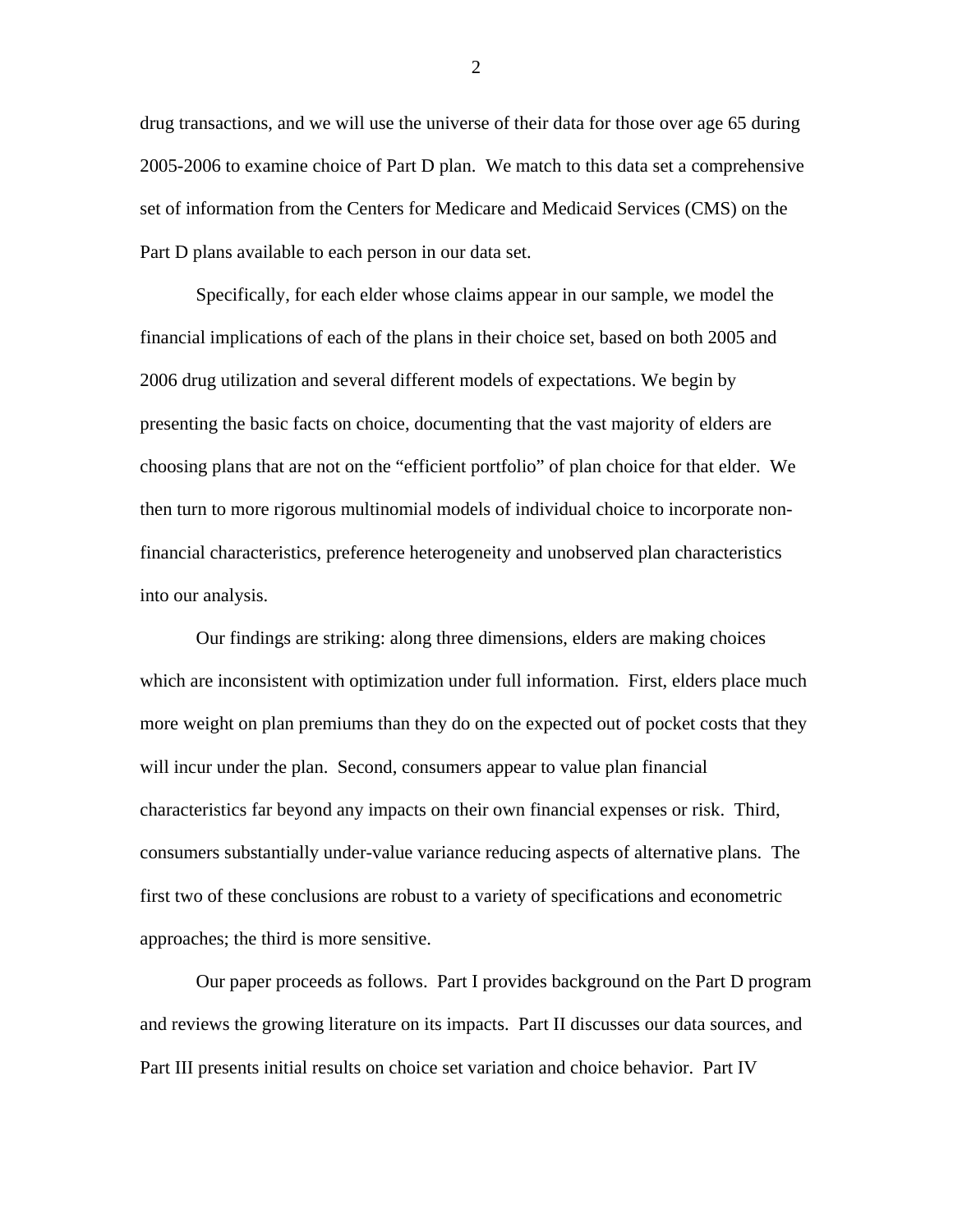drug transactions, and we will use the universe of their data for those over age 65 during 2005-2006 to examine choice of Part D plan. We match to this data set a comprehensive set of information from the Centers for Medicare and Medicaid Services (CMS) on the Part D plans available to each person in our data set.

Specifically, for each elder whose claims appear in our sample, we model the financial implications of each of the plans in their choice set, based on both 2005 and 2006 drug utilization and several different models of expectations. We begin by presenting the basic facts on choice, documenting that the vast majority of elders are choosing plans that are not on the "efficient portfolio" of plan choice for that elder. We then turn to more rigorous multinomial models of individual choice to incorporate non-financial characteristics, preference heterogeneity and unobserved plan characteristics into our analysis.

Our findings are striking: along three dimensions, elders are making choices which are inconsistent with optimization under full information. First, elders place much more weight on plan premiums than they do on the expected out of pocket costs that they will incur under the plan. Second, consumers appear to value plan financial characteristics far beyond any impacts on their own financial expenses or risk. Third, consumers substantially under-value variance reducing aspects of alternative plans. The first two of these conclusions are robust to a variety of specifications and econometric approaches; the third is more sensitive.

Our paper proceeds as follows. Part I provides background on the Part D program and reviews the growing literature on its impacts. Part II discusses our data sources, and Part III presents initial results on choice set variation and choice behavior. Part IV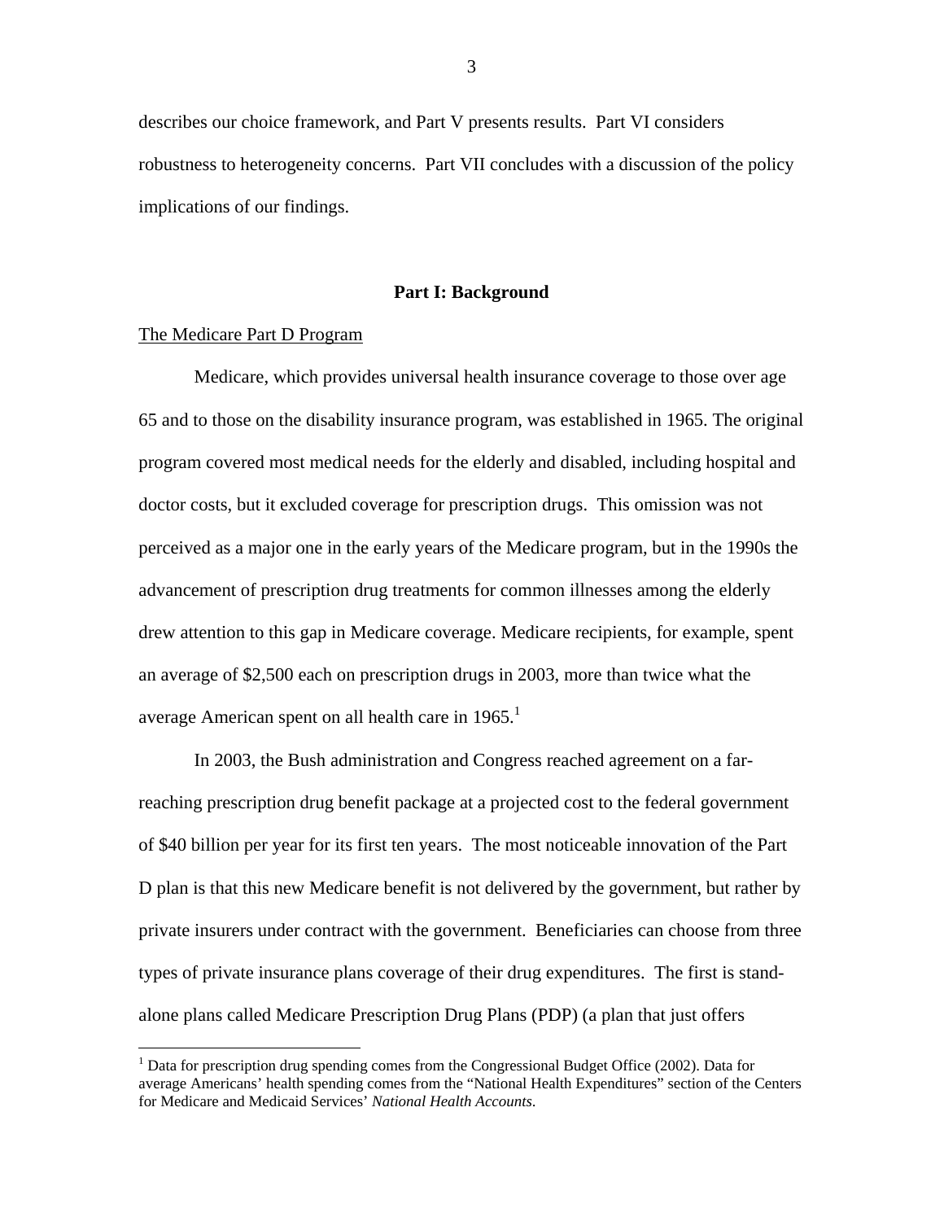describes our choice framework, and Part V presents results. Part VI considers robustness to heterogeneity concerns. Part VII concludes with a discussion of the policy implications of our findings.

## Part I: Background

### The Medicare Part D Program

Medicare, which provides universal health insurance coverage to those over age 65 and to those on the disability insurance program, was established in 1965. The original program covered most medical needs for the elderly and disabled, including hospital and doctor costs, but it excluded coverage for prescription drugs. This omission was not perceived as a major one in the early years of the Medicare program, but in the 1990s the advancement of prescription drug treatments for common illnesses among the elderly drew attention to this gap in Medicare coverage. Medicare recipients, for example, spent an average of $2,500 each on prescription drugs in 2003, more than twice what the average American spent on all health care in 1965.[1]

In 2003, the Bush administration and Congress reached agreement on a far-reaching prescription drug benefit package at a projected cost to the federal government of $40 billion per year for its first ten years. The most noticeable innovation of the Part D plan is that this new Medicare benefit is not delivered by the government, but rather by private insurers under contract with the government. Beneficiaries can choose from three types of private insurance plans coverage of their drug expenditures. The first is stand-alone plans called Medicare Prescription Drug Plans (PDP) (a plan that just offers

[1] Data for prescription drug spending comes from the Congressional Budget Office (2002). Data for average Americans' health spending comes from the "National Health Expenditures" section of the Centers for Medicare and Medicaid Services' *National Health Accounts*.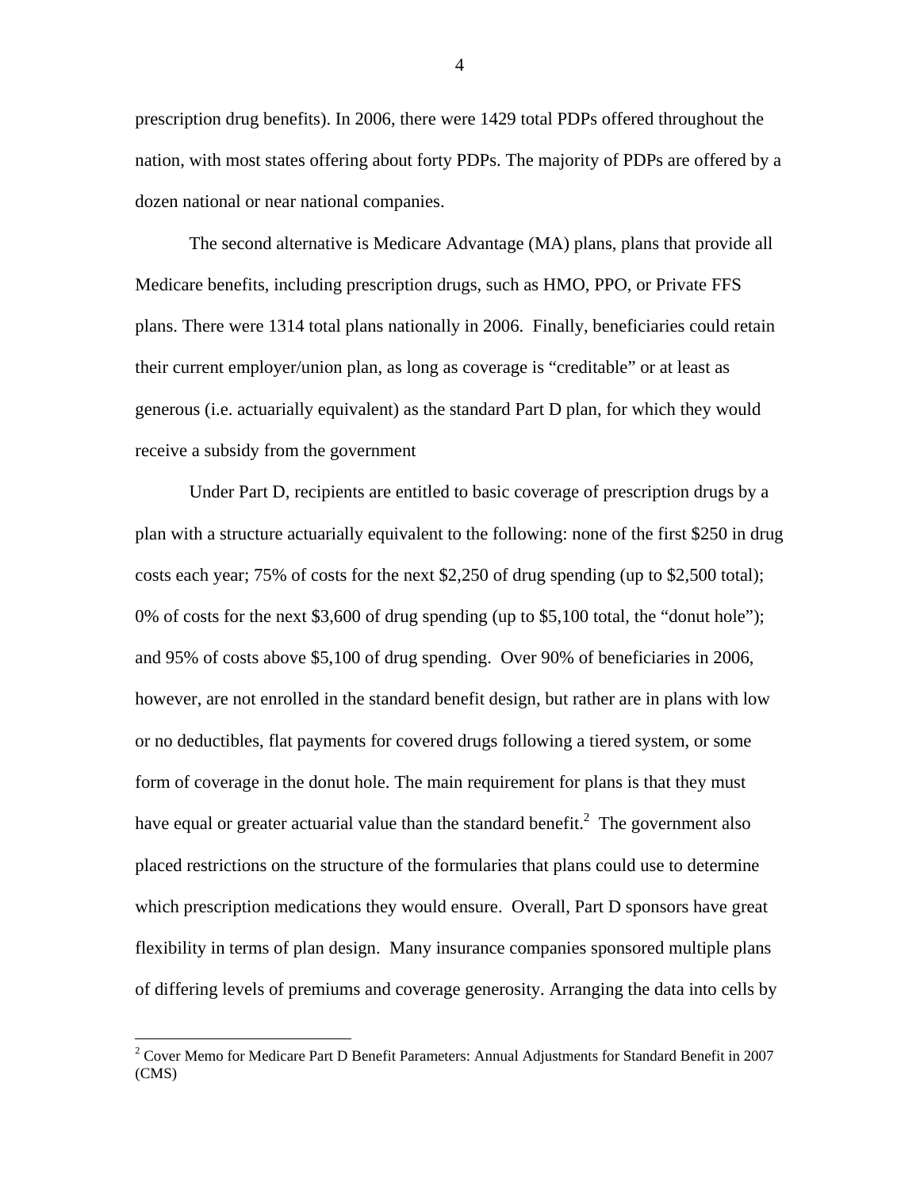prescription drug benefits). In 2006, there were 1429 total PDPs offered throughout the nation, with most states offering about forty PDPs. The majority of PDPs are offered by a dozen national or near national companies.

The second alternative is Medicare Advantage (MA) plans, plans that provide all Medicare benefits, including prescription drugs, such as HMO, PPO, or Private FFS plans. There were 1314 total plans nationally in 2006. Finally, beneficiaries could retain their current employer/union plan, as long as coverage is "creditable" or at least as generous (i.e. actuarially equivalent) as the standard Part D plan, for which they would receive a subsidy from the government

Under Part D, recipients are entitled to basic coverage of prescription drugs by a plan with a structure actuarially equivalent to the following: none of the first $250 in drug costs each year; 75% of costs for the next $2,250 of drug spending (up to $2,500 total); 0% of costs for the next $3,600 of drug spending (up to $5,100 total, the "donut hole"); and 95% of costs above $5,100 of drug spending. Over 90% of beneficiaries in 2006, however, are not enrolled in the standard benefit design, but rather are in plans with low or no deductibles, flat payments for covered drugs following a tiered system, or some form of coverage in the donut hole. The main requirement for plans is that they must have equal or greater actuarial value than the standard benefit.[2] The government also placed restrictions on the structure of the formularies that plans could use to determine which prescription medications they would ensure. Overall, Part D sponsors have great flexibility in terms of plan design. Many insurance companies sponsored multiple plans of differing levels of premiums and coverage generosity. Arranging the data into cells by

[2] Cover Memo for Medicare Part D Benefit Parameters: Annual Adjustments for Standard Benefit in 2007 (CMS)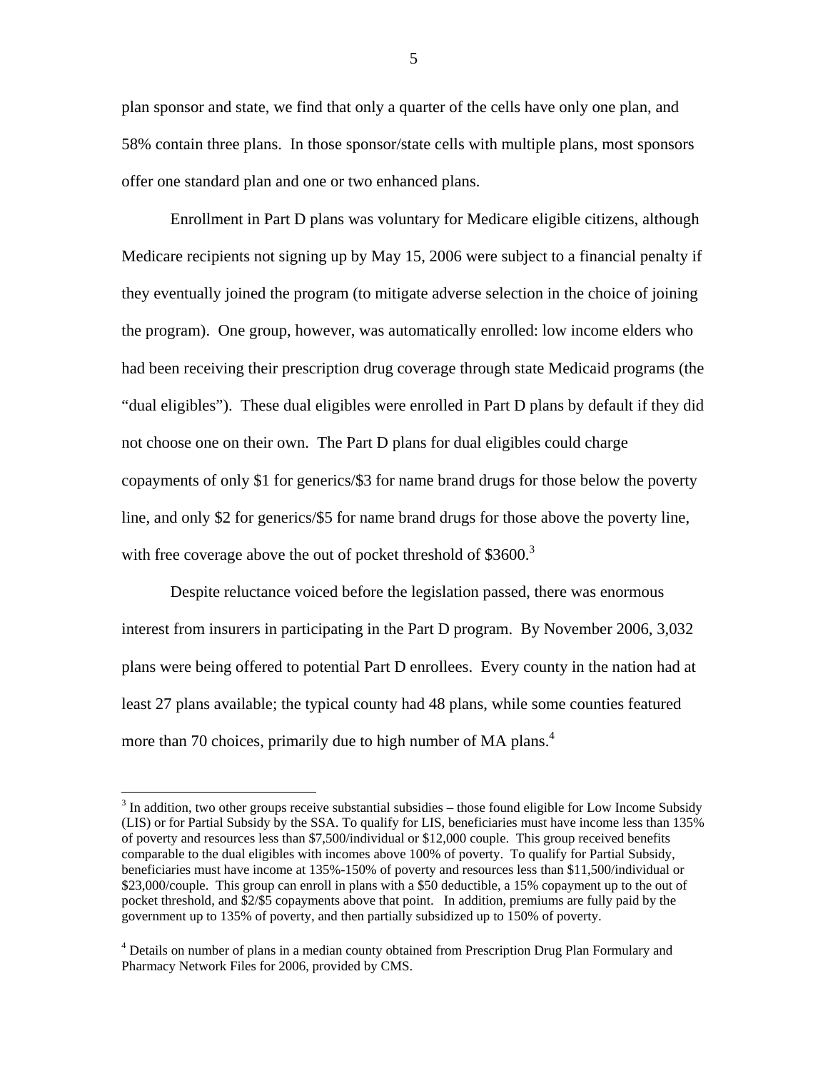plan sponsor and state, we find that only a quarter of the cells have only one plan, and 58% contain three plans. In those sponsor/state cells with multiple plans, most sponsors offer one standard plan and one or two enhanced plans.

Enrollment in Part D plans was voluntary for Medicare eligible citizens, although Medicare recipients not signing up by May 15, 2006 were subject to a financial penalty if they eventually joined the program (to mitigate adverse selection in the choice of joining the program). One group, however, was automatically enrolled: low income elders who had been receiving their prescription drug coverage through state Medicaid programs (the "dual eligibles"). These dual eligibles were enrolled in Part D plans by default if they did not choose one on their own. The Part D plans for dual eligibles could charge copayments of only $1 for generics/$3 for name brand drugs for those below the poverty line, and only $2 for generics/$5 for name brand drugs for those above the poverty line, with free coverage above the out of pocket threshold of $3600.[3]

Despite reluctance voiced before the legislation passed, there was enormous interest from insurers in participating in the Part D program. By November 2006, 3,032 plans were being offered to potential Part D enrollees. Every county in the nation had at least 27 plans available; the typical county had 48 plans, while some counties featured more than 70 choices, primarily due to high number of MA plans.[4]

---

[3] In addition, two other groups receive substantial subsidies – those found eligible for Low Income Subsidy (LIS) or for Partial Subsidy by the SSA. To qualify for LIS, beneficiaries must have income less than 135% of poverty and resources less than $7,500/individual or $12,000 couple. This group received benefits comparable to the dual eligibles with incomes above 100% of poverty. To qualify for Partial Subsidy, beneficiaries must have income at 135%-150% of poverty and resources less than $11,500/individual or $23,000/couple. This group can enroll in plans with a $50 deductible, a 15% copayment up to the out of pocket threshold, and $2/$5 copayments above that point. In addition, premiums are fully paid by the government up to 135% of poverty, and then partially subsidized up to 150% of poverty.

[4] Details on number of plans in a median county obtained from Prescription Drug Plan Formulary and Pharmacy Network Files for 2006, provided by CMS.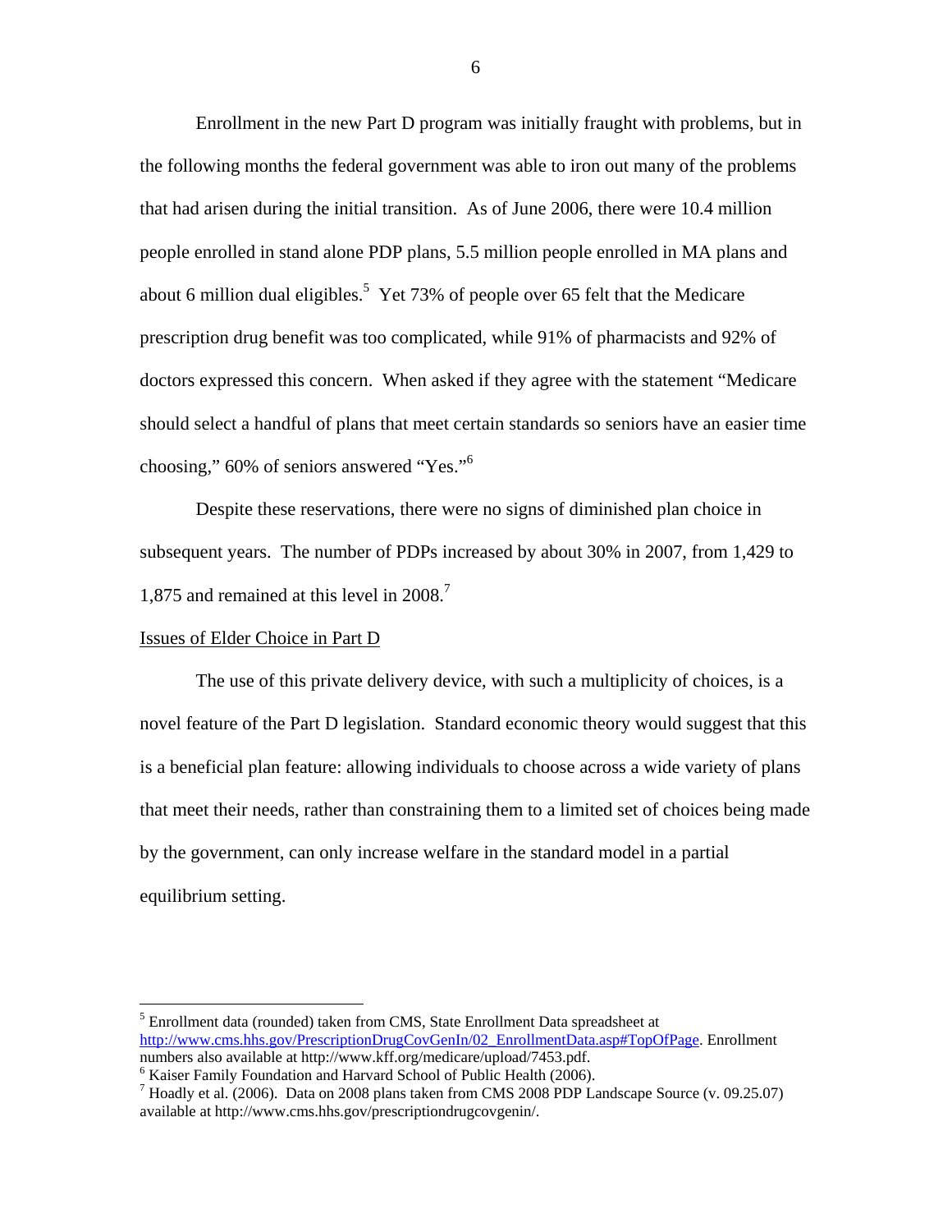Enrollment in the new Part D program was initially fraught with problems, but in the following months the federal government was able to iron out many of the problems that had arisen during the initial transition. As of June 2006, there were 10.4 million people enrolled in stand alone PDP plans, 5.5 million people enrolled in MA plans and about 6 million dual eligibles.[5] Yet 73% of people over 65 felt that the Medicare prescription drug benefit was too complicated, while 91% of pharmacists and 92% of doctors expressed this concern. When asked if they agree with the statement "Medicare should select a handful of plans that meet certain standards so seniors have an easier time choosing," 60% of seniors answered "Yes."[6]

Despite these reservations, there were no signs of diminished plan choice in subsequent years. The number of PDPs increased by about 30% in 2007, from 1,429 to 1,875 and remained at this level in 2008.[7]

## Issues of Elder Choice in Part D

The use of this private delivery device, with such a multiplicity of choices, is a novel feature of the Part D legislation. Standard economic theory would suggest that this is a beneficial plan feature: allowing individuals to choose across a wide variety of plans that meet their needs, rather than constraining them to a limited set of choices being made by the government, can only increase welfare in the standard model in a partial equilibrium setting.

---

[5] Enrollment data (rounded) taken from CMS, State Enrollment Data spreadsheet at http://www.cms.hhs.gov/PrescriptionDrugCovGenIn/02_EnrollmentData.asp#TopOfPage. Enrollment numbers also available at http://www.kff.org/medicare/upload/7453.pdf.

[6] Kaiser Family Foundation and Harvard School of Public Health (2006).

[7] Hoadly et al. (2006). Data on 2008 plans taken from CMS 2008 PDP Landscape Source (v. 09.25.07) available at http://www.cms.hhs.gov/prescriptiondrugcovgenin/.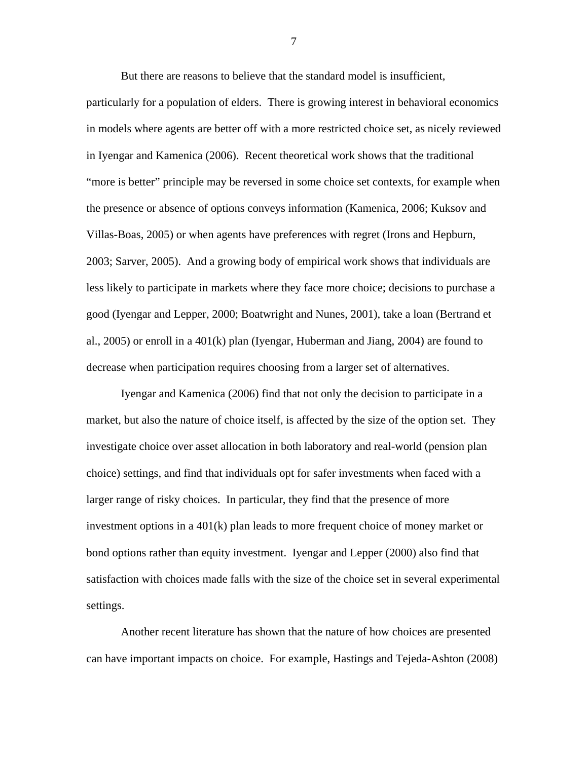But there are reasons to believe that the standard model is insufficient, particularly for a population of elders. There is growing interest in behavioral economics in models where agents are better off with a more restricted choice set, as nicely reviewed in Iyengar and Kamenica (2006). Recent theoretical work shows that the traditional "more is better" principle may be reversed in some choice set contexts, for example when the presence or absence of options conveys information (Kamenica, 2006; Kuksov and Villas-Boas, 2005) or when agents have preferences with regret (Irons and Hepburn, 2003; Sarver, 2005). And a growing body of empirical work shows that individuals are less likely to participate in markets where they face more choice; decisions to purchase a good (Iyengar and Lepper, 2000; Boatwright and Nunes, 2001), take a loan (Bertrand et al., 2005) or enroll in a 401(k) plan (Iyengar, Huberman and Jiang, 2004) are found to decrease when participation requires choosing from a larger set of alternatives.

Iyengar and Kamenica (2006) find that not only the decision to participate in a market, but also the nature of choice itself, is affected by the size of the option set. They investigate choice over asset allocation in both laboratory and real-world (pension plan choice) settings, and find that individuals opt for safer investments when faced with a larger range of risky choices. In particular, they find that the presence of more investment options in a 401(k) plan leads to more frequent choice of money market or bond options rather than equity investment. Iyengar and Lepper (2000) also find that satisfaction with choices made falls with the size of the choice set in several experimental settings.

Another recent literature has shown that the nature of how choices are presented can have important impacts on choice. For example, Hastings and Tejeda-Ashton (2008)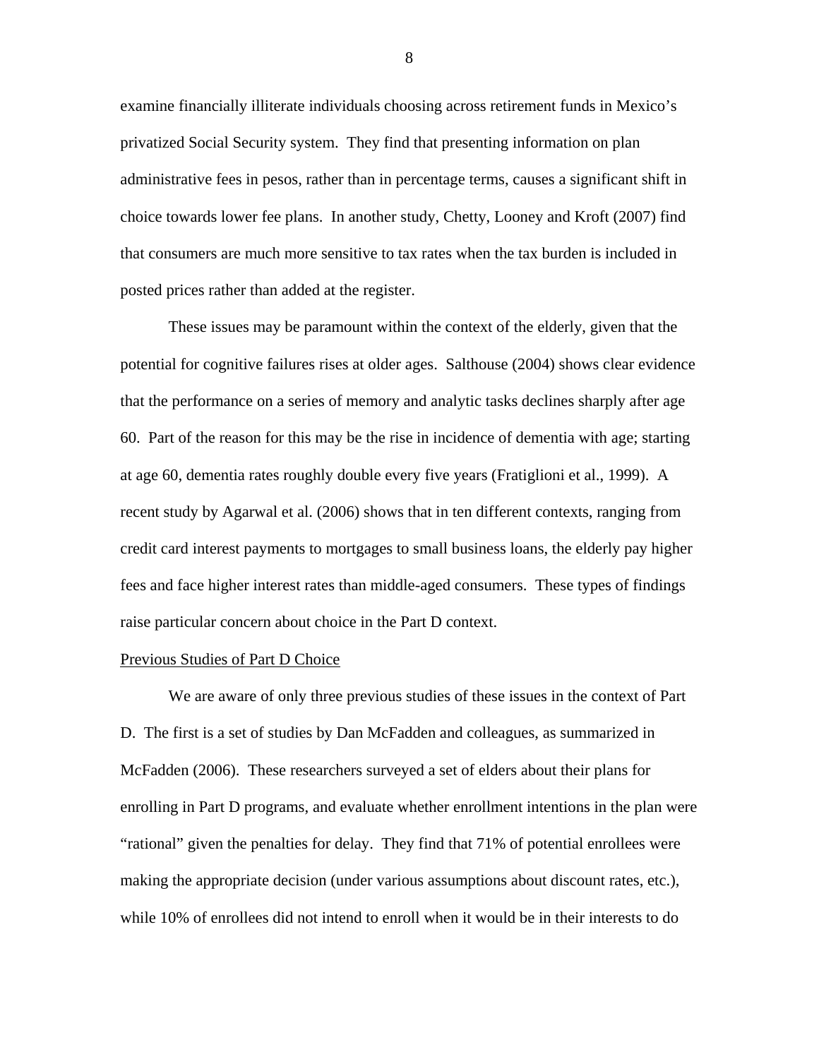examine financially illiterate individuals choosing across retirement funds in Mexico's privatized Social Security system. They find that presenting information on plan administrative fees in pesos, rather than in percentage terms, causes a significant shift in choice towards lower fee plans. In another study, Chetty, Looney and Kroft (2007) find that consumers are much more sensitive to tax rates when the tax burden is included in posted prices rather than added at the register.

These issues may be paramount within the context of the elderly, given that the potential for cognitive failures rises at older ages. Salthouse (2004) shows clear evidence that the performance on a series of memory and analytic tasks declines sharply after age 60. Part of the reason for this may be the rise in incidence of dementia with age; starting at age 60, dementia rates roughly double every five years (Fratiglioni et al., 1999). A recent study by Agarwal et al. (2006) shows that in ten different contexts, ranging from credit card interest payments to mortgages to small business loans, the elderly pay higher fees and face higher interest rates than middle-aged consumers. These types of findings raise particular concern about choice in the Part D context.

<u>Previous Studies of Part D Choice</u>

We are aware of only three previous studies of these issues in the context of Part D. The first is a set of studies by Dan McFadden and colleagues, as summarized in McFadden (2006). These researchers surveyed a set of elders about their plans for enrolling in Part D programs, and evaluate whether enrollment intentions in the plan were "rational" given the penalties for delay. They find that 71% of potential enrollees were making the appropriate decision (under various assumptions about discount rates, etc.), while 10% of enrollees did not intend to enroll when it would be in their interests to do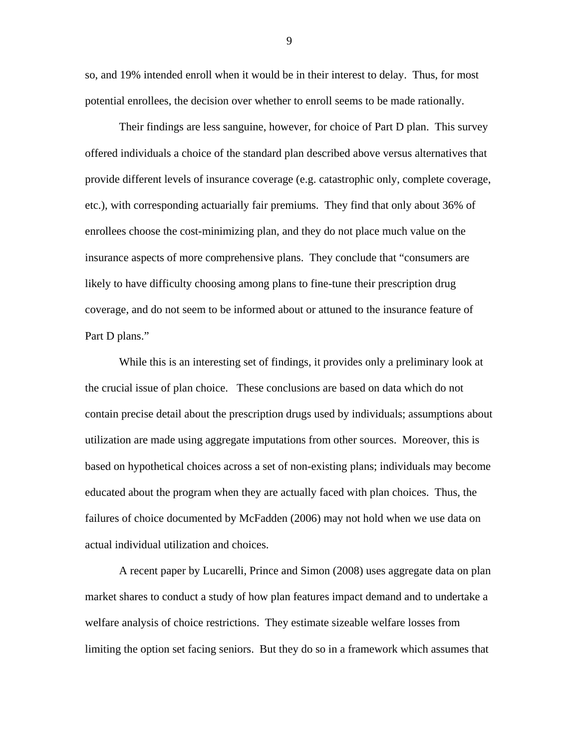so, and 19% intended enroll when it would be in their interest to delay. Thus, for most potential enrollees, the decision over whether to enroll seems to be made rationally.

Their findings are less sanguine, however, for choice of Part D plan. This survey offered individuals a choice of the standard plan described above versus alternatives that provide different levels of insurance coverage (e.g. catastrophic only, complete coverage, etc.), with corresponding actuarially fair premiums. They find that only about 36% of enrollees choose the cost-minimizing plan, and they do not place much value on the insurance aspects of more comprehensive plans. They conclude that "consumers are likely to have difficulty choosing among plans to fine-tune their prescription drug coverage, and do not seem to be informed about or attuned to the insurance feature of Part D plans."

While this is an interesting set of findings, it provides only a preliminary look at the crucial issue of plan choice. These conclusions are based on data which do not contain precise detail about the prescription drugs used by individuals; assumptions about utilization are made using aggregate imputations from other sources. Moreover, this is based on hypothetical choices across a set of non-existing plans; individuals may become educated about the program when they are actually faced with plan choices. Thus, the failures of choice documented by McFadden (2006) may not hold when we use data on actual individual utilization and choices.

A recent paper by Lucarelli, Prince and Simon (2008) uses aggregate data on plan market shares to conduct a study of how plan features impact demand and to undertake a welfare analysis of choice restrictions. They estimate sizeable welfare losses from limiting the option set facing seniors. But they do so in a framework which assumes that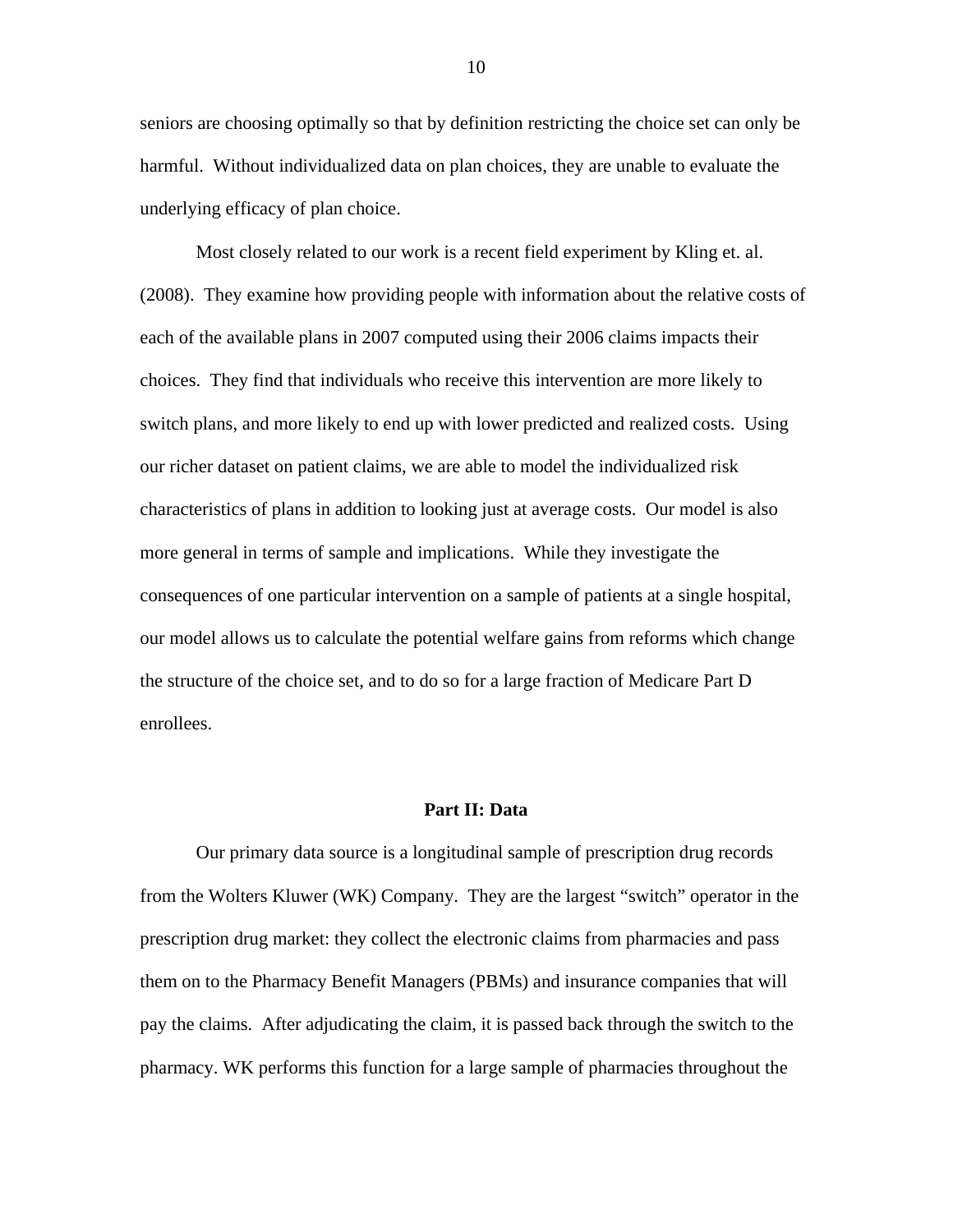seniors are choosing optimally so that by definition restricting the choice set can only be harmful. Without individualized data on plan choices, they are unable to evaluate the underlying efficacy of plan choice.

Most closely related to our work is a recent field experiment by Kling et. al. (2008). They examine how providing people with information about the relative costs of each of the available plans in 2007 computed using their 2006 claims impacts their choices. They find that individuals who receive this intervention are more likely to switch plans, and more likely to end up with lower predicted and realized costs. Using our richer dataset on patient claims, we are able to model the individualized risk characteristics of plans in addition to looking just at average costs. Our model is also more general in terms of sample and implications. While they investigate the consequences of one particular intervention on a sample of patients at a single hospital, our model allows us to calculate the potential welfare gains from reforms which change the structure of the choice set, and to do so for a large fraction of Medicare Part D enrollees.

## Part II: Data

Our primary data source is a longitudinal sample of prescription drug records from the Wolters Kluwer (WK) Company. They are the largest "switch" operator in the prescription drug market: they collect the electronic claims from pharmacies and pass them on to the Pharmacy Benefit Managers (PBMs) and insurance companies that will pay the claims. After adjudicating the claim, it is passed back through the switch to the pharmacy. WK performs this function for a large sample of pharmacies throughout the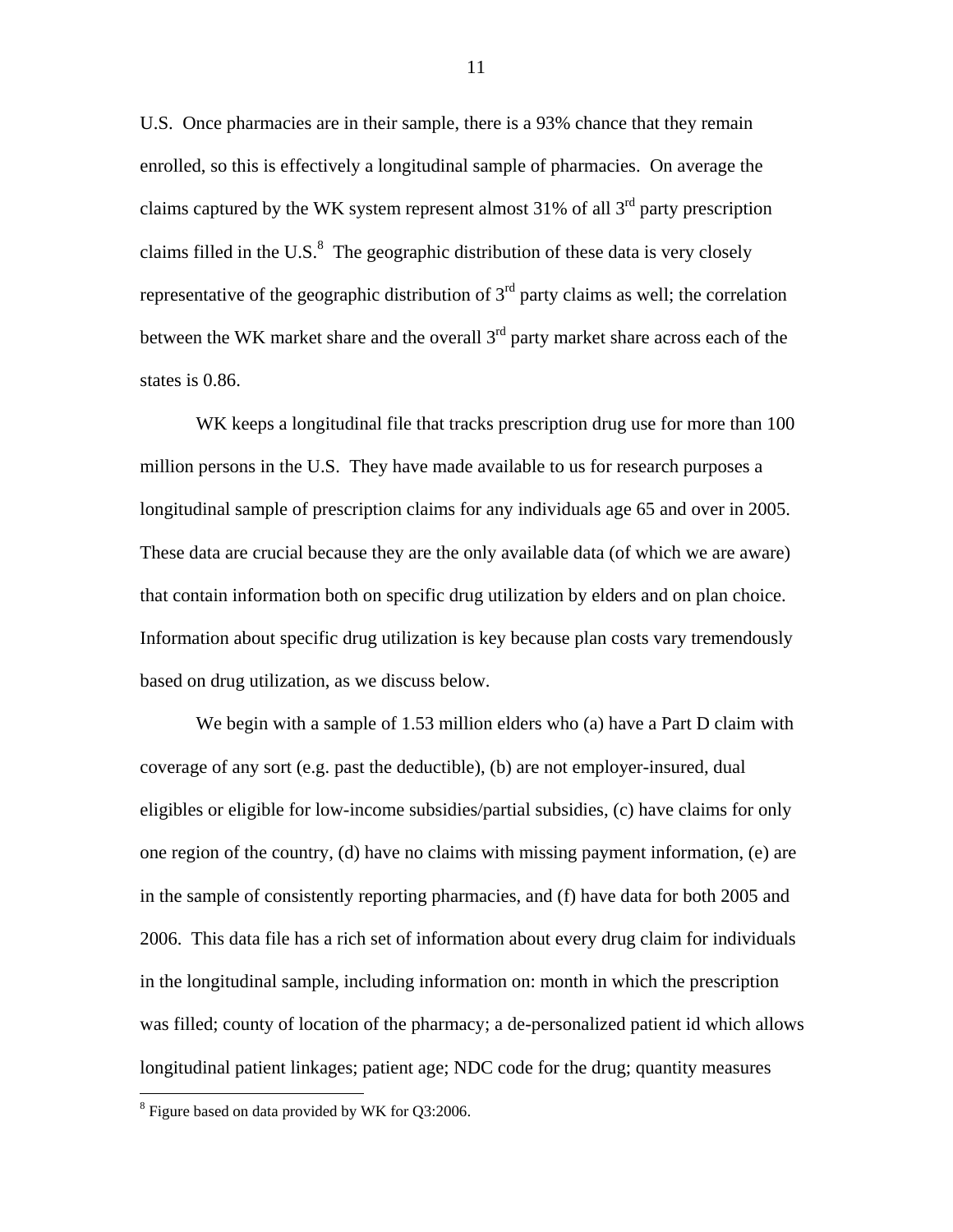U.S. Once pharmacies are in their sample, there is a 93% chance that they remain enrolled, so this is effectively a longitudinal sample of pharmacies. On average the claims captured by the WK system represent almost 31% of all 3rd party prescription claims filled in the U.S.[8] The geographic distribution of these data is very closely representative of the geographic distribution of 3rd party claims as well; the correlation between the WK market share and the overall 3rd party market share across each of the states is 0.86.

WK keeps a longitudinal file that tracks prescription drug use for more than 100 million persons in the U.S. They have made available to us for research purposes a longitudinal sample of prescription claims for any individuals age 65 and over in 2005. These data are crucial because they are the only available data (of which we are aware) that contain information both on specific drug utilization by elders and on plan choice. Information about specific drug utilization is key because plan costs vary tremendously based on drug utilization, as we discuss below.

We begin with a sample of 1.53 million elders who (a) have a Part D claim with coverage of any sort (e.g. past the deductible), (b) are not employer-insured, dual eligibles or eligible for low-income subsidies/partial subsidies, (c) have claims for only one region of the country, (d) have no claims with missing payment information, (e) are in the sample of consistently reporting pharmacies, and (f) have data for both 2005 and 2006. This data file has a rich set of information about every drug claim for individuals in the longitudinal sample, including information on: month in which the prescription was filled; county of location of the pharmacy; a de-personalized patient id which allows longitudinal patient linkages; patient age; NDC code for the drug; quantity measures

[8] Figure based on data provided by WK for Q3:2006.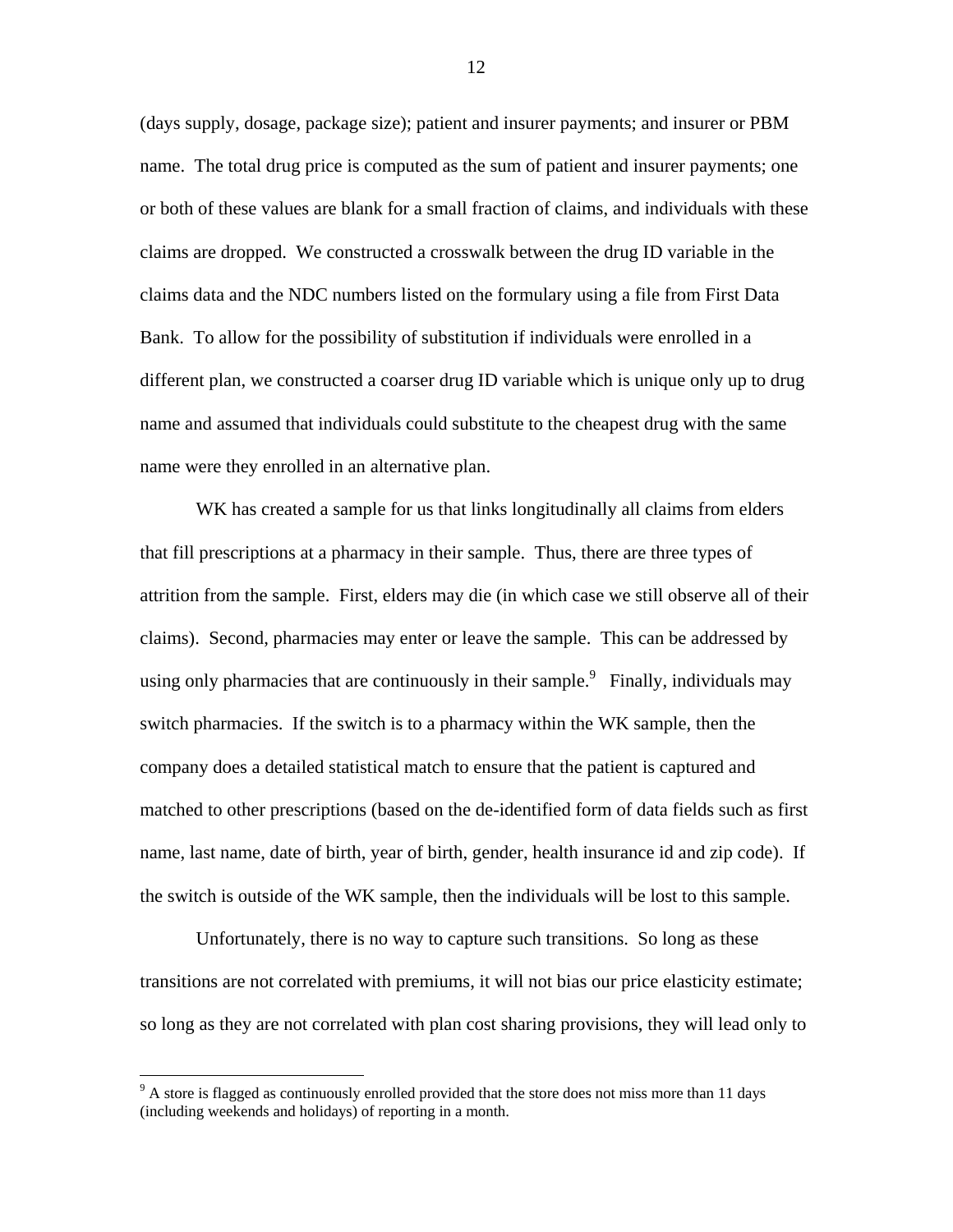(days supply, dosage, package size); patient and insurer payments; and insurer or PBM name. The total drug price is computed as the sum of patient and insurer payments; one or both of these values are blank for a small fraction of claims, and individuals with these claims are dropped. We constructed a crosswalk between the drug ID variable in the claims data and the NDC numbers listed on the formulary using a file from First Data Bank. To allow for the possibility of substitution if individuals were enrolled in a different plan, we constructed a coarser drug ID variable which is unique only up to drug name and assumed that individuals could substitute to the cheapest drug with the same name were they enrolled in an alternative plan.

WK has created a sample for us that links longitudinally all claims from elders that fill prescriptions at a pharmacy in their sample. Thus, there are three types of attrition from the sample. First, elders may die (in which case we still observe all of their claims). Second, pharmacies may enter or leave the sample. This can be addressed by using only pharmacies that are continuously in their sample.[9] Finally, individuals may switch pharmacies. If the switch is to a pharmacy within the WK sample, then the company does a detailed statistical match to ensure that the patient is captured and matched to other prescriptions (based on the de-identified form of data fields such as first name, last name, date of birth, year of birth, gender, health insurance id and zip code). If the switch is outside of the WK sample, then the individuals will be lost to this sample.

Unfortunately, there is no way to capture such transitions. So long as these transitions are not correlated with premiums, it will not bias our price elasticity estimate; so long as they are not correlated with plan cost sharing provisions, they will lead only to

---

[9] A store is flagged as continuously enrolled provided that the store does not miss more than 11 days (including weekends and holidays) of reporting in a month.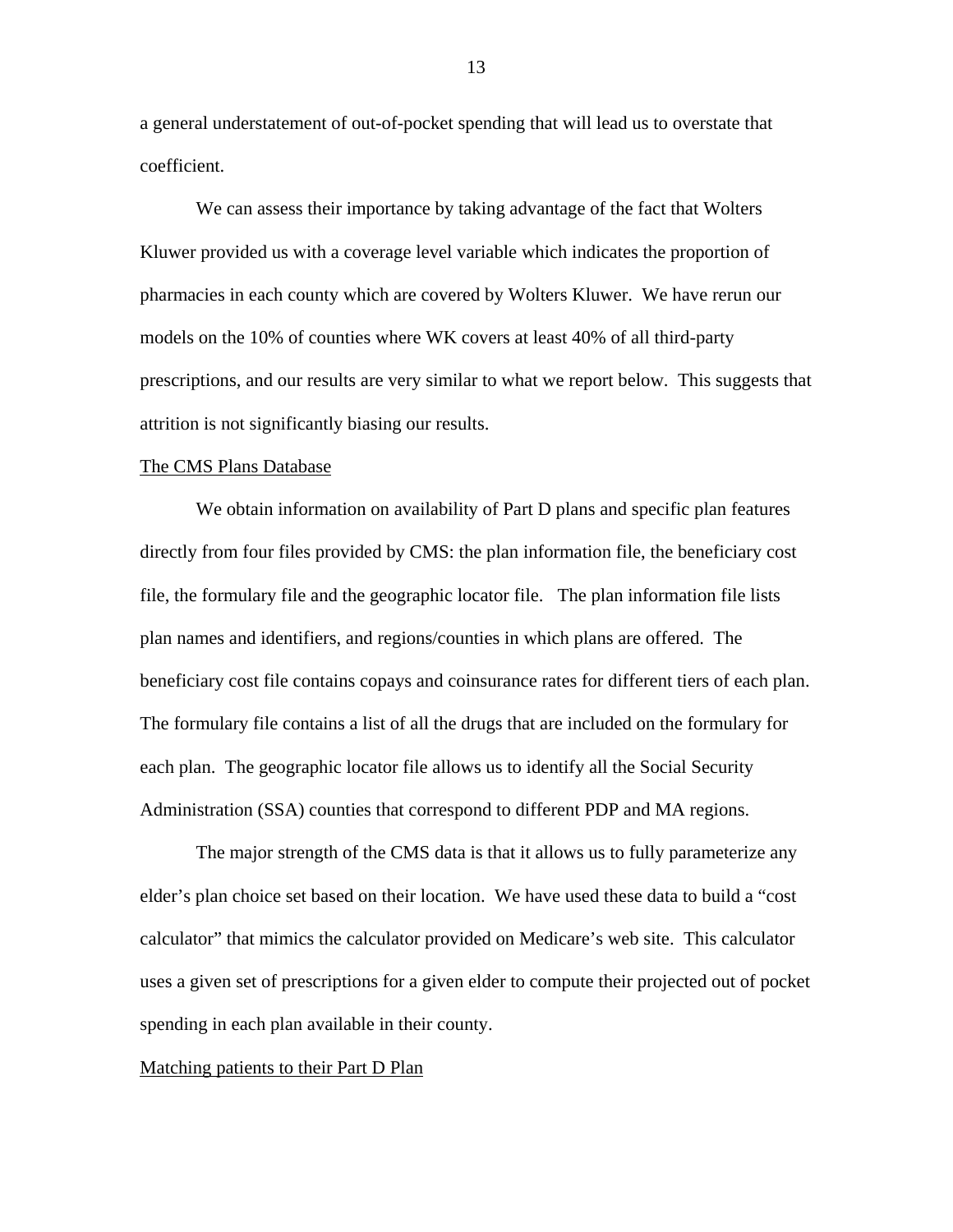a general understatement of out-of-pocket spending that will lead us to overstate that coefficient.

We can assess their importance by taking advantage of the fact that Wolters Kluwer provided us with a coverage level variable which indicates the proportion of pharmacies in each county which are covered by Wolters Kluwer. We have rerun our models on the 10% of counties where WK covers at least 40% of all third-party prescriptions, and our results are very similar to what we report below. This suggests that attrition is not significantly biasing our results.

<u>The CMS Plans Database</u>

We obtain information on availability of Part D plans and specific plan features directly from four files provided by CMS: the plan information file, the beneficiary cost file, the formulary file and the geographic locator file. The plan information file lists plan names and identifiers, and regions/counties in which plans are offered. The beneficiary cost file contains copays and coinsurance rates for different tiers of each plan. The formulary file contains a list of all the drugs that are included on the formulary for each plan. The geographic locator file allows us to identify all the Social Security Administration (SSA) counties that correspond to different PDP and MA regions.

The major strength of the CMS data is that it allows us to fully parameterize any elder's plan choice set based on their location. We have used these data to build a "cost calculator" that mimics the calculator provided on Medicare's web site. This calculator uses a given set of prescriptions for a given elder to compute their projected out of pocket spending in each plan available in their county.

<u>Matching patients to their Part D Plan</u>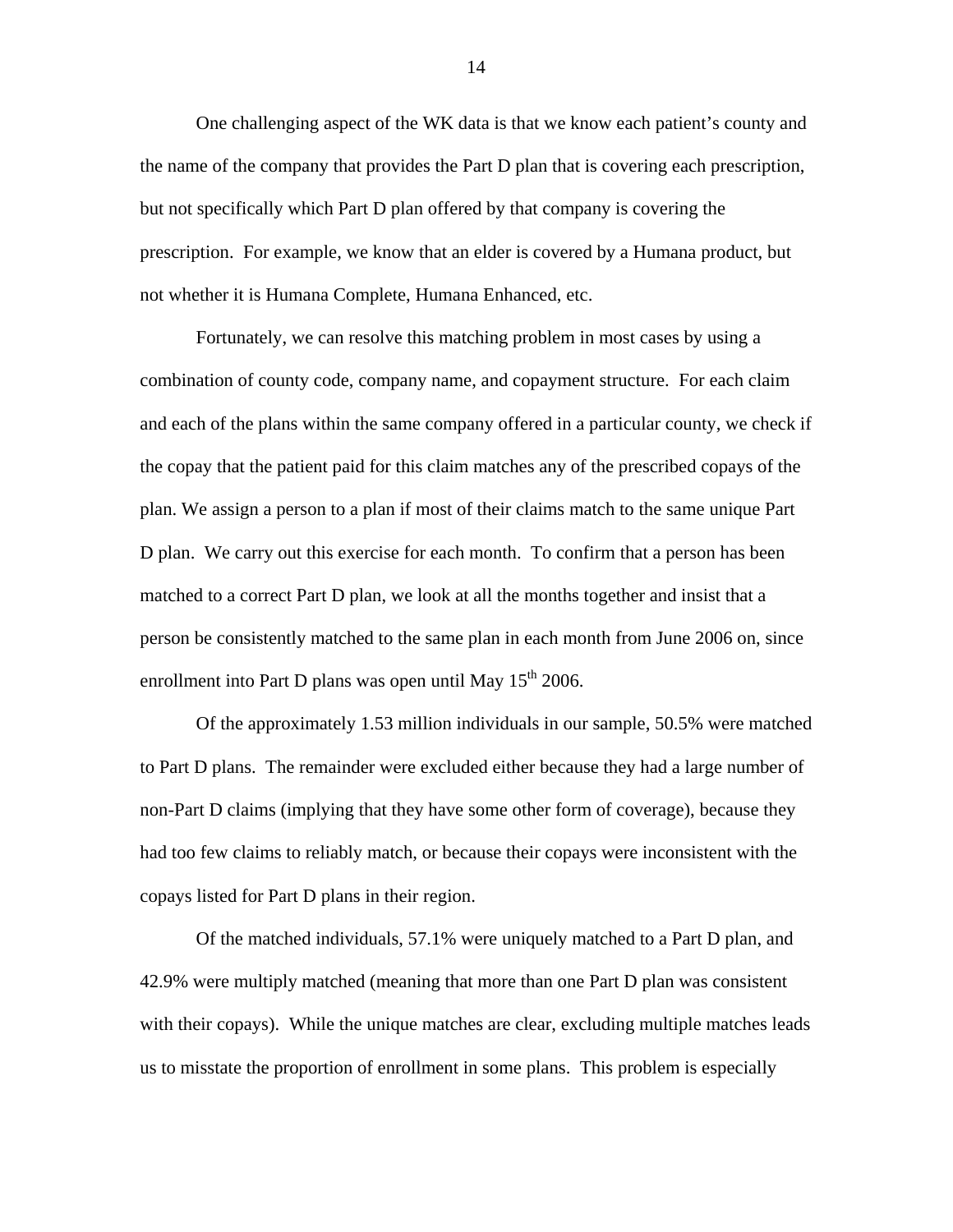One challenging aspect of the WK data is that we know each patient's county and the name of the company that provides the Part D plan that is covering each prescription, but not specifically which Part D plan offered by that company is covering the prescription. For example, we know that an elder is covered by a Humana product, but not whether it is Humana Complete, Humana Enhanced, etc.

Fortunately, we can resolve this matching problem in most cases by using a combination of county code, company name, and copayment structure. For each claim and each of the plans within the same company offered in a particular county, we check if the copay that the patient paid for this claim matches any of the prescribed copays of the plan. We assign a person to a plan if most of their claims match to the same unique Part D plan. We carry out this exercise for each month. To confirm that a person has been matched to a correct Part D plan, we look at all the months together and insist that a person be consistently matched to the same plan in each month from June 2006 on, since enrollment into Part D plans was open until May 15th 2006.

Of the approximately 1.53 million individuals in our sample, 50.5% were matched to Part D plans. The remainder were excluded either because they had a large number of non-Part D claims (implying that they have some other form of coverage), because they had too few claims to reliably match, or because their copays were inconsistent with the copays listed for Part D plans in their region.

Of the matched individuals, 57.1% were uniquely matched to a Part D plan, and 42.9% were multiply matched (meaning that more than one Part D plan was consistent with their copays). While the unique matches are clear, excluding multiple matches leads us to misstate the proportion of enrollment in some plans. This problem is especially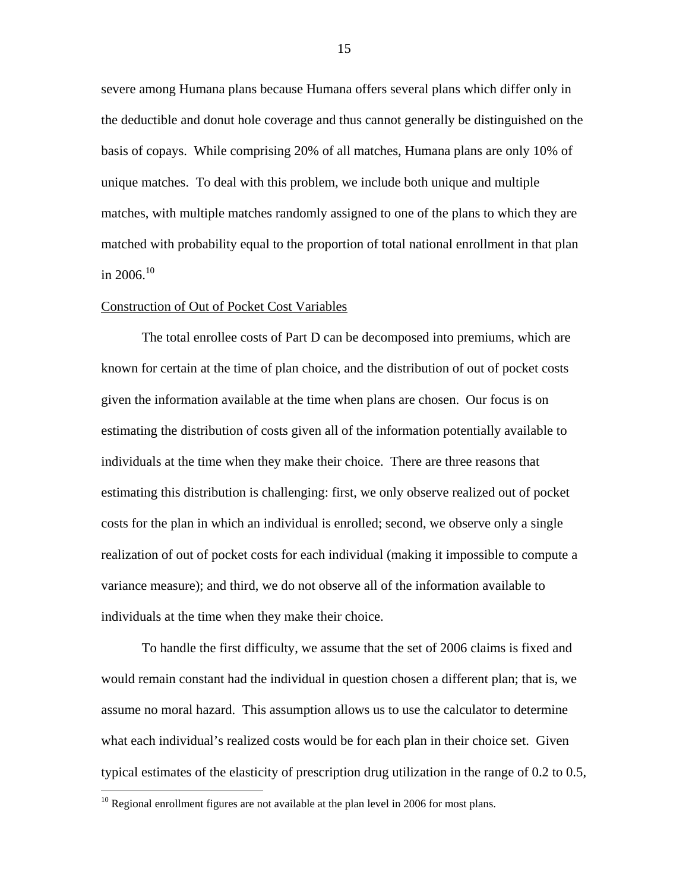severe among Humana plans because Humana offers several plans which differ only in the deductible and donut hole coverage and thus cannot generally be distinguished on the basis of copays. While comprising 20% of all matches, Humana plans are only 10% of unique matches. To deal with this problem, we include both unique and multiple matches, with multiple matches randomly assigned to one of the plans to which they are matched with probability equal to the proportion of total national enrollment in that plan in 2006.[10]

<u>Construction of Out of Pocket Cost Variables</u>

The total enrollee costs of Part D can be decomposed into premiums, which are known for certain at the time of plan choice, and the distribution of out of pocket costs given the information available at the time when plans are chosen. Our focus is on estimating the distribution of costs given all of the information potentially available to individuals at the time when they make their choice. There are three reasons that estimating this distribution is challenging: first, we only observe realized out of pocket costs for the plan in which an individual is enrolled; second, we observe only a single realization of out of pocket costs for each individual (making it impossible to compute a variance measure); and third, we do not observe all of the information available to individuals at the time when they make their choice.

To handle the first difficulty, we assume that the set of 2006 claims is fixed and would remain constant had the individual in question chosen a different plan; that is, we assume no moral hazard. This assumption allows us to use the calculator to determine what each individual's realized costs would be for each plan in their choice set. Given typical estimates of the elasticity of prescription drug utilization in the range of 0.2 to 0.5,

[10] Regional enrollment figures are not available at the plan level in 2006 for most plans.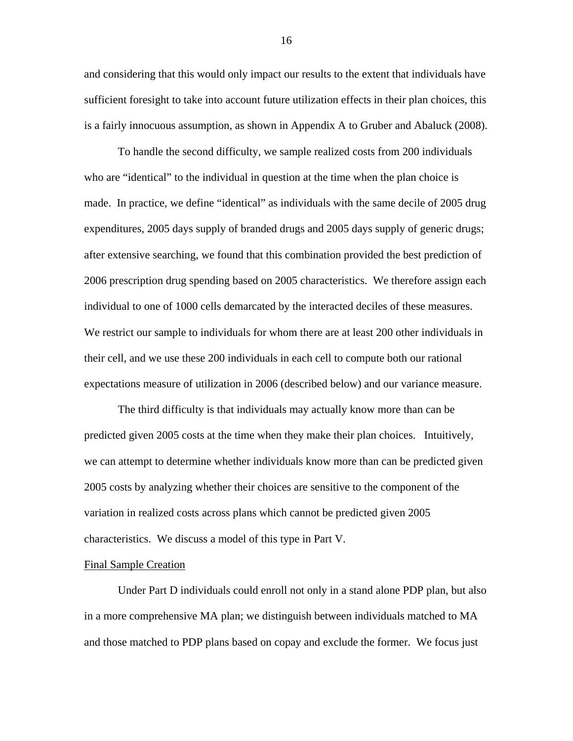and considering that this would only impact our results to the extent that individuals have sufficient foresight to take into account future utilization effects in their plan choices, this is a fairly innocuous assumption, as shown in Appendix A to Gruber and Abaluck (2008).

To handle the second difficulty, we sample realized costs from 200 individuals who are "identical" to the individual in question at the time when the plan choice is made. In practice, we define "identical" as individuals with the same decile of 2005 drug expenditures, 2005 days supply of branded drugs and 2005 days supply of generic drugs; after extensive searching, we found that this combination provided the best prediction of 2006 prescription drug spending based on 2005 characteristics. We therefore assign each individual to one of 1000 cells demarcated by the interacted deciles of these measures. We restrict our sample to individuals for whom there are at least 200 other individuals in their cell, and we use these 200 individuals in each cell to compute both our rational expectations measure of utilization in 2006 (described below) and our variance measure.

The third difficulty is that individuals may actually know more than can be predicted given 2005 costs at the time when they make their plan choices. Intuitively, we can attempt to determine whether individuals know more than can be predicted given 2005 costs by analyzing whether their choices are sensitive to the component of the variation in realized costs across plans which cannot be predicted given 2005 characteristics. We discuss a model of this type in Part V.

<u>Final Sample Creation</u>

Under Part D individuals could enroll not only in a stand alone PDP plan, but also in a more comprehensive MA plan; we distinguish between individuals matched to MA and those matched to PDP plans based on copay and exclude the former. We focus just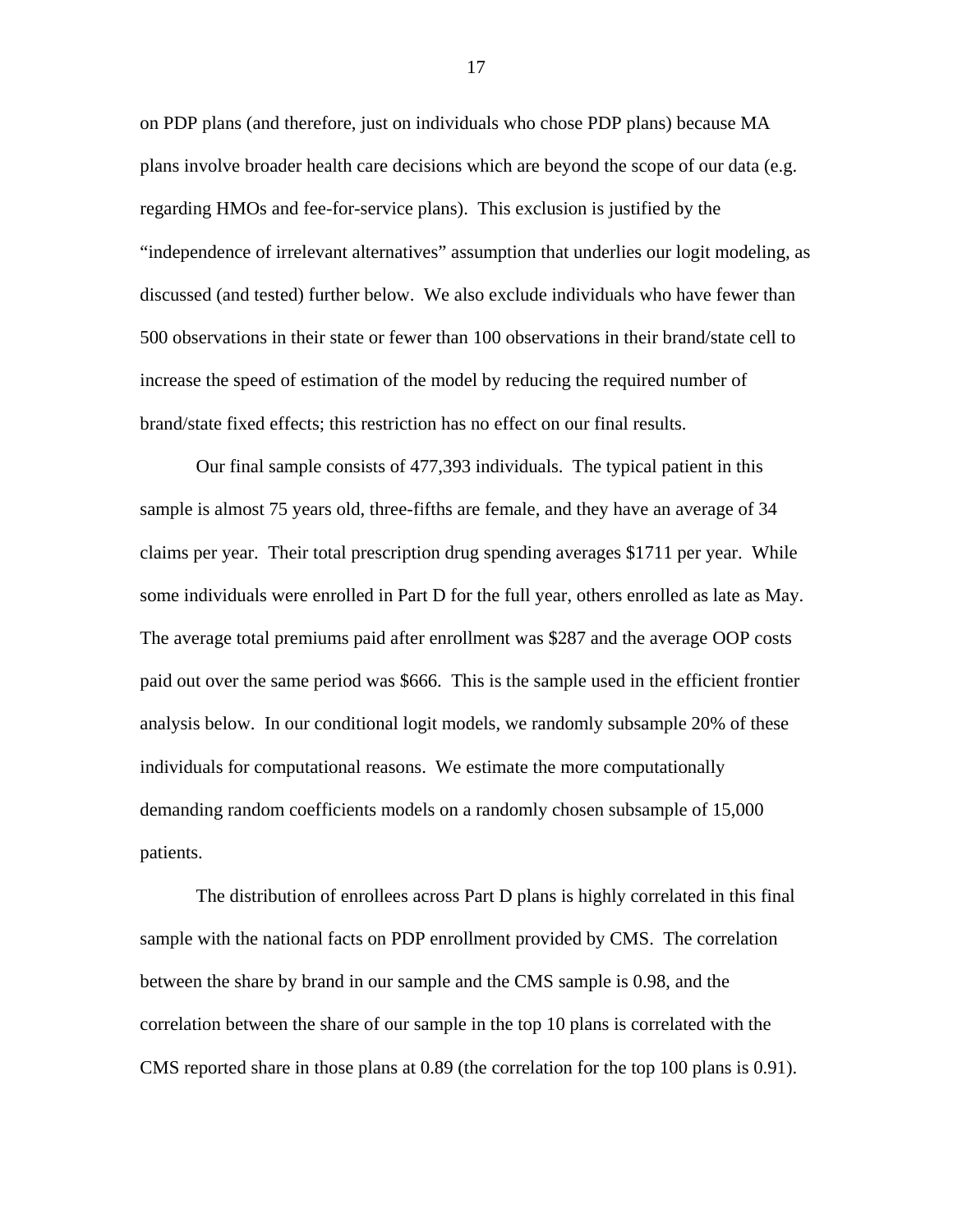on PDP plans (and therefore, just on individuals who chose PDP plans) because MA plans involve broader health care decisions which are beyond the scope of our data (e.g. regarding HMOs and fee-for-service plans). This exclusion is justified by the "independence of irrelevant alternatives" assumption that underlies our logit modeling, as discussed (and tested) further below. We also exclude individuals who have fewer than 500 observations in their state or fewer than 100 observations in their brand/state cell to increase the speed of estimation of the model by reducing the required number of brand/state fixed effects; this restriction has no effect on our final results.

Our final sample consists of 477,393 individuals. The typical patient in this sample is almost 75 years old, three-fifths are female, and they have an average of 34 claims per year. Their total prescription drug spending averages $1711 per year. While some individuals were enrolled in Part D for the full year, others enrolled as late as May. The average total premiums paid after enrollment was $287 and the average OOP costs paid out over the same period was $666. This is the sample used in the efficient frontier analysis below. In our conditional logit models, we randomly subsample 20% of these individuals for computational reasons. We estimate the more computationally demanding random coefficients models on a randomly chosen subsample of 15,000 patients.

The distribution of enrollees across Part D plans is highly correlated in this final sample with the national facts on PDP enrollment provided by CMS. The correlation between the share by brand in our sample and the CMS sample is 0.98, and the correlation between the share of our sample in the top 10 plans is correlated with the CMS reported share in those plans at 0.89 (the correlation for the top 100 plans is 0.91).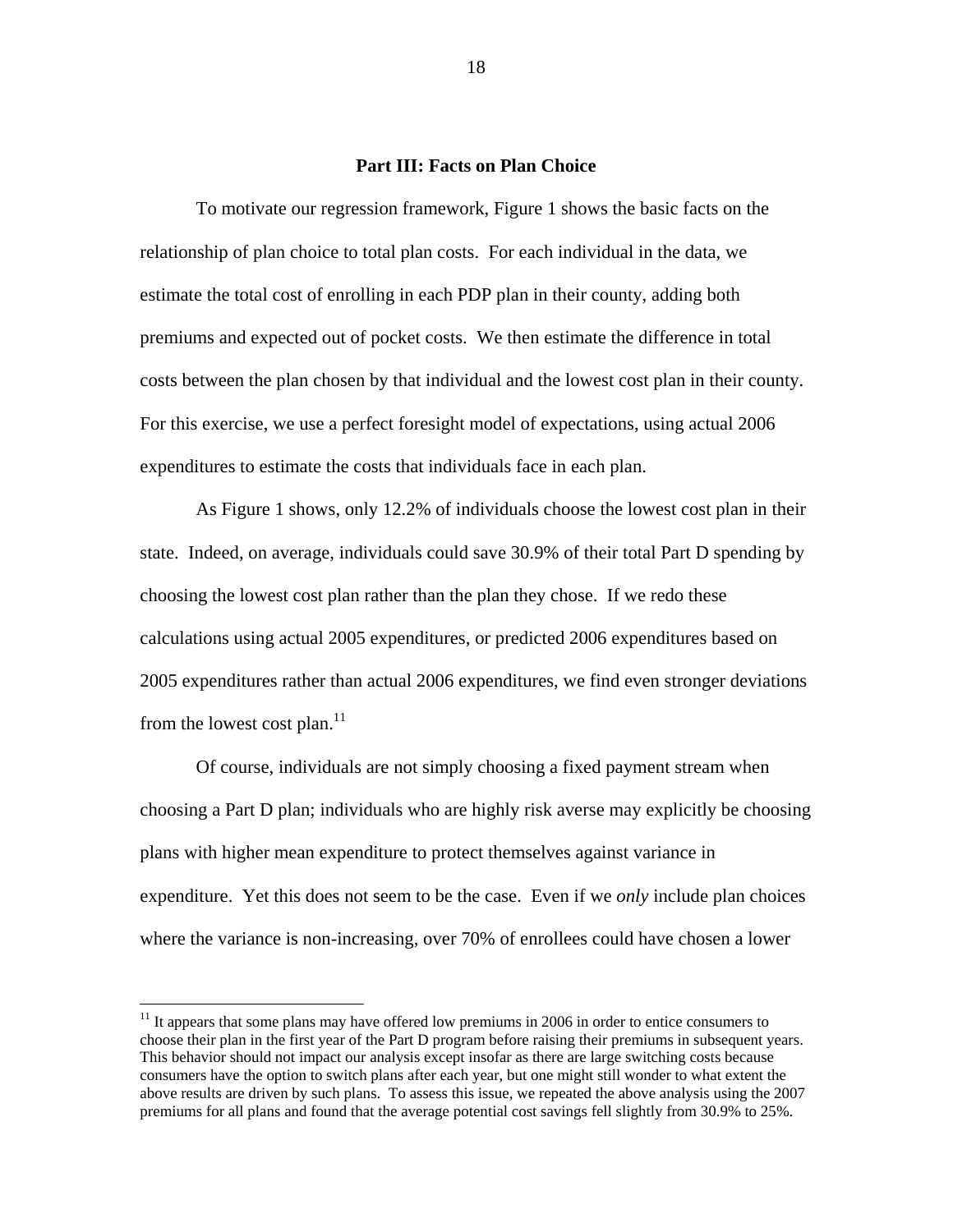## Part III: Facts on Plan Choice

To motivate our regression framework, Figure 1 shows the basic facts on the relationship of plan choice to total plan costs. For each individual in the data, we estimate the total cost of enrolling in each PDP plan in their county, adding both premiums and expected out of pocket costs. We then estimate the difference in total costs between the plan chosen by that individual and the lowest cost plan in their county. For this exercise, we use a perfect foresight model of expectations, using actual 2006 expenditures to estimate the costs that individuals face in each plan.

As Figure 1 shows, only 12.2% of individuals choose the lowest cost plan in their state. Indeed, on average, individuals could save 30.9% of their total Part D spending by choosing the lowest cost plan rather than the plan they chose. If we redo these calculations using actual 2005 expenditures, or predicted 2006 expenditures based on 2005 expenditures rather than actual 2006 expenditures, we find even stronger deviations from the lowest cost plan.[11]

Of course, individuals are not simply choosing a fixed payment stream when choosing a Part D plan; individuals who are highly risk averse may explicitly be choosing plans with higher mean expenditure to protect themselves against variance in expenditure. Yet this does not seem to be the case. Even if we *only* include plan choices where the variance is non-increasing, over 70% of enrollees could have chosen a lower

[11] It appears that some plans may have offered low premiums in 2006 in order to entice consumers to choose their plan in the first year of the Part D program before raising their premiums in subsequent years. This behavior should not impact our analysis except insofar as there are large switching costs because consumers have the option to switch plans after each year, but one might still wonder to what extent the above results are driven by such plans. To assess this issue, we repeated the above analysis using the 2007 premiums for all plans and found that the average potential cost savings fell slightly from 30.9% to 25%.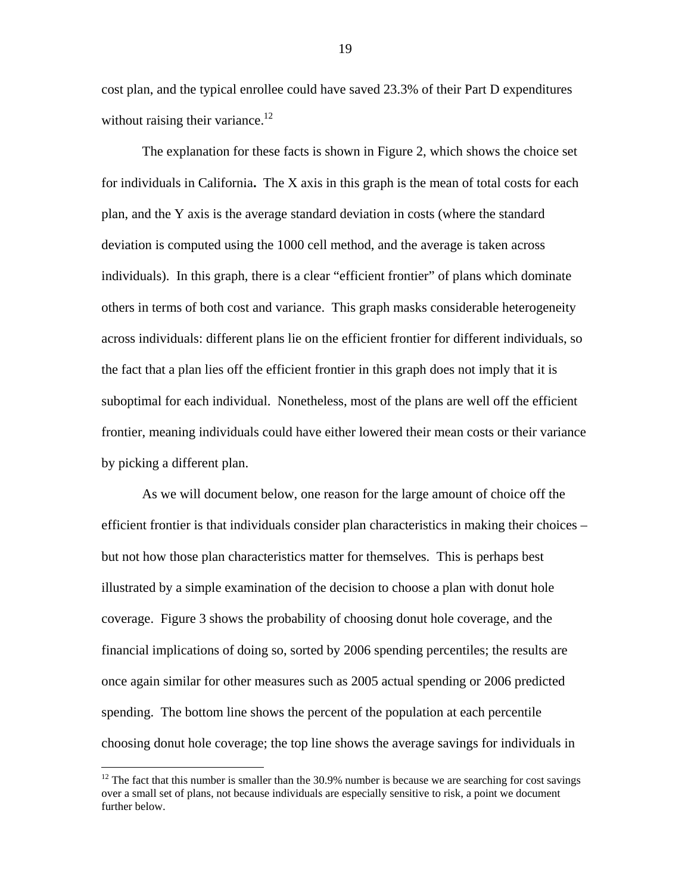cost plan, and the typical enrollee could have saved 23.3% of their Part D expenditures without raising their variance.[12]

The explanation for these facts is shown in Figure 2, which shows the choice set for individuals in California**.** The X axis in this graph is the mean of total costs for each plan, and the Y axis is the average standard deviation in costs (where the standard deviation is computed using the 1000 cell method, and the average is taken across individuals). In this graph, there is a clear "efficient frontier" of plans which dominate others in terms of both cost and variance. This graph masks considerable heterogeneity across individuals: different plans lie on the efficient frontier for different individuals, so the fact that a plan lies off the efficient frontier in this graph does not imply that it is suboptimal for each individual. Nonetheless, most of the plans are well off the efficient frontier, meaning individuals could have either lowered their mean costs or their variance by picking a different plan.

As we will document below, one reason for the large amount of choice off the efficient frontier is that individuals consider plan characteristics in making their choices – but not how those plan characteristics matter for themselves. This is perhaps best illustrated by a simple examination of the decision to choose a plan with donut hole coverage. Figure 3 shows the probability of choosing donut hole coverage, and the financial implications of doing so, sorted by 2006 spending percentiles; the results are once again similar for other measures such as 2005 actual spending or 2006 predicted spending. The bottom line shows the percent of the population at each percentile choosing donut hole coverage; the top line shows the average savings for individuals in

[12] The fact that this number is smaller than the 30.9% number is because we are searching for cost savings over a small set of plans, not because individuals are especially sensitive to risk, a point we document further below.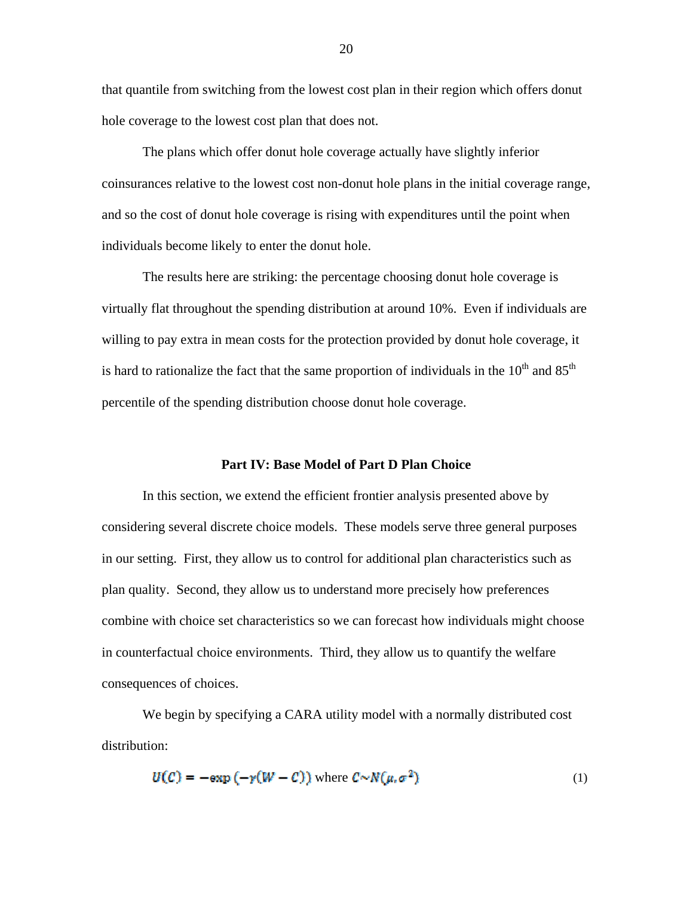that quantile from switching from the lowest cost plan in their region which offers donut hole coverage to the lowest cost plan that does not.

The plans which offer donut hole coverage actually have slightly inferior coinsurances relative to the lowest cost non-donut hole plans in the initial coverage range, and so the cost of donut hole coverage is rising with expenditures until the point when individuals become likely to enter the donut hole.

The results here are striking: the percentage choosing donut hole coverage is virtually flat throughout the spending distribution at around 10%. Even if individuals are willing to pay extra in mean costs for the protection provided by donut hole coverage, it is hard to rationalize the fact that the same proportion of individuals in the 10th and 85th percentile of the spending distribution choose donut hole coverage.

## Part IV: Base Model of Part D Plan Choice

In this section, we extend the efficient frontier analysis presented above by considering several discrete choice models. These models serve three general purposes in our setting. First, they allow us to control for additional plan characteristics such as plan quality. Second, they allow us to understand more precisely how preferences combine with choice set characteristics so we can forecast how individuals might choose in counterfactual choice environments. Third, they allow us to quantify the welfare consequences of choices.

We begin by specifying a CARA utility model with a normally distributed cost distribution:

$$U(C) = -\exp\left(-\gamma(W - C)\right) \text{ where } C \sim N(\mu, \sigma^2) \tag{1}$$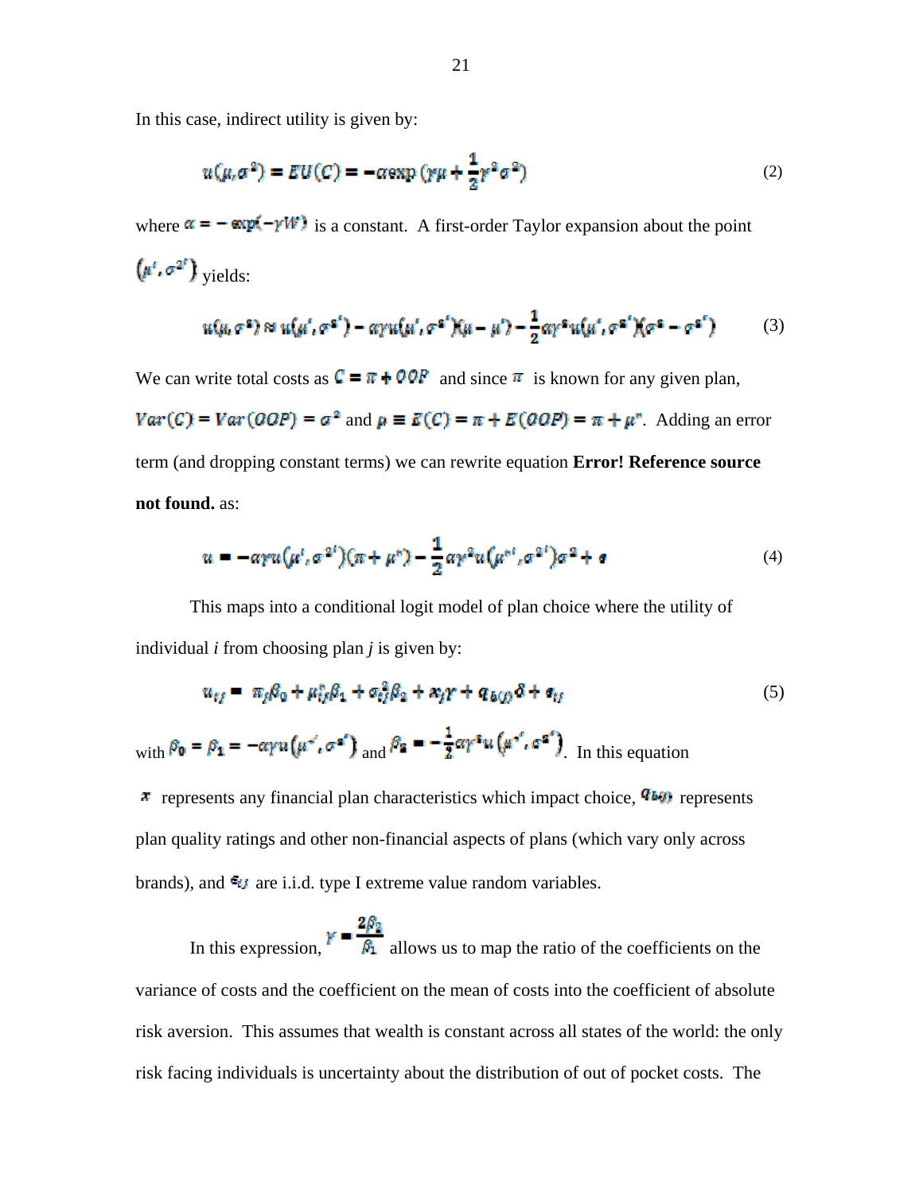In this case, indirect utility is given by:

$$u(\mu, \sigma^2) = EU(C) = -\alpha \exp\left(\gamma\mu + \frac{1}{2}\gamma^2\sigma^2\right) \tag{2}$$

where $\alpha = -\exp(-\gamma W)$ is a constant. A first-order Taylor expansion about the point $(\mu', \sigma^{2'})$ yields:

$$u(\mu, \sigma^2) \approx u(\mu', \sigma^{2'}) - \alpha\gamma u(\mu', \sigma^{2'})(\mu - \mu') - \frac{1}{2}\alpha\gamma^2 u(\mu', \sigma^{2'})(\sigma^2 - \sigma^{2'}) \tag{3}$$

We can write total costs as $C = \pi + OOP$ and since $\pi$ is known for any given plan, $Var(C) = Var(OOP) = \sigma^2$ and $\mu \equiv E(C) = \pi + E(OOP) = \pi + \mu^*$. Adding an error term (and dropping constant terms) we can rewrite equation **Error! Reference source not found.** as:

$$u = -\alpha\gamma u(\mu', \sigma^{2'})(\pi + \mu^*) - \frac{1}{2}\alpha\gamma^2 u(\mu^{*'}, \sigma^{2'})\sigma^2 + \epsilon \tag{4}$$

This maps into a conditional logit model of plan choice where the utility of individual *i* from choosing plan *j* is given by:

$$u_{ij} = \pi_j\beta_0 + \mu^*_{ij}\beta_1 + \sigma^2_{ij}\beta_2 + x_j\gamma + q_{b(j)}\delta + \epsilon_{ij} \tag{5}$$

with $\beta_0 = \beta_1 = -\alpha\gamma u(\mu^{*'}, \sigma^{2'})$ and $\beta_2 = -\frac{1}{2}\alpha\gamma^2 u(\mu^{*'}, \sigma^{2'})$. In this equation $x$ represents any financial plan characteristics which impact choice, $q_{b(j)}$ represents plan quality ratings and other non-financial aspects of plans (which vary only across brands), and $\epsilon_{ij}$ are i.i.d. type I extreme value random variables.

In this expression, $\gamma = \dfrac{2\beta_2}{\beta_1}$ allows us to map the ratio of the coefficients on the variance of costs and the coefficient on the mean of costs into the coefficient of absolute risk aversion. This assumes that wealth is constant across all states of the world: the only risk facing individuals is uncertainty about the distribution of out of pocket costs. The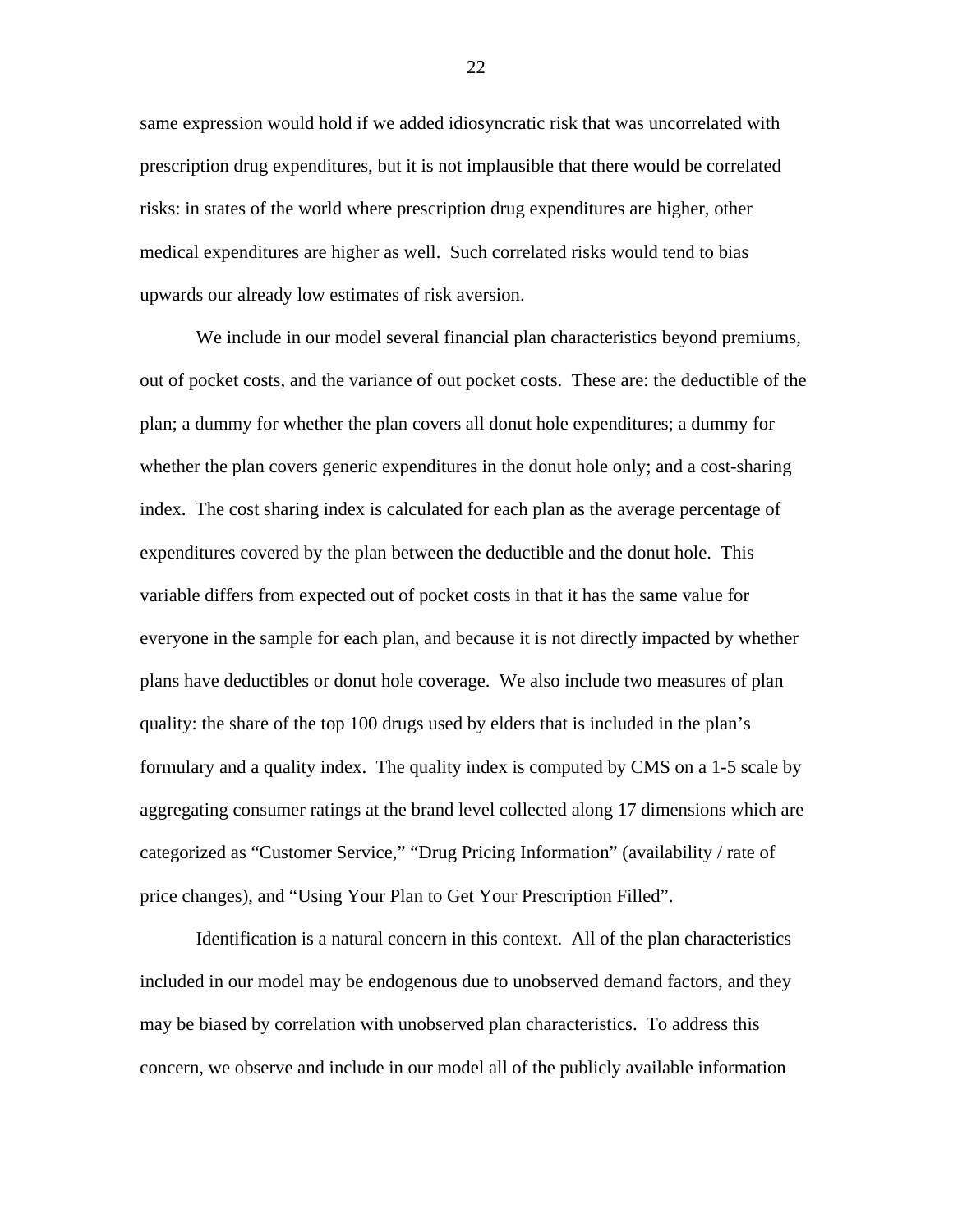same expression would hold if we added idiosyncratic risk that was uncorrelated with prescription drug expenditures, but it is not implausible that there would be correlated risks: in states of the world where prescription drug expenditures are higher, other medical expenditures are higher as well. Such correlated risks would tend to bias upwards our already low estimates of risk aversion.

We include in our model several financial plan characteristics beyond premiums, out of pocket costs, and the variance of out pocket costs. These are: the deductible of the plan; a dummy for whether the plan covers all donut hole expenditures; a dummy for whether the plan covers generic expenditures in the donut hole only; and a cost-sharing index. The cost sharing index is calculated for each plan as the average percentage of expenditures covered by the plan between the deductible and the donut hole. This variable differs from expected out of pocket costs in that it has the same value for everyone in the sample for each plan, and because it is not directly impacted by whether plans have deductibles or donut hole coverage. We also include two measures of plan quality: the share of the top 100 drugs used by elders that is included in the plan's formulary and a quality index. The quality index is computed by CMS on a 1-5 scale by aggregating consumer ratings at the brand level collected along 17 dimensions which are categorized as "Customer Service," "Drug Pricing Information" (availability / rate of price changes), and "Using Your Plan to Get Your Prescription Filled".

Identification is a natural concern in this context. All of the plan characteristics included in our model may be endogenous due to unobserved demand factors, and they may be biased by correlation with unobserved plan characteristics. To address this concern, we observe and include in our model all of the publicly available information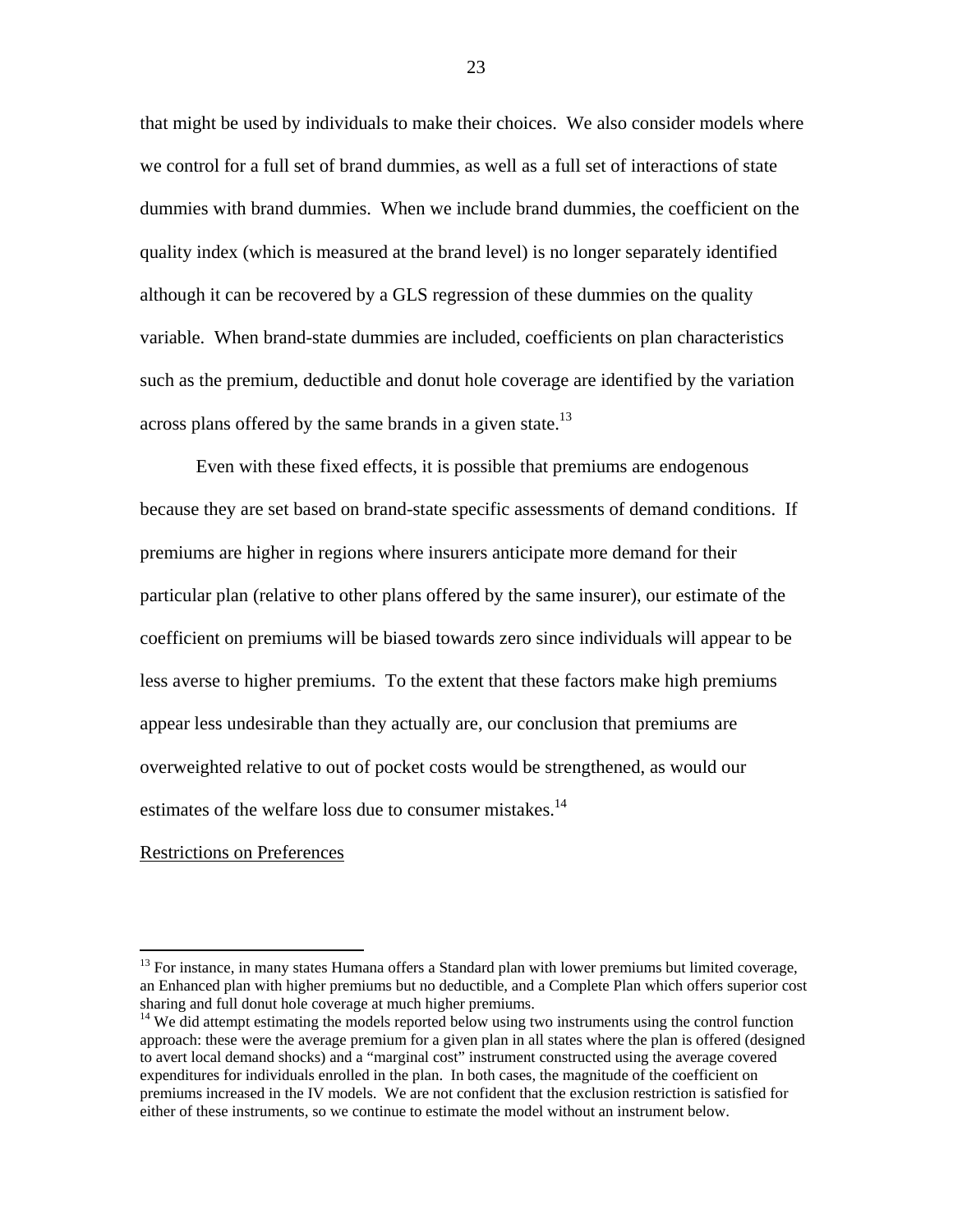that might be used by individuals to make their choices. We also consider models where we control for a full set of brand dummies, as well as a full set of interactions of state dummies with brand dummies. When we include brand dummies, the coefficient on the quality index (which is measured at the brand level) is no longer separately identified although it can be recovered by a GLS regression of these dummies on the quality variable. When brand-state dummies are included, coefficients on plan characteristics such as the premium, deductible and donut hole coverage are identified by the variation across plans offered by the same brands in a given state.[13]

Even with these fixed effects, it is possible that premiums are endogenous because they are set based on brand-state specific assessments of demand conditions. If premiums are higher in regions where insurers anticipate more demand for their particular plan (relative to other plans offered by the same insurer), our estimate of the coefficient on premiums will be biased towards zero since individuals will appear to be less averse to higher premiums. To the extent that these factors make high premiums appear less undesirable than they actually are, our conclusion that premiums are overweighted relative to out of pocket costs would be strengthened, as would our estimates of the welfare loss due to consumer mistakes.[14]

Restrictions on Preferences

---

[13] For instance, in many states Humana offers a Standard plan with lower premiums but limited coverage, an Enhanced plan with higher premiums but no deductible, and a Complete Plan which offers superior cost sharing and full donut hole coverage at much higher premiums.

[14] We did attempt estimating the models reported below using two instruments using the control function approach: these were the average premium for a given plan in all states where the plan is offered (designed to avert local demand shocks) and a "marginal cost" instrument constructed using the average covered expenditures for individuals enrolled in the plan. In both cases, the magnitude of the coefficient on premiums increased in the IV models. We are not confident that the exclusion restriction is satisfied for either of these instruments, so we continue to estimate the model without an instrument below.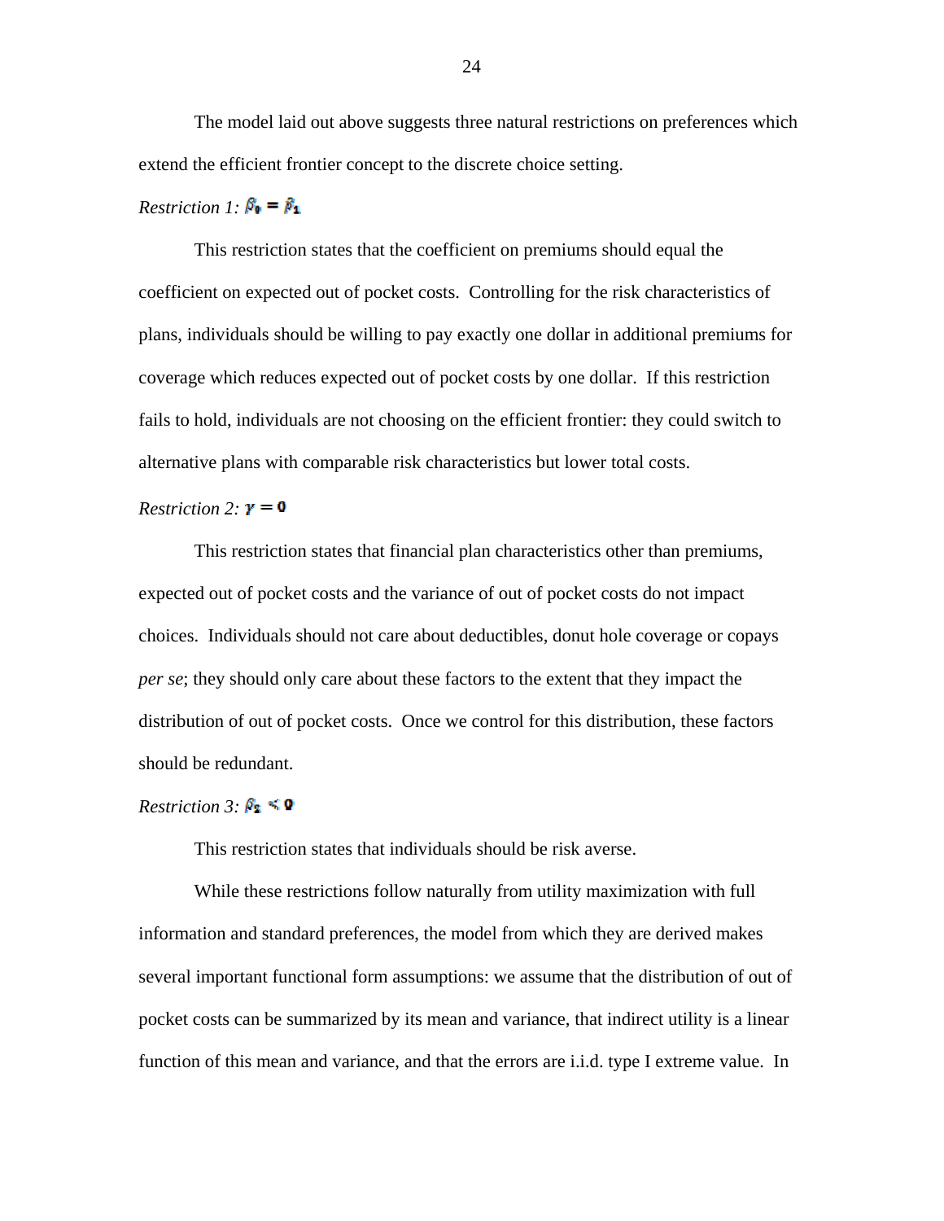The model laid out above suggests three natural restrictions on preferences which extend the efficient frontier concept to the discrete choice setting.

*Restriction 1:* $\beta_0 = \beta_1$

This restriction states that the coefficient on premiums should equal the coefficient on expected out of pocket costs. Controlling for the risk characteristics of plans, individuals should be willing to pay exactly one dollar in additional premiums for coverage which reduces expected out of pocket costs by one dollar. If this restriction fails to hold, individuals are not choosing on the efficient frontier: they could switch to alternative plans with comparable risk characteristics but lower total costs.

*Restriction 2:* $\gamma = 0$

This restriction states that financial plan characteristics other than premiums, expected out of pocket costs and the variance of out of pocket costs do not impact choices. Individuals should not care about deductibles, donut hole coverage or copays *per se*; they should only care about these factors to the extent that they impact the distribution of out of pocket costs. Once we control for this distribution, these factors should be redundant.

*Restriction 3:* $\beta_2 \leq 0$

This restriction states that individuals should be risk averse.

While these restrictions follow naturally from utility maximization with full information and standard preferences, the model from which they are derived makes several important functional form assumptions: we assume that the distribution of out of pocket costs can be summarized by its mean and variance, that indirect utility is a linear function of this mean and variance, and that the errors are i.i.d. type I extreme value. In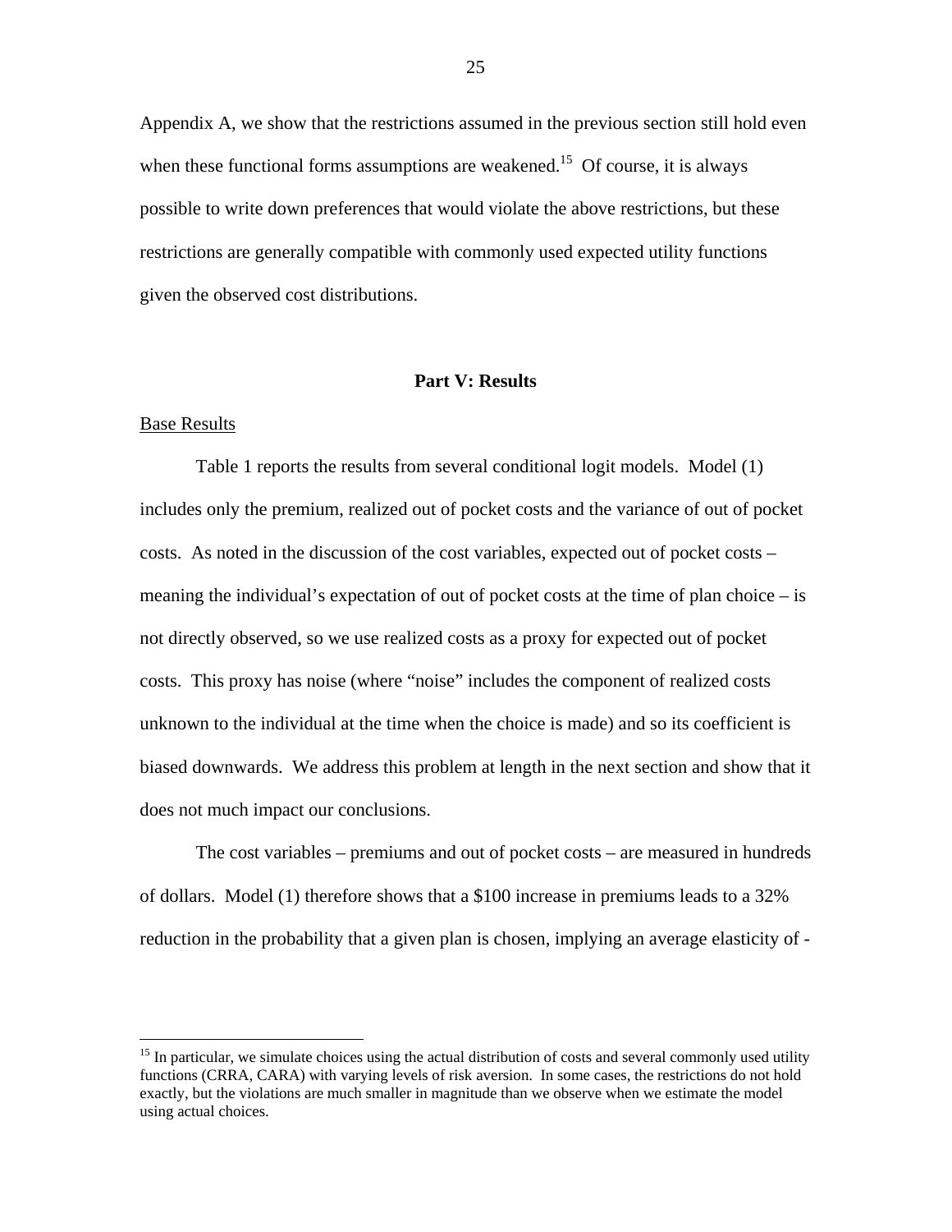Appendix A, we show that the restrictions assumed in the previous section still hold even when these functional forms assumptions are weakened.[15] Of course, it is always possible to write down preferences that would violate the above restrictions, but these restrictions are generally compatible with commonly used expected utility functions given the observed cost distributions.

## Part V: Results

Base Results

Table 1 reports the results from several conditional logit models. Model (1) includes only the premium, realized out of pocket costs and the variance of out of pocket costs. As noted in the discussion of the cost variables, expected out of pocket costs – meaning the individual's expectation of out of pocket costs at the time of plan choice – is not directly observed, so we use realized costs as a proxy for expected out of pocket costs. This proxy has noise (where "noise" includes the component of realized costs unknown to the individual at the time when the choice is made) and so its coefficient is biased downwards. We address this problem at length in the next section and show that it does not much impact our conclusions.

The cost variables – premiums and out of pocket costs – are measured in hundreds of dollars. Model (1) therefore shows that a \$100 increase in premiums leads to a 32% reduction in the probability that a given plan is chosen, implying an average elasticity of -

[15] In particular, we simulate choices using the actual distribution of costs and several commonly used utility functions (CRRA, CARA) with varying levels of risk aversion. In some cases, the restrictions do not hold exactly, but the violations are much smaller in magnitude than we observe when we estimate the model using actual choices.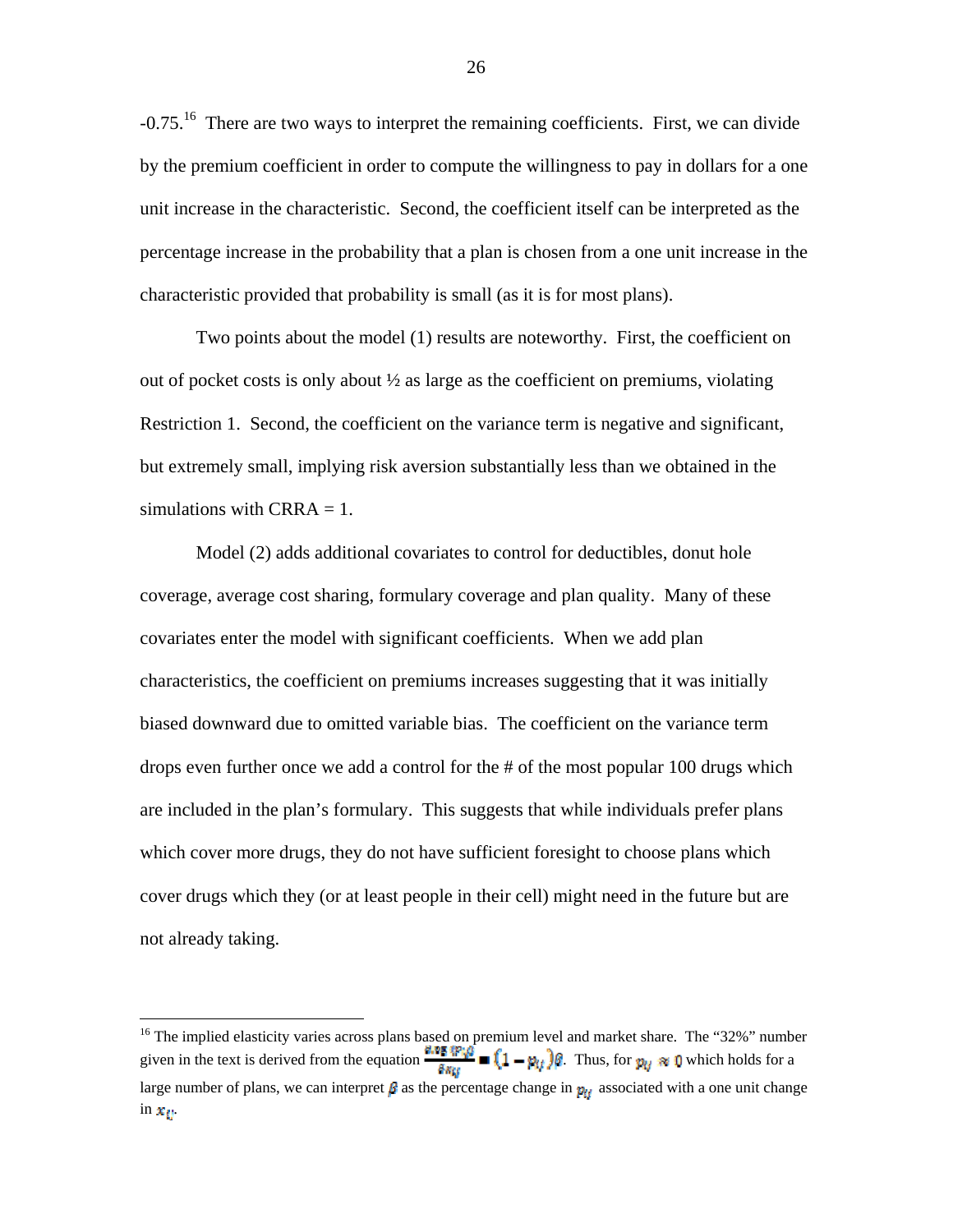-0.75.[16] There are two ways to interpret the remaining coefficients. First, we can divide by the premium coefficient in order to compute the willingness to pay in dollars for a one unit increase in the characteristic. Second, the coefficient itself can be interpreted as the percentage increase in the probability that a plan is chosen from a one unit increase in the characteristic provided that probability is small (as it is for most plans).

Two points about the model (1) results are noteworthy. First, the coefficient on out of pocket costs is only about ½ as large as the coefficient on premiums, violating Restriction 1. Second, the coefficient on the variance term is negative and significant, but extremely small, implying risk aversion substantially less than we obtained in the simulations with CRRA = 1.

Model (2) adds additional covariates to control for deductibles, donut hole coverage, average cost sharing, formulary coverage and plan quality. Many of these covariates enter the model with significant coefficients. When we add plan characteristics, the coefficient on premiums increases suggesting that it was initially biased downward due to omitted variable bias. The coefficient on the variance term drops even further once we add a control for the # of the most popular 100 drugs which are included in the plan's formulary. This suggests that while individuals prefer plans which cover more drugs, they do not have sufficient foresight to choose plans which cover drugs which they (or at least people in their cell) might need in the future but are not already taking.

---

[16] The implied elasticity varies across plans based on premium level and market share. The "32%" number given in the text is derived from the equation $\frac{d \log(P_{ij})}{d x_{ij}} = (1 - p_{ij})\beta$. Thus, for $p_{ij} \approx 0$ which holds for a large number of plans, we can interpret $\beta$ as the percentage change in $p_{ij}$ associated with a one unit change in $x_{ij}$.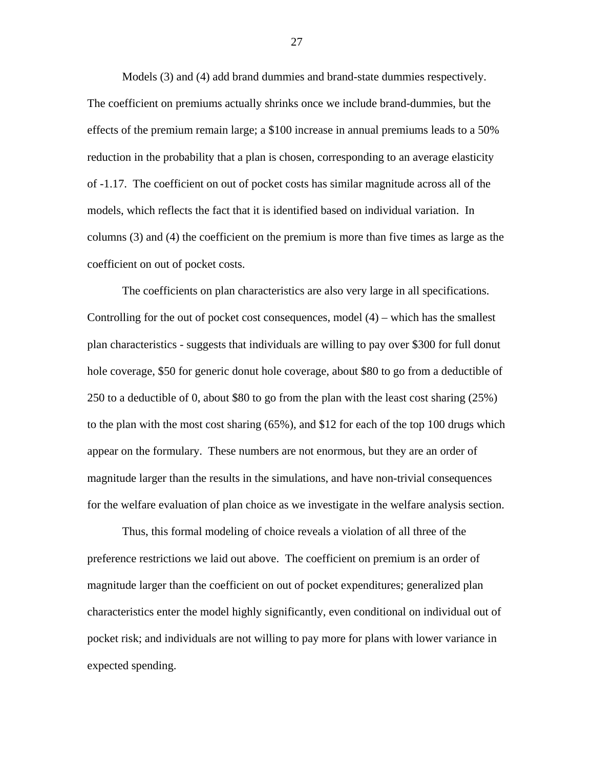Models (3) and (4) add brand dummies and brand-state dummies respectively. The coefficient on premiums actually shrinks once we include brand-dummies, but the effects of the premium remain large; a \$100 increase in annual premiums leads to a 50% reduction in the probability that a plan is chosen, corresponding to an average elasticity of -1.17. The coefficient on out of pocket costs has similar magnitude across all of the models, which reflects the fact that it is identified based on individual variation. In columns (3) and (4) the coefficient on the premium is more than five times as large as the coefficient on out of pocket costs.

The coefficients on plan characteristics are also very large in all specifications. Controlling for the out of pocket cost consequences, model (4) – which has the smallest plan characteristics - suggests that individuals are willing to pay over \$300 for full donut hole coverage, \$50 for generic donut hole coverage, about \$80 to go from a deductible of 250 to a deductible of 0, about \$80 to go from the plan with the least cost sharing (25%) to the plan with the most cost sharing (65%), and \$12 for each of the top 100 drugs which appear on the formulary. These numbers are not enormous, but they are an order of magnitude larger than the results in the simulations, and have non-trivial consequences for the welfare evaluation of plan choice as we investigate in the welfare analysis section.

Thus, this formal modeling of choice reveals a violation of all three of the preference restrictions we laid out above. The coefficient on premium is an order of magnitude larger than the coefficient on out of pocket expenditures; generalized plan characteristics enter the model highly significantly, even conditional on individual out of pocket risk; and individuals are not willing to pay more for plans with lower variance in expected spending.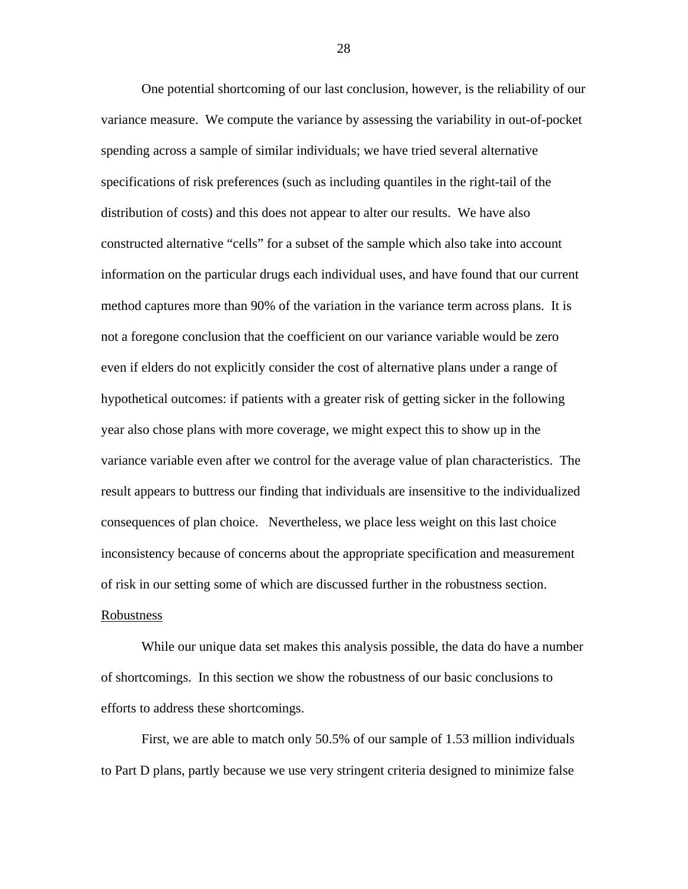One potential shortcoming of our last conclusion, however, is the reliability of our variance measure. We compute the variance by assessing the variability in out-of-pocket spending across a sample of similar individuals; we have tried several alternative specifications of risk preferences (such as including quantiles in the right-tail of the distribution of costs) and this does not appear to alter our results. We have also constructed alternative "cells" for a subset of the sample which also take into account information on the particular drugs each individual uses, and have found that our current method captures more than 90% of the variation in the variance term across plans. It is not a foregone conclusion that the coefficient on our variance variable would be zero even if elders do not explicitly consider the cost of alternative plans under a range of hypothetical outcomes: if patients with a greater risk of getting sicker in the following year also chose plans with more coverage, we might expect this to show up in the variance variable even after we control for the average value of plan characteristics. The result appears to buttress our finding that individuals are insensitive to the individualized consequences of plan choice. Nevertheless, we place less weight on this last choice inconsistency because of concerns about the appropriate specification and measurement of risk in our setting some of which are discussed further in the robustness section.

## Robustness

While our unique data set makes this analysis possible, the data do have a number of shortcomings. In this section we show the robustness of our basic conclusions to efforts to address these shortcomings.

First, we are able to match only 50.5% of our sample of 1.53 million individuals to Part D plans, partly because we use very stringent criteria designed to minimize false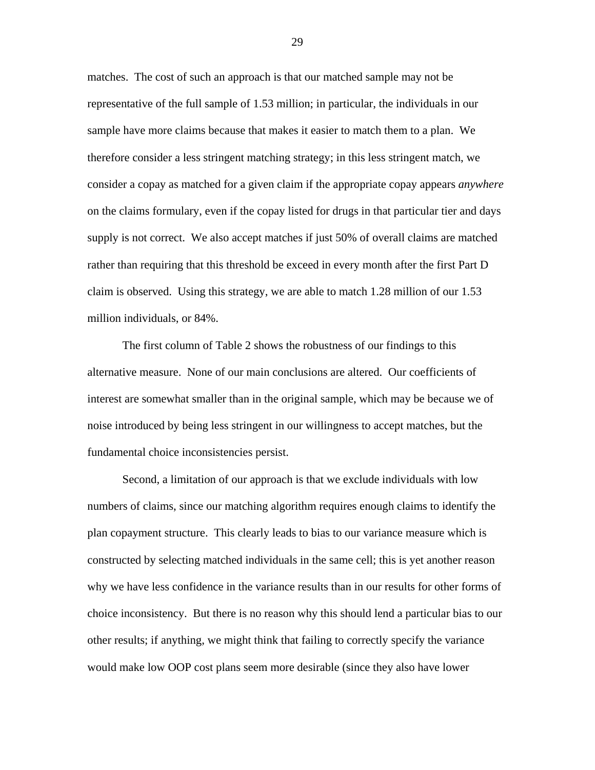matches. The cost of such an approach is that our matched sample may not be representative of the full sample of 1.53 million; in particular, the individuals in our sample have more claims because that makes it easier to match them to a plan. We therefore consider a less stringent matching strategy; in this less stringent match, we consider a copay as matched for a given claim if the appropriate copay appears *anywhere* on the claims formulary, even if the copay listed for drugs in that particular tier and days supply is not correct. We also accept matches if just 50% of overall claims are matched rather than requiring that this threshold be exceed in every month after the first Part D claim is observed. Using this strategy, we are able to match 1.28 million of our 1.53 million individuals, or 84%.

The first column of Table 2 shows the robustness of our findings to this alternative measure. None of our main conclusions are altered. Our coefficients of interest are somewhat smaller than in the original sample, which may be because we of noise introduced by being less stringent in our willingness to accept matches, but the fundamental choice inconsistencies persist.

Second, a limitation of our approach is that we exclude individuals with low numbers of claims, since our matching algorithm requires enough claims to identify the plan copayment structure. This clearly leads to bias to our variance measure which is constructed by selecting matched individuals in the same cell; this is yet another reason why we have less confidence in the variance results than in our results for other forms of choice inconsistency. But there is no reason why this should lend a particular bias to our other results; if anything, we might think that failing to correctly specify the variance would make low OOP cost plans seem more desirable (since they also have lower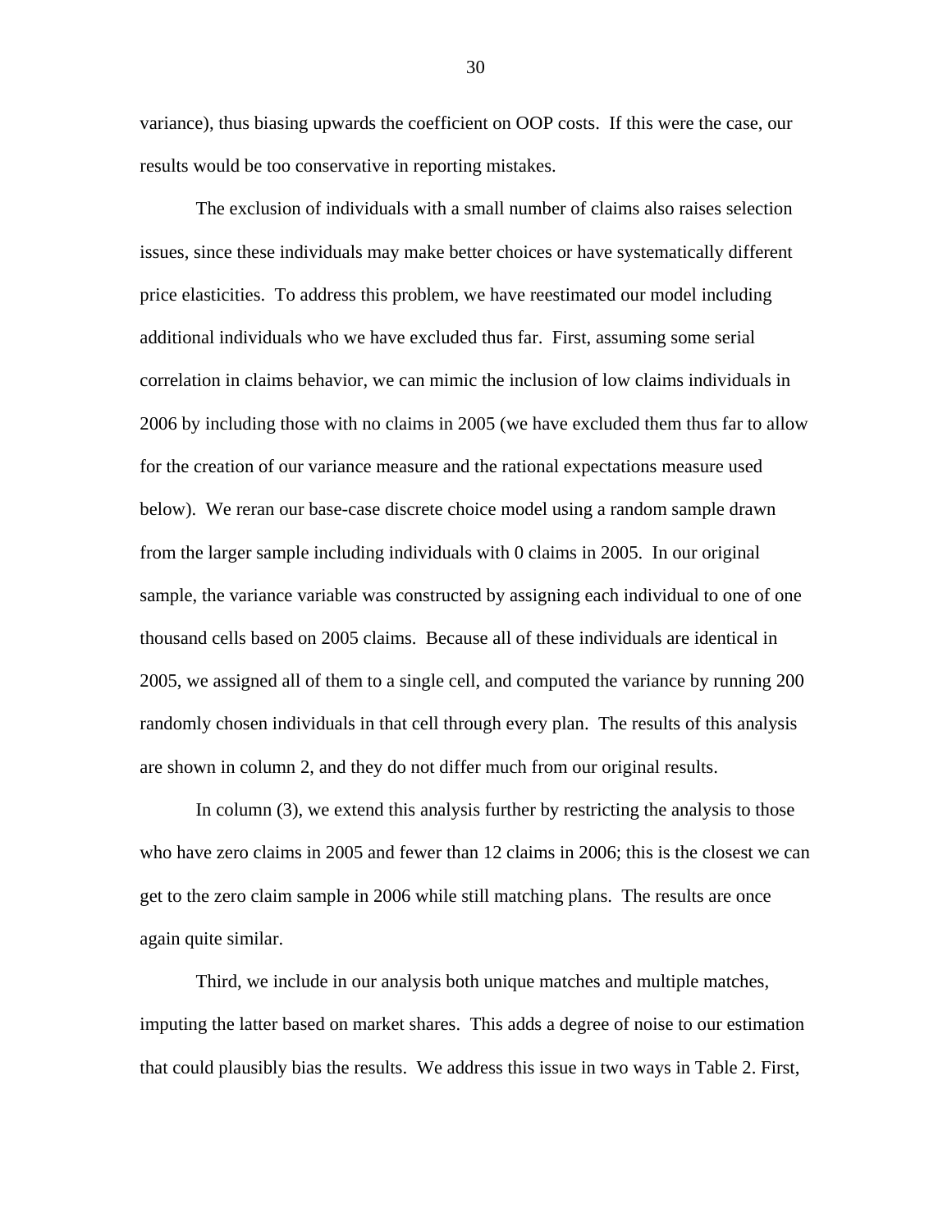variance), thus biasing upwards the coefficient on OOP costs. If this were the case, our results would be too conservative in reporting mistakes.

The exclusion of individuals with a small number of claims also raises selection issues, since these individuals may make better choices or have systematically different price elasticities. To address this problem, we have reestimated our model including additional individuals who we have excluded thus far. First, assuming some serial correlation in claims behavior, we can mimic the inclusion of low claims individuals in 2006 by including those with no claims in 2005 (we have excluded them thus far to allow for the creation of our variance measure and the rational expectations measure used below). We reran our base-case discrete choice model using a random sample drawn from the larger sample including individuals with 0 claims in 2005. In our original sample, the variance variable was constructed by assigning each individual to one of one thousand cells based on 2005 claims. Because all of these individuals are identical in 2005, we assigned all of them to a single cell, and computed the variance by running 200 randomly chosen individuals in that cell through every plan. The results of this analysis are shown in column 2, and they do not differ much from our original results.

In column (3), we extend this analysis further by restricting the analysis to those who have zero claims in 2005 and fewer than 12 claims in 2006; this is the closest we can get to the zero claim sample in 2006 while still matching plans. The results are once again quite similar.

Third, we include in our analysis both unique matches and multiple matches, imputing the latter based on market shares. This adds a degree of noise to our estimation that could plausibly bias the results. We address this issue in two ways in Table 2. First,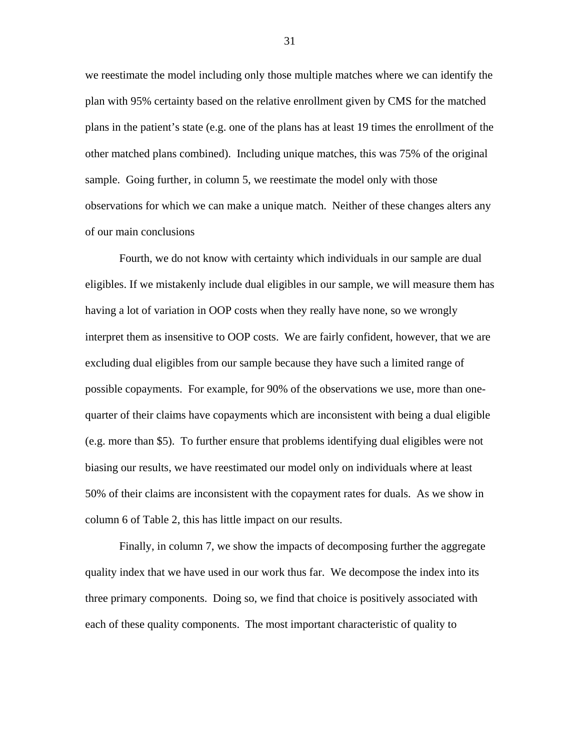we reestimate the model including only those multiple matches where we can identify the plan with 95% certainty based on the relative enrollment given by CMS for the matched plans in the patient's state (e.g. one of the plans has at least 19 times the enrollment of the other matched plans combined). Including unique matches, this was 75% of the original sample. Going further, in column 5, we reestimate the model only with those observations for which we can make a unique match. Neither of these changes alters any of our main conclusions

Fourth, we do not know with certainty which individuals in our sample are dual eligibles. If we mistakenly include dual eligibles in our sample, we will measure them has having a lot of variation in OOP costs when they really have none, so we wrongly interpret them as insensitive to OOP costs. We are fairly confident, however, that we are excluding dual eligibles from our sample because they have such a limited range of possible copayments. For example, for 90% of the observations we use, more than one-quarter of their claims have copayments which are inconsistent with being a dual eligible (e.g. more than $5). To further ensure that problems identifying dual eligibles were not biasing our results, we have reestimated our model only on individuals where at least 50% of their claims are inconsistent with the copayment rates for duals. As we show in column 6 of Table 2, this has little impact on our results.

Finally, in column 7, we show the impacts of decomposing further the aggregate quality index that we have used in our work thus far. We decompose the index into its three primary components. Doing so, we find that choice is positively associated with each of these quality components. The most important characteristic of quality to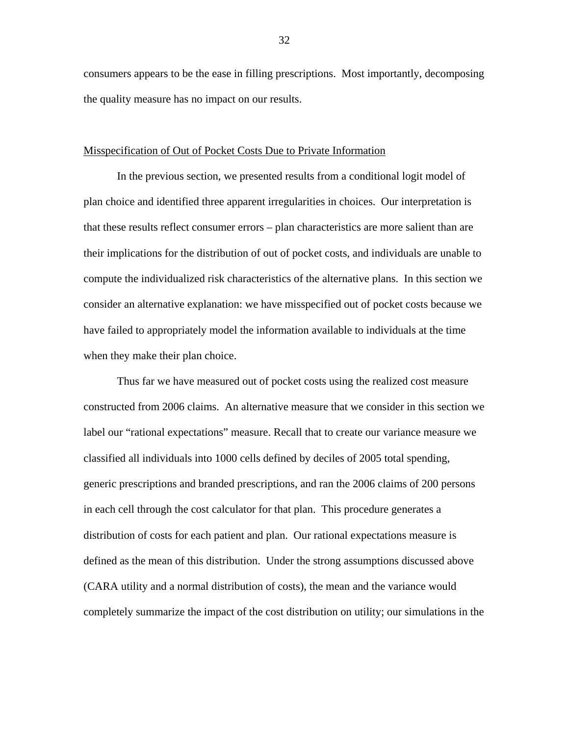consumers appears to be the ease in filling prescriptions. Most importantly, decomposing the quality measure has no impact on our results.

### Misspecification of Out of Pocket Costs Due to Private Information

In the previous section, we presented results from a conditional logit model of plan choice and identified three apparent irregularities in choices. Our interpretation is that these results reflect consumer errors – plan characteristics are more salient than are their implications for the distribution of out of pocket costs, and individuals are unable to compute the individualized risk characteristics of the alternative plans. In this section we consider an alternative explanation: we have misspecified out of pocket costs because we have failed to appropriately model the information available to individuals at the time when they make their plan choice.

Thus far we have measured out of pocket costs using the realized cost measure constructed from 2006 claims. An alternative measure that we consider in this section we label our "rational expectations" measure. Recall that to create our variance measure we classified all individuals into 1000 cells defined by deciles of 2005 total spending, generic prescriptions and branded prescriptions, and ran the 2006 claims of 200 persons in each cell through the cost calculator for that plan. This procedure generates a distribution of costs for each patient and plan. Our rational expectations measure is defined as the mean of this distribution. Under the strong assumptions discussed above (CARA utility and a normal distribution of costs), the mean and the variance would completely summarize the impact of the cost distribution on utility; our simulations in the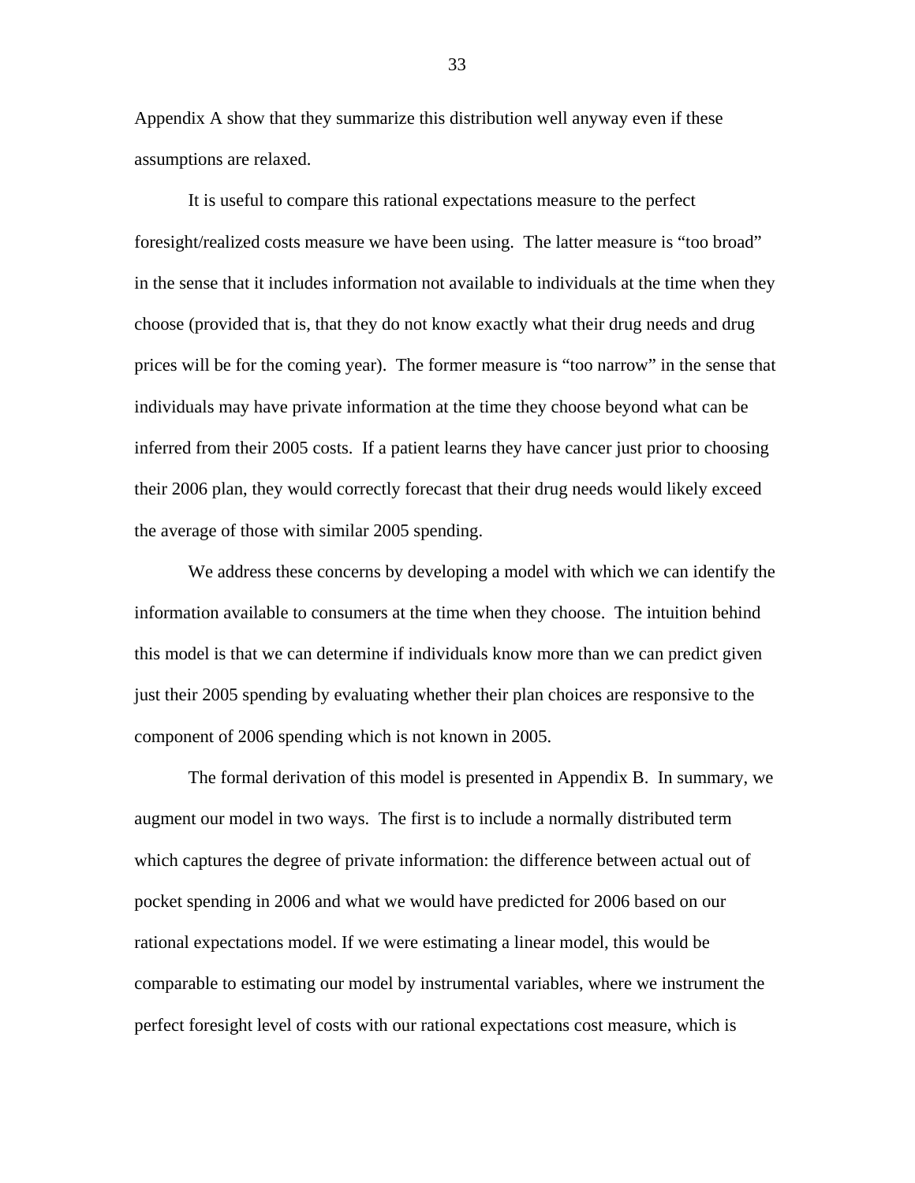Appendix A show that they summarize this distribution well anyway even if these assumptions are relaxed.

It is useful to compare this rational expectations measure to the perfect foresight/realized costs measure we have been using. The latter measure is "too broad" in the sense that it includes information not available to individuals at the time when they choose (provided that is, that they do not know exactly what their drug needs and drug prices will be for the coming year). The former measure is "too narrow" in the sense that individuals may have private information at the time they choose beyond what can be inferred from their 2005 costs. If a patient learns they have cancer just prior to choosing their 2006 plan, they would correctly forecast that their drug needs would likely exceed the average of those with similar 2005 spending.

We address these concerns by developing a model with which we can identify the information available to consumers at the time when they choose. The intuition behind this model is that we can determine if individuals know more than we can predict given just their 2005 spending by evaluating whether their plan choices are responsive to the component of 2006 spending which is not known in 2005.

The formal derivation of this model is presented in Appendix B. In summary, we augment our model in two ways. The first is to include a normally distributed term which captures the degree of private information: the difference between actual out of pocket spending in 2006 and what we would have predicted for 2006 based on our rational expectations model. If we were estimating a linear model, this would be comparable to estimating our model by instrumental variables, where we instrument the perfect foresight level of costs with our rational expectations cost measure, which is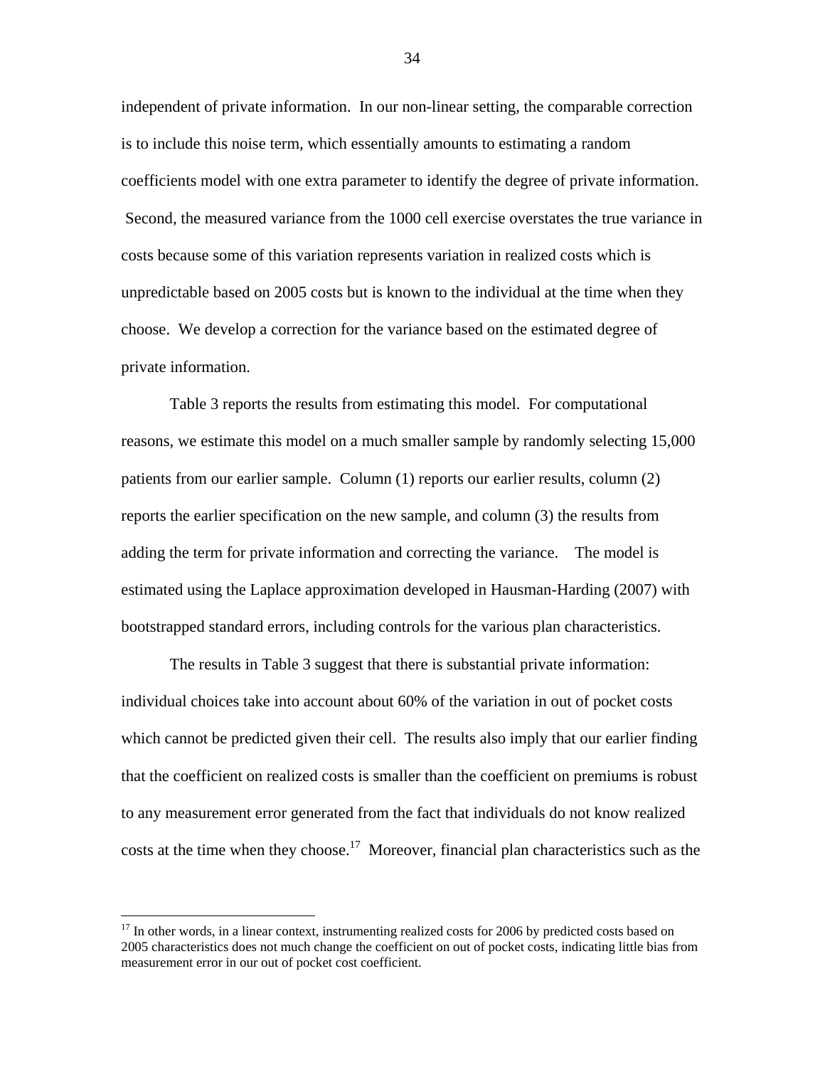independent of private information. In our non-linear setting, the comparable correction is to include this noise term, which essentially amounts to estimating a random coefficients model with one extra parameter to identify the degree of private information. Second, the measured variance from the 1000 cell exercise overstates the true variance in costs because some of this variation represents variation in realized costs which is unpredictable based on 2005 costs but is known to the individual at the time when they choose. We develop a correction for the variance based on the estimated degree of private information.

Table 3 reports the results from estimating this model. For computational reasons, we estimate this model on a much smaller sample by randomly selecting 15,000 patients from our earlier sample. Column (1) reports our earlier results, column (2) reports the earlier specification on the new sample, and column (3) the results from adding the term for private information and correcting the variance. The model is estimated using the Laplace approximation developed in Hausman-Harding (2007) with bootstrapped standard errors, including controls for the various plan characteristics.

The results in Table 3 suggest that there is substantial private information: individual choices take into account about 60% of the variation in out of pocket costs which cannot be predicted given their cell. The results also imply that our earlier finding that the coefficient on realized costs is smaller than the coefficient on premiums is robust to any measurement error generated from the fact that individuals do not know realized costs at the time when they choose.[17] Moreover, financial plan characteristics such as the

[17] In other words, in a linear context, instrumenting realized costs for 2006 by predicted costs based on 2005 characteristics does not much change the coefficient on out of pocket costs, indicating little bias from measurement error in our out of pocket cost coefficient.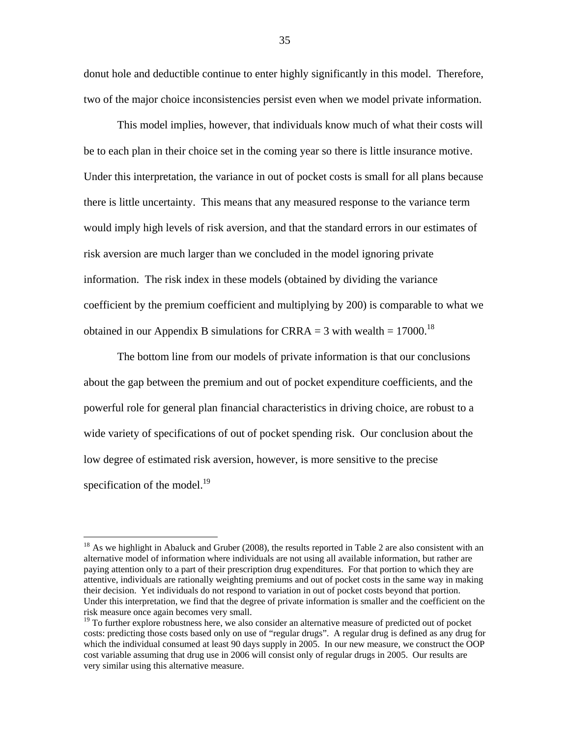donut hole and deductible continue to enter highly significantly in this model. Therefore, two of the major choice inconsistencies persist even when we model private information.

This model implies, however, that individuals know much of what their costs will be to each plan in their choice set in the coming year so there is little insurance motive. Under this interpretation, the variance in out of pocket costs is small for all plans because there is little uncertainty. This means that any measured response to the variance term would imply high levels of risk aversion, and that the standard errors in our estimates of risk aversion are much larger than we concluded in the model ignoring private information. The risk index in these models (obtained by dividing the variance coefficient by the premium coefficient and multiplying by 200) is comparable to what we obtained in our Appendix B simulations for CRRA = 3 with wealth = 17000.[18]

The bottom line from our models of private information is that our conclusions about the gap between the premium and out of pocket expenditure coefficients, and the powerful role for general plan financial characteristics in driving choice, are robust to a wide variety of specifications of out of pocket spending risk. Our conclusion about the low degree of estimated risk aversion, however, is more sensitive to the precise specification of the model.[19]

---

[18] As we highlight in Abaluck and Gruber (2008), the results reported in Table 2 are also consistent with an alternative model of information where individuals are not using all available information, but rather are paying attention only to a part of their prescription drug expenditures. For that portion to which they are attentive, individuals are rationally weighting premiums and out of pocket costs in the same way in making their decision. Yet individuals do not respond to variation in out of pocket costs beyond that portion. Under this interpretation, we find that the degree of private information is smaller and the coefficient on the risk measure once again becomes very small.

[19] To further explore robustness here, we also consider an alternative measure of predicted out of pocket costs: predicting those costs based only on use of "regular drugs". A regular drug is defined as any drug for which the individual consumed at least 90 days supply in 2005. In our new measure, we construct the OOP cost variable assuming that drug use in 2006 will consist only of regular drugs in 2005. Our results are very similar using this alternative measure.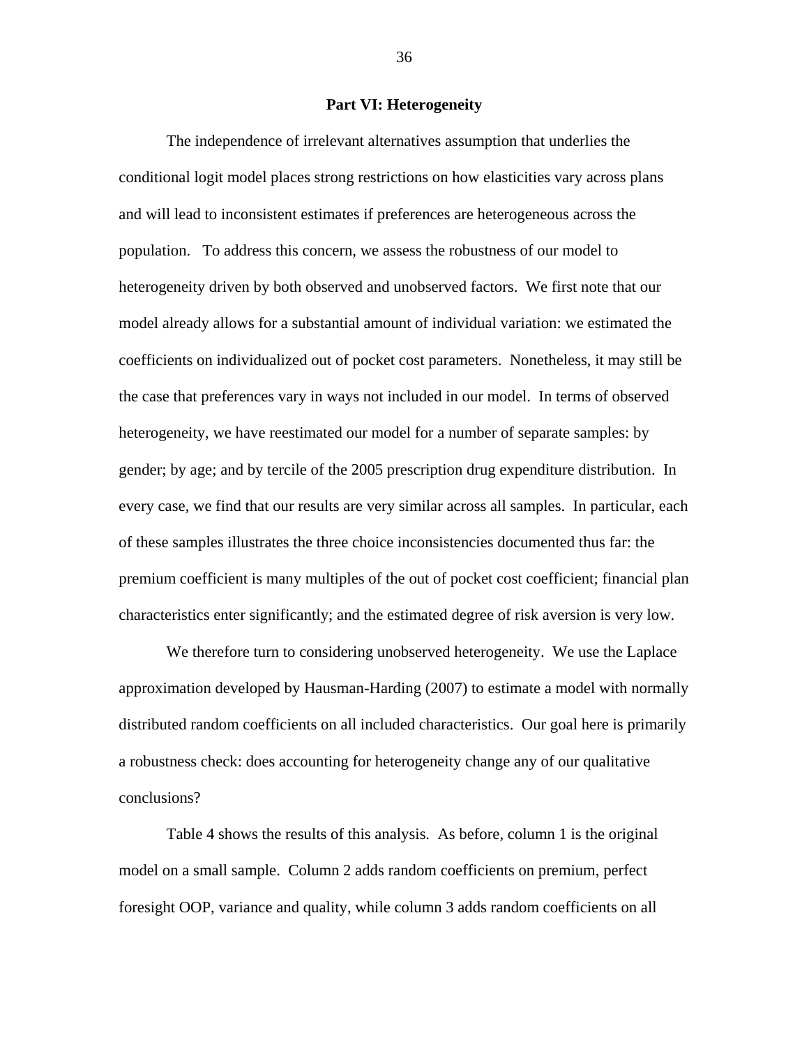## Part VI: Heterogeneity

The independence of irrelevant alternatives assumption that underlies the conditional logit model places strong restrictions on how elasticities vary across plans and will lead to inconsistent estimates if preferences are heterogeneous across the population. To address this concern, we assess the robustness of our model to heterogeneity driven by both observed and unobserved factors. We first note that our model already allows for a substantial amount of individual variation: we estimated the coefficients on individualized out of pocket cost parameters. Nonetheless, it may still be the case that preferences vary in ways not included in our model. In terms of observed heterogeneity, we have reestimated our model for a number of separate samples: by gender; by age; and by tercile of the 2005 prescription drug expenditure distribution. In every case, we find that our results are very similar across all samples. In particular, each of these samples illustrates the three choice inconsistencies documented thus far: the premium coefficient is many multiples of the out of pocket cost coefficient; financial plan characteristics enter significantly; and the estimated degree of risk aversion is very low.

We therefore turn to considering unobserved heterogeneity. We use the Laplace approximation developed by Hausman-Harding (2007) to estimate a model with normally distributed random coefficients on all included characteristics. Our goal here is primarily a robustness check: does accounting for heterogeneity change any of our qualitative conclusions?

Table 4 shows the results of this analysis. As before, column 1 is the original model on a small sample. Column 2 adds random coefficients on premium, perfect foresight OOP, variance and quality, while column 3 adds random coefficients on all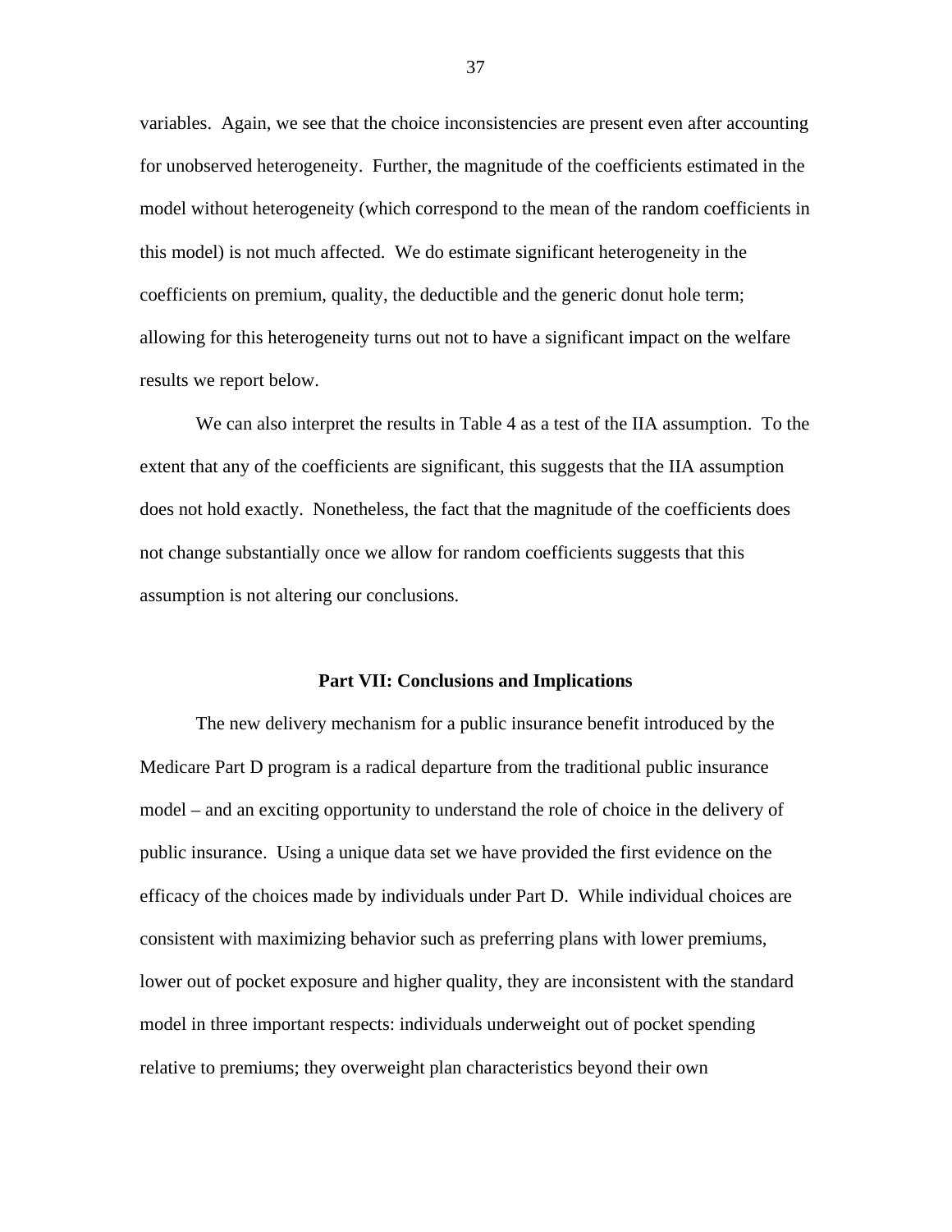variables. Again, we see that the choice inconsistencies are present even after accounting for unobserved heterogeneity. Further, the magnitude of the coefficients estimated in the model without heterogeneity (which correspond to the mean of the random coefficients in this model) is not much affected. We do estimate significant heterogeneity in the coefficients on premium, quality, the deductible and the generic donut hole term; allowing for this heterogeneity turns out not to have a significant impact on the welfare results we report below.

We can also interpret the results in Table 4 as a test of the IIA assumption. To the extent that any of the coefficients are significant, this suggests that the IIA assumption does not hold exactly. Nonetheless, the fact that the magnitude of the coefficients does not change substantially once we allow for random coefficients suggests that this assumption is not altering our conclusions.

## Part VII: Conclusions and Implications

The new delivery mechanism for a public insurance benefit introduced by the Medicare Part D program is a radical departure from the traditional public insurance model – and an exciting opportunity to understand the role of choice in the delivery of public insurance. Using a unique data set we have provided the first evidence on the efficacy of the choices made by individuals under Part D. While individual choices are consistent with maximizing behavior such as preferring plans with lower premiums, lower out of pocket exposure and higher quality, they are inconsistent with the standard model in three important respects: individuals underweight out of pocket spending relative to premiums; they overweight plan characteristics beyond their own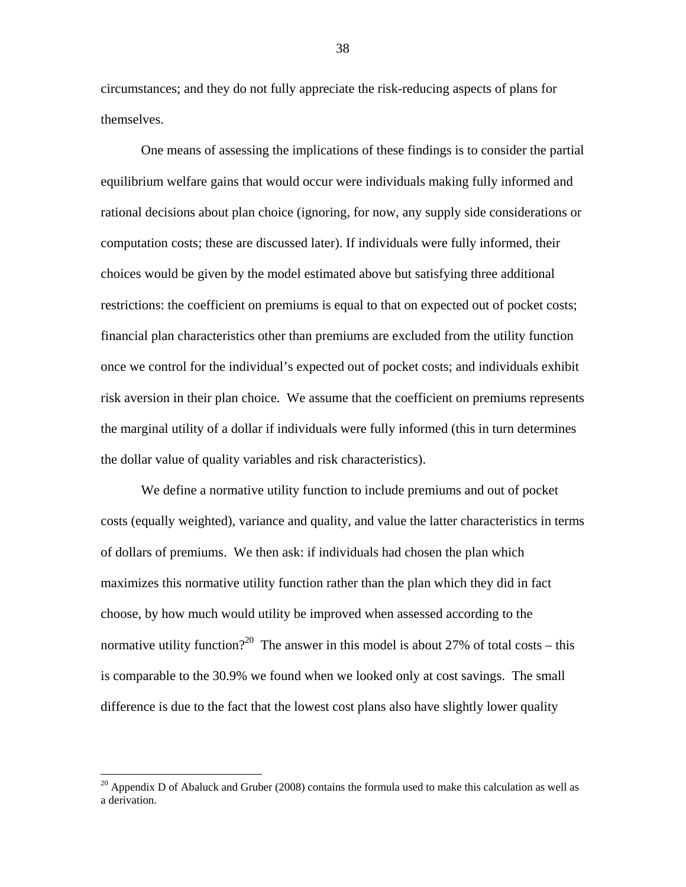circumstances; and they do not fully appreciate the risk-reducing aspects of plans for themselves.

One means of assessing the implications of these findings is to consider the partial equilibrium welfare gains that would occur were individuals making fully informed and rational decisions about plan choice (ignoring, for now, any supply side considerations or computation costs; these are discussed later). If individuals were fully informed, their choices would be given by the model estimated above but satisfying three additional restrictions: the coefficient on premiums is equal to that on expected out of pocket costs; financial plan characteristics other than premiums are excluded from the utility function once we control for the individual's expected out of pocket costs; and individuals exhibit risk aversion in their plan choice. We assume that the coefficient on premiums represents the marginal utility of a dollar if individuals were fully informed (this in turn determines the dollar value of quality variables and risk characteristics).

We define a normative utility function to include premiums and out of pocket costs (equally weighted), variance and quality, and value the latter characteristics in terms of dollars of premiums. We then ask: if individuals had chosen the plan which maximizes this normative utility function rather than the plan which they did in fact choose, by how much would utility be improved when assessed according to the normative utility function?[20] The answer in this model is about 27% of total costs – this is comparable to the 30.9% we found when we looked only at cost savings. The small difference is due to the fact that the lowest cost plans also have slightly lower quality

[20] Appendix D of Abaluck and Gruber (2008) contains the formula used to make this calculation as well as a derivation.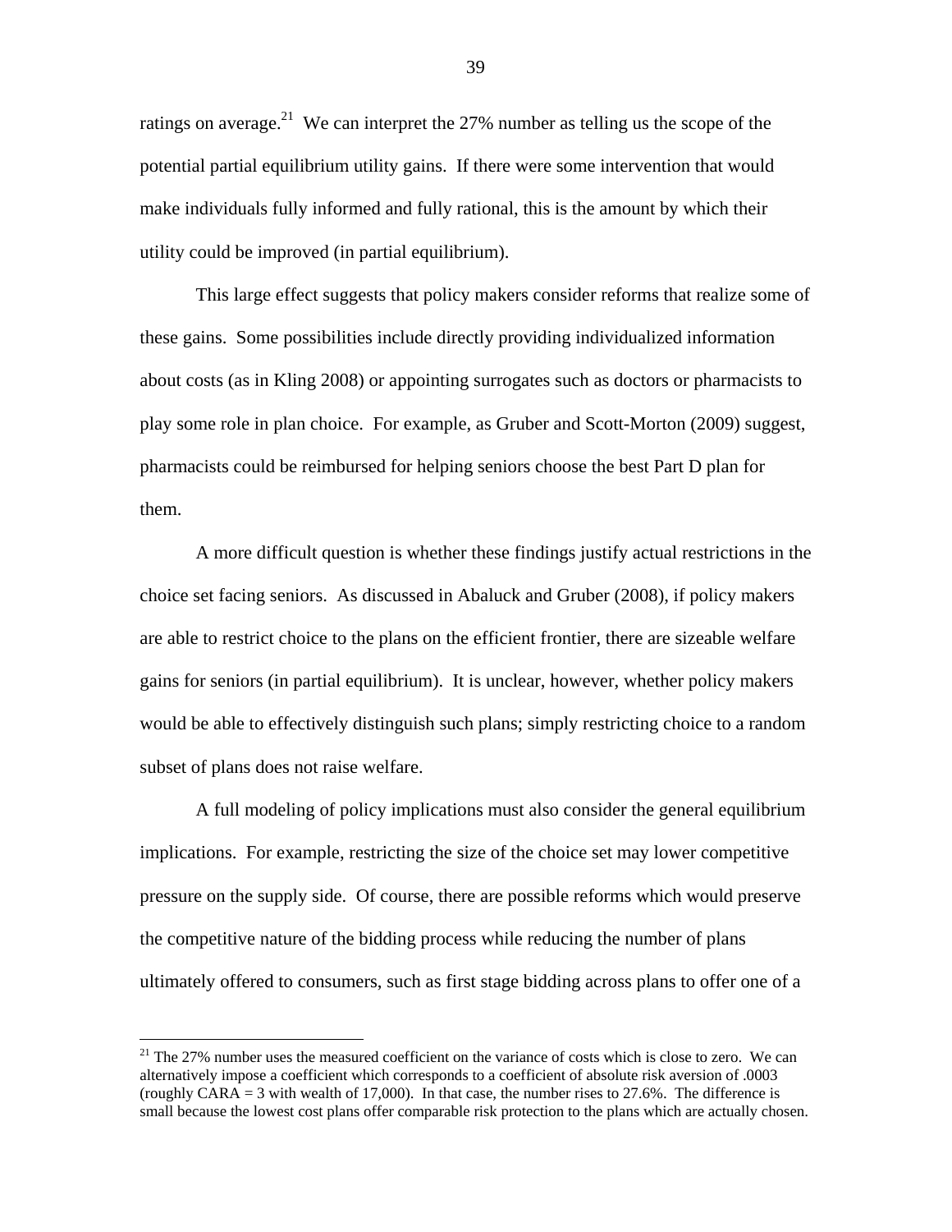ratings on average.[21] We can interpret the 27% number as telling us the scope of the potential partial equilibrium utility gains. If there were some intervention that would make individuals fully informed and fully rational, this is the amount by which their utility could be improved (in partial equilibrium).

This large effect suggests that policy makers consider reforms that realize some of these gains. Some possibilities include directly providing individualized information about costs (as in Kling 2008) or appointing surrogates such as doctors or pharmacists to play some role in plan choice. For example, as Gruber and Scott-Morton (2009) suggest, pharmacists could be reimbursed for helping seniors choose the best Part D plan for them.

A more difficult question is whether these findings justify actual restrictions in the choice set facing seniors. As discussed in Abaluck and Gruber (2008), if policy makers are able to restrict choice to the plans on the efficient frontier, there are sizeable welfare gains for seniors (in partial equilibrium). It is unclear, however, whether policy makers would be able to effectively distinguish such plans; simply restricting choice to a random subset of plans does not raise welfare.

A full modeling of policy implications must also consider the general equilibrium implications. For example, restricting the size of the choice set may lower competitive pressure on the supply side. Of course, there are possible reforms which would preserve the competitive nature of the bidding process while reducing the number of plans ultimately offered to consumers, such as first stage bidding across plans to offer one of a

[21] The 27% number uses the measured coefficient on the variance of costs which is close to zero. We can alternatively impose a coefficient which corresponds to a coefficient of absolute risk aversion of .0003 (roughly CARA = 3 with wealth of 17,000). In that case, the number rises to 27.6%. The difference is small because the lowest cost plans offer comparable risk protection to the plans which are actually chosen.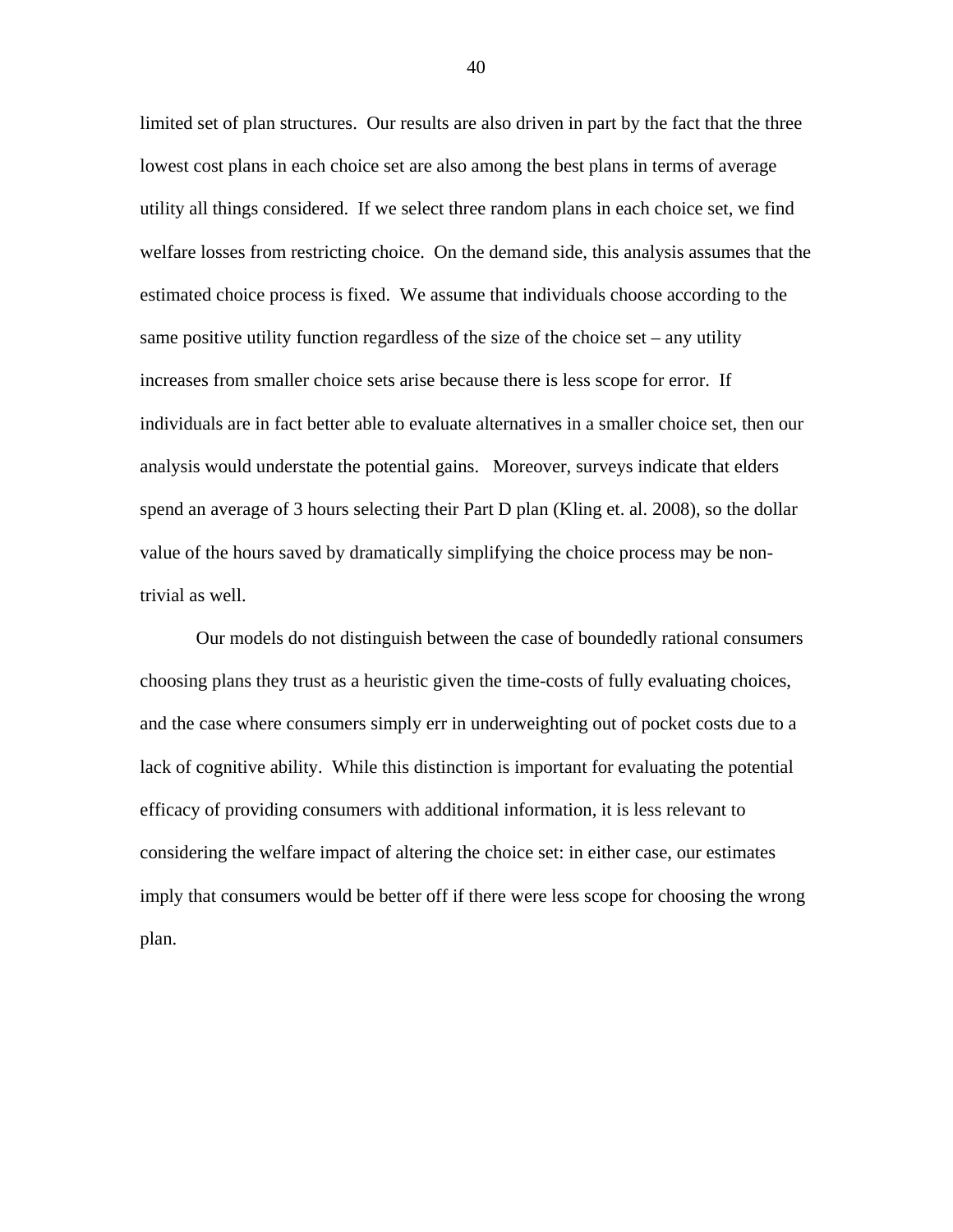limited set of plan structures. Our results are also driven in part by the fact that the three lowest cost plans in each choice set are also among the best plans in terms of average utility all things considered. If we select three random plans in each choice set, we find welfare losses from restricting choice. On the demand side, this analysis assumes that the estimated choice process is fixed. We assume that individuals choose according to the same positive utility function regardless of the size of the choice set – any utility increases from smaller choice sets arise because there is less scope for error. If individuals are in fact better able to evaluate alternatives in a smaller choice set, then our analysis would understate the potential gains. Moreover, surveys indicate that elders spend an average of 3 hours selecting their Part D plan (Kling et. al. 2008), so the dollar value of the hours saved by dramatically simplifying the choice process may be non-trivial as well.

Our models do not distinguish between the case of boundedly rational consumers choosing plans they trust as a heuristic given the time-costs of fully evaluating choices, and the case where consumers simply err in underweighting out of pocket costs due to a lack of cognitive ability. While this distinction is important for evaluating the potential efficacy of providing consumers with additional information, it is less relevant to considering the welfare impact of altering the choice set: in either case, our estimates imply that consumers would be better off if there were less scope for choosing the wrong plan.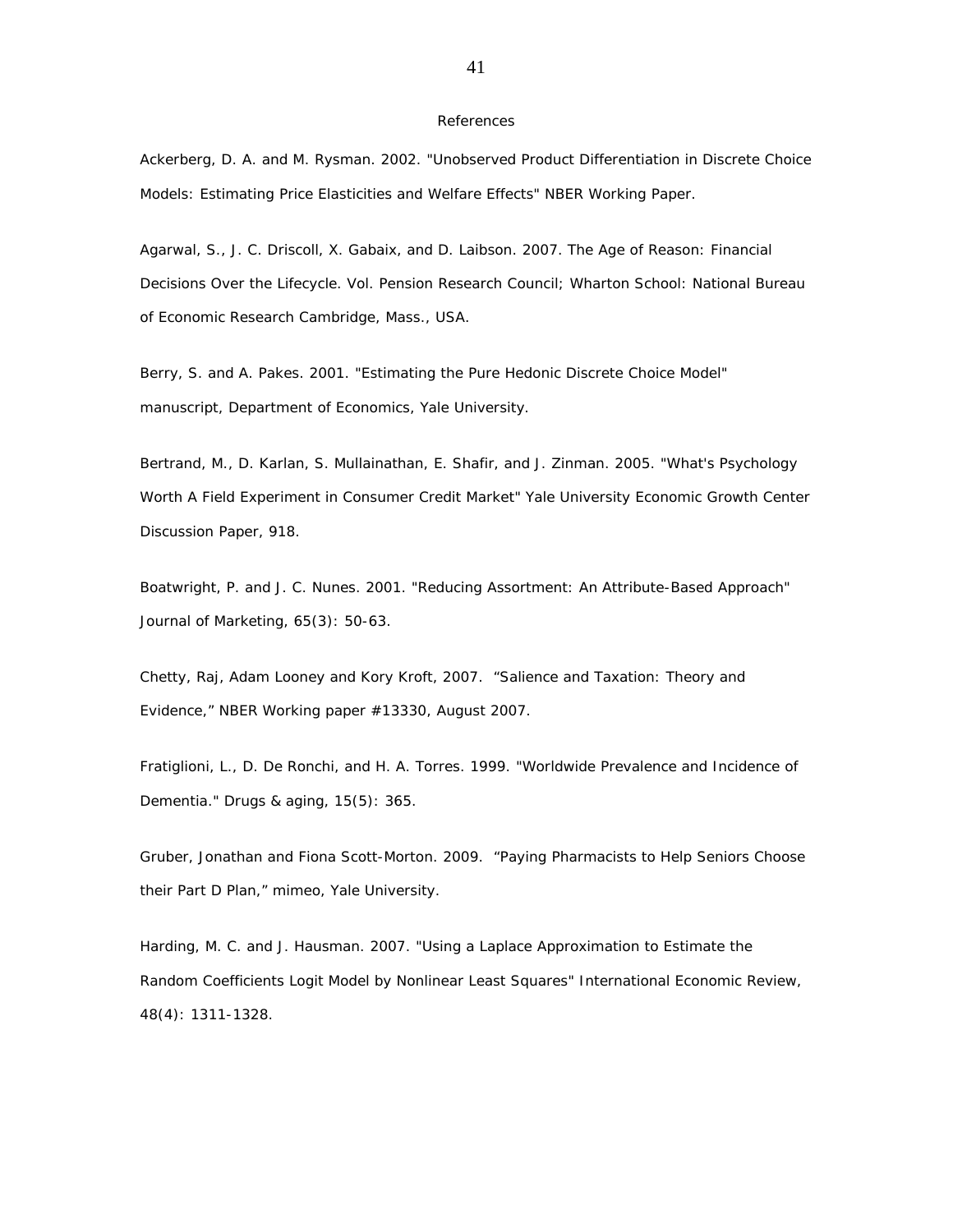## References

Ackerberg, D. A. and M. Rysman. 2002. "Unobserved Product Differentiation in Discrete Choice Models: Estimating Price Elasticities and Welfare Effects" NBER Working Paper.

Agarwal, S., J. C. Driscoll, X. Gabaix, and D. Laibson. 2007. The Age of Reason: Financial Decisions Over the Lifecycle. Vol. Pension Research Council; Wharton School: National Bureau of Economic Research Cambridge, Mass., USA.

Berry, S. and A. Pakes. 2001. "Estimating the Pure Hedonic Discrete Choice Model" manuscript, Department of Economics, Yale University.

Bertrand, M., D. Karlan, S. Mullainathan, E. Shafir, and J. Zinman. 2005. "What's Psychology Worth A Field Experiment in Consumer Credit Market" Yale University Economic Growth Center Discussion Paper, 918.

Boatwright, P. and J. C. Nunes. 2001. "Reducing Assortment: An Attribute-Based Approach" Journal of Marketing, 65(3): 50-63.

Chetty, Raj, Adam Looney and Kory Kroft, 2007. "Salience and Taxation: Theory and Evidence," NBER Working paper #13330, August 2007.

Fratiglioni, L., D. De Ronchi, and H. A. Torres. 1999. "Worldwide Prevalence and Incidence of Dementia." Drugs & aging, 15(5): 365.

Gruber, Jonathan and Fiona Scott-Morton. 2009. "Paying Pharmacists to Help Seniors Choose their Part D Plan," mimeo, Yale University.

Harding, M. C. and J. Hausman. 2007. "Using a Laplace Approximation to Estimate the Random Coefficients Logit Model by Nonlinear Least Squares" International Economic Review, 48(4): 1311-1328.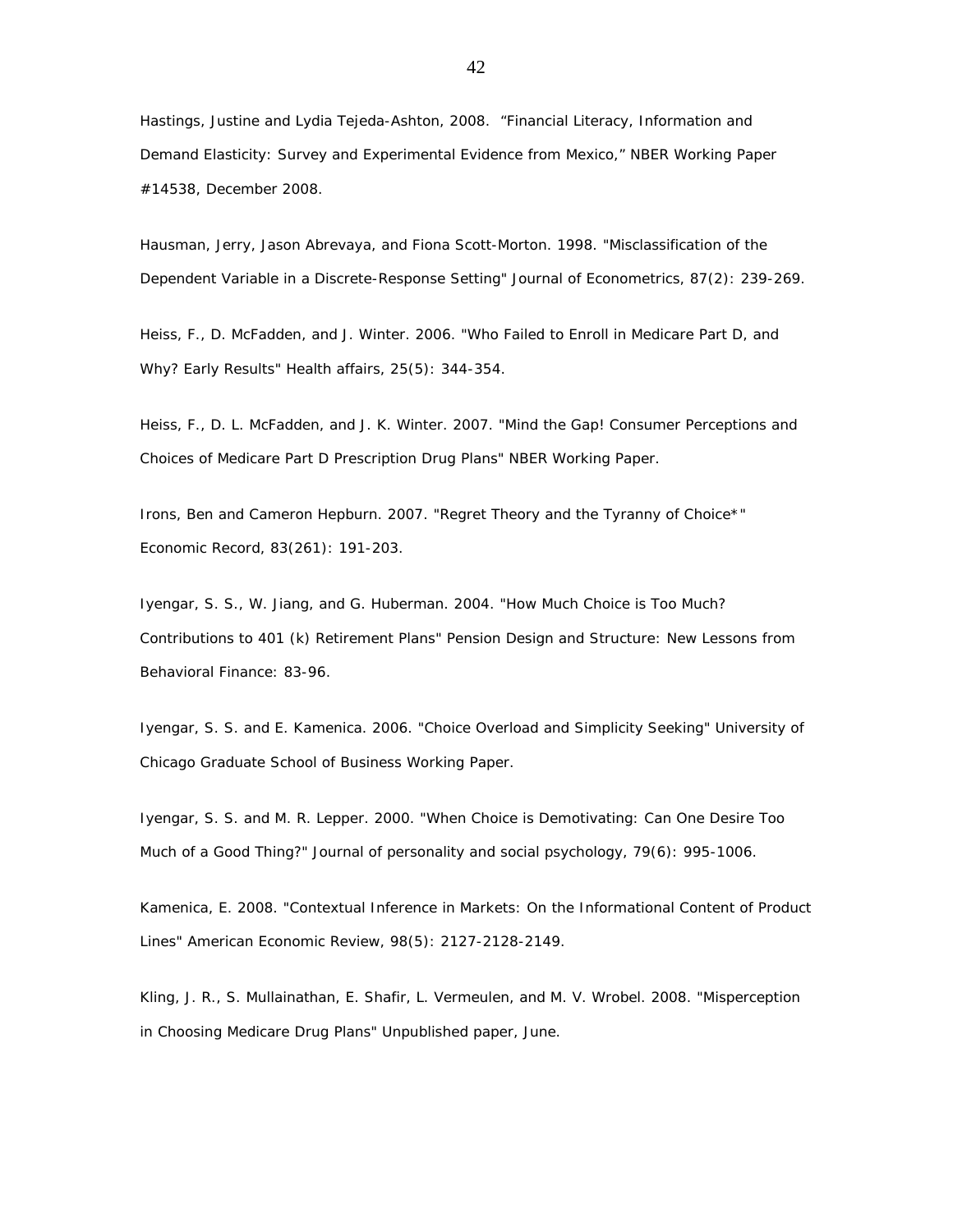Hastings, Justine and Lydia Tejeda-Ashton, 2008. “Financial Literacy, Information and Demand Elasticity: Survey and Experimental Evidence from Mexico,” NBER Working Paper #14538, December 2008.

Hausman, Jerry, Jason Abrevaya, and Fiona Scott-Morton. 1998. "Misclassification of the Dependent Variable in a Discrete-Response Setting" Journal of Econometrics, 87(2): 239-269.

Heiss, F., D. McFadden, and J. Winter. 2006. "Who Failed to Enroll in Medicare Part D, and Why? Early Results" Health affairs, 25(5): 344-354.

Heiss, F., D. L. McFadden, and J. K. Winter. 2007. "Mind the Gap! Consumer Perceptions and Choices of Medicare Part D Prescription Drug Plans" NBER Working Paper.

Irons, Ben and Cameron Hepburn. 2007. "Regret Theory and the Tyranny of Choice*" Economic Record, 83(261): 191-203.

Iyengar, S. S., W. Jiang, and G. Huberman. 2004. "How Much Choice is Too Much? Contributions to 401 (k) Retirement Plans" Pension Design and Structure: New Lessons from Behavioral Finance: 83-96.

Iyengar, S. S. and E. Kamenica. 2006. "Choice Overload and Simplicity Seeking" University of Chicago Graduate School of Business Working Paper.

Iyengar, S. S. and M. R. Lepper. 2000. "When Choice is Demotivating: Can One Desire Too Much of a Good Thing?" Journal of personality and social psychology, 79(6): 995-1006.

Kamenica, E. 2008. "Contextual Inference in Markets: On the Informational Content of Product Lines" American Economic Review, 98(5): 2127-2128-2149.

Kling, J. R., S. Mullainathan, E. Shafir, L. Vermeulen, and M. V. Wrobel. 2008. "Misperception in Choosing Medicare Drug Plans" Unpublished paper, June.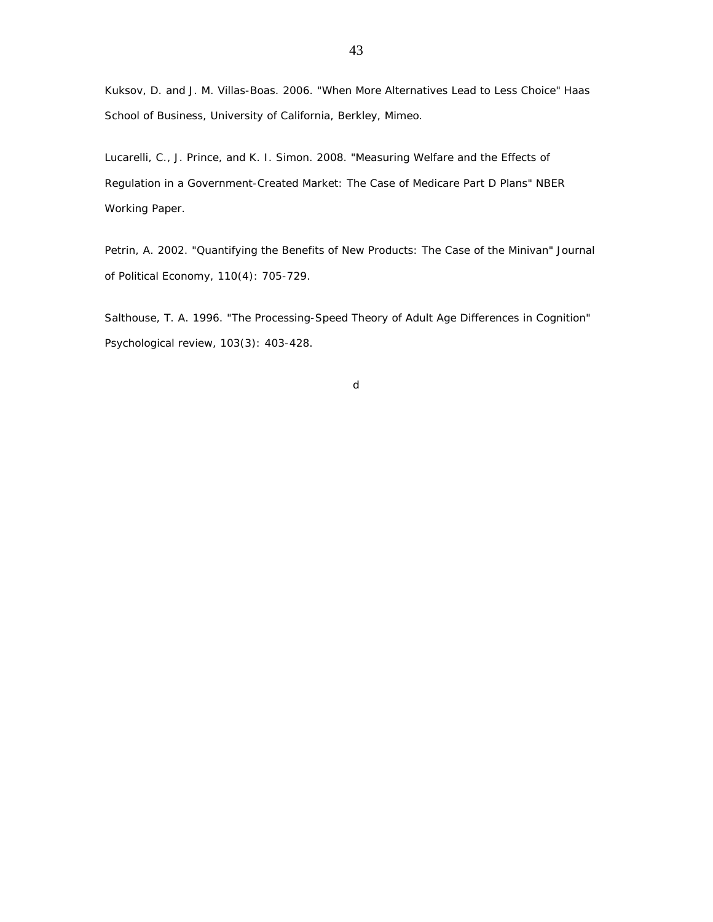Kuksov, D. and J. M. Villas-Boas. 2006. "When More Alternatives Lead to Less Choice" Haas School of Business, University of California, Berkley, Mimeo.

Lucarelli, C., J. Prince, and K. I. Simon. 2008. "Measuring Welfare and the Effects of Regulation in a Government-Created Market: The Case of Medicare Part D Plans" NBER Working Paper.

Petrin, A. 2002. "Quantifying the Benefits of New Products: The Case of the Minivan" Journal of Political Economy, 110(4): 705-729.

Salthouse, T. A. 1996. "The Processing-Speed Theory of Adult Age Differences in Cognition" Psychological review, 103(3): 403-428.

d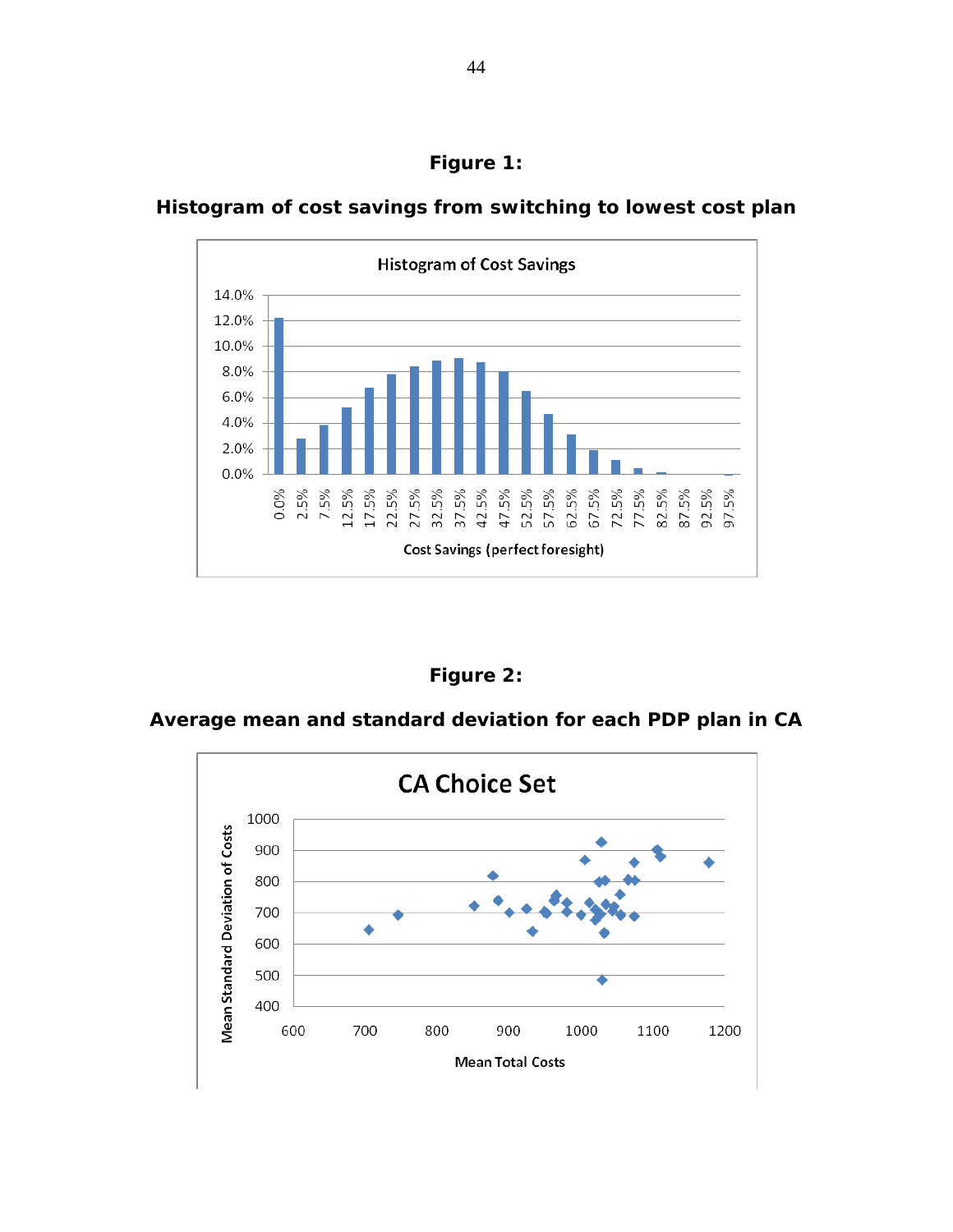**Figure 1:**

**Histogram of cost savings from switching to lowest cost plan**

**Figure 2:**

**Average mean and standard deviation for each PDP plan in CA**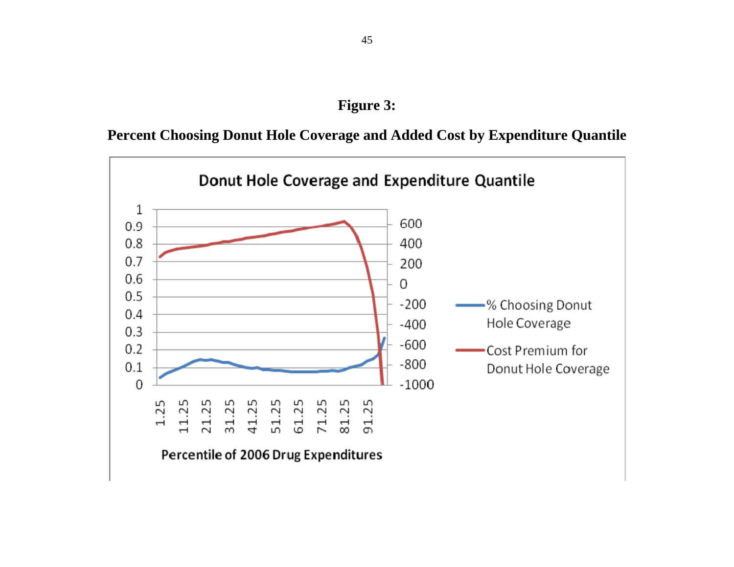**Figure 3:**

**Percent Choosing Donut Hole Coverage and Added Cost by Expenditure Quantile**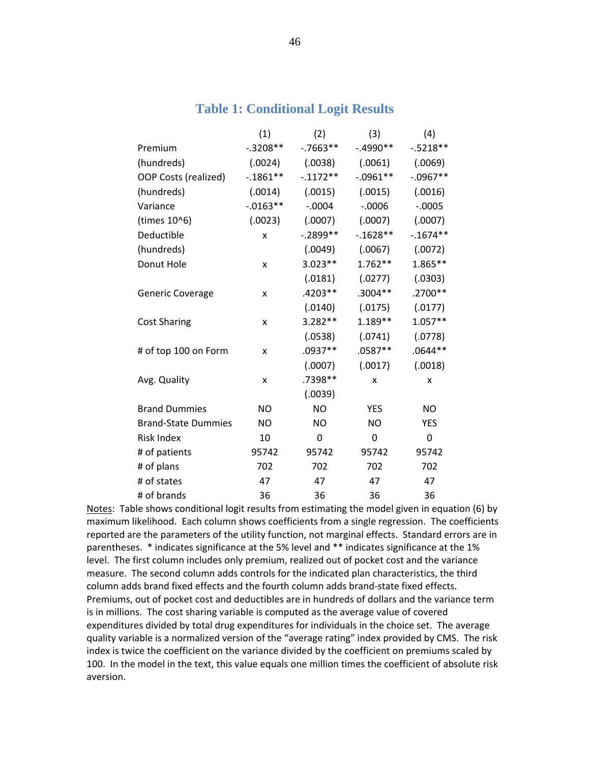## Table 1: Conditional Logit Results

| | (1) | (2) | (3) | (4) |
|---|---|---|---|---|
| Premium | -.3208** | -.7663** | -.4990** | -.5218** |
| (hundreds) | (.0024) | (.0038) | (.0061) | (.0069) |
| OOP Costs (realized) | -.1861** | -.1172** | -.0961** | -.0967** |
| (hundreds) | (.0014) | (.0015) | (.0015) | (.0016) |
| Variance | -.0163** | -.0004 | -.0006 | -.0005 |
| (times 10^6) | (.0023) | (.0007) | (.0007) | (.0007) |
| Deductible | x | -.2899** | -.1628** | -.1674** |
| (hundreds) | | (.0049) | (.0067) | (.0072) |
| Donut Hole | x | 3.023** | 1.762** | 1.865** |
| | | (.0181) | (.0277) | (.0303) |
| Generic Coverage | x | .4203** | .3004** | .2700** |
| | | (.0140) | (.0175) | (.0177) |
| Cost Sharing | x | 3.282** | 1.189** | 1.057** |
| | | (.0538) | (.0741) | (.0778) |
| # of top 100 on Form | x | .0937** | .0587** | .0644** |
| | | (.0007) | (.0017) | (.0018) |
| Avg. Quality | x | .7398** | x | x |
| | | (.0039) | | |
| Brand Dummies | NO | NO | YES | NO |
| Brand-State Dummies | NO | NO | NO | YES |
| Risk Index | 10 | 0 | 0 | 0 |
| # of patients | 95742 | 95742 | 95742 | 95742 |
| # of plans | 702 | 702 | 702 | 702 |
| # of states | 47 | 47 | 47 | 47 |
| # of brands | 36 | 36 | 36 | 36 |

Notes: Table shows conditional logit results from estimating the model given in equation (6) by maximum likelihood. Each column shows coefficients from a single regression. The coefficients reported are the parameters of the utility function, not marginal effects. Standard errors are in parentheses. * indicates significance at the 5% level and ** indicates significance at the 1% level. The first column includes only premium, realized out of pocket cost and the variance measure. The second column adds controls for the indicated plan characteristics, the third column adds brand fixed effects and the fourth column adds brand-state fixed effects. Premiums, out of pocket cost and deductibles are in hundreds of dollars and the variance term is in millions. The cost sharing variable is computed as the average value of covered expenditures divided by total drug expenditures for individuals in the choice set. The average quality variable is a normalized version of the "average rating" index provided by CMS. The risk index is twice the coefficient on the variance divided by the coefficient on premiums scaled by 100. In the model in the text, this value equals one million times the coefficient of absolute risk aversion.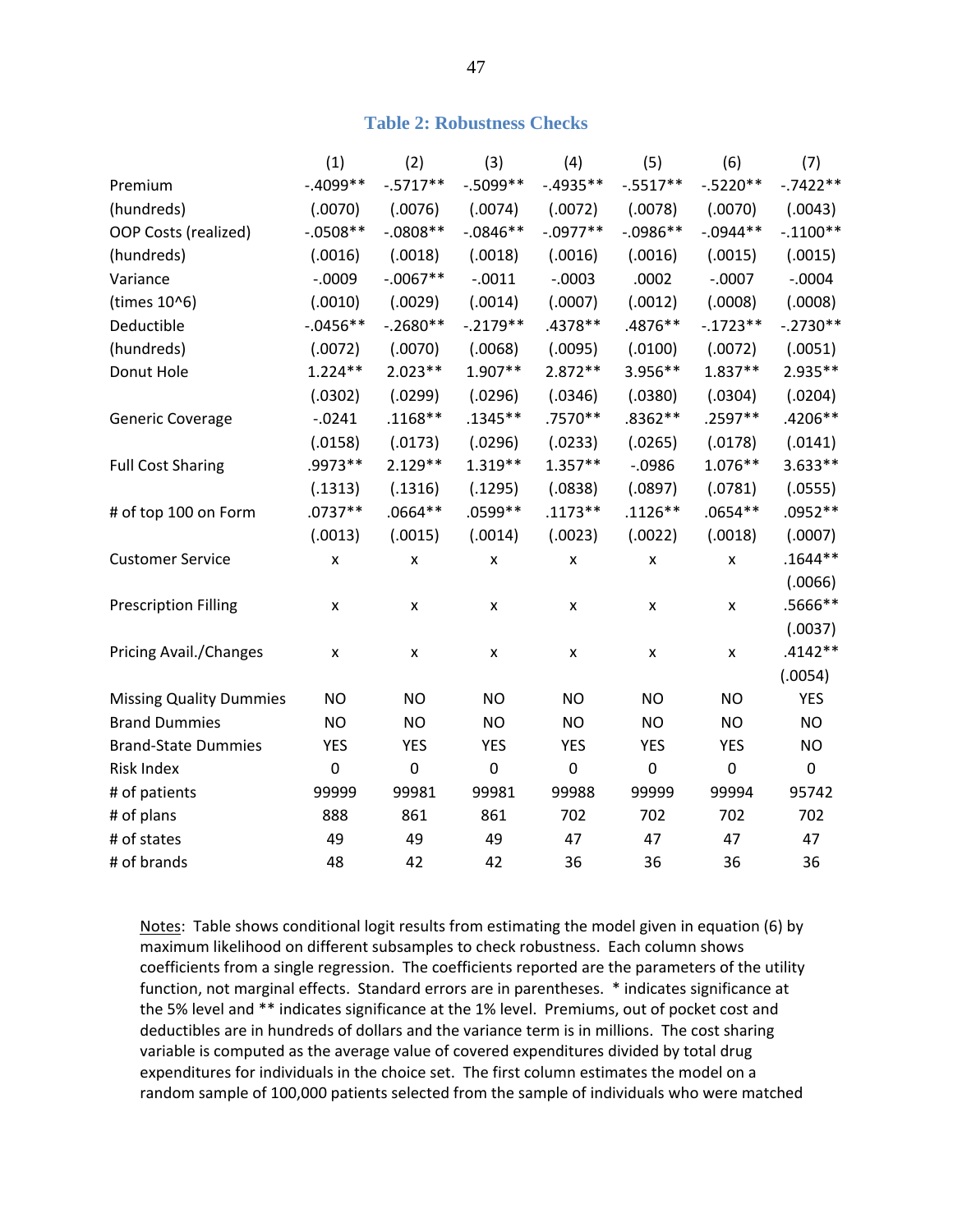## Table 2: Robustness Checks

| | (1) | (2) | (3) | (4) | (5) | (6) | (7) |
|---|---|---|---|---|---|---|---|
| Premium | -.4099** | -.5717** | -.5099** | -.4935** | -.5517** | -.5220** | -.7422** |
| (hundreds) | (.0070) | (.0076) | (.0074) | (.0072) | (.0078) | (.0070) | (.0043) |
| OOP Costs (realized) | -.0508** | -.0808** | -.0846** | -.0977** | -.0986** | -.0944** | -.1100** |
| (hundreds) | (.0016) | (.0018) | (.0018) | (.0016) | (.0016) | (.0015) | (.0015) |
| Variance | -.0009 | -.0067** | -.0011 | -.0003 | .0002 | -.0007 | -.0004 |
| (times 10^6) | (.0010) | (.0029) | (.0014) | (.0007) | (.0012) | (.0008) | (.0008) |
| Deductible | -.0456** | -.2680** | -.2179** | .4378** | .4876** | -.1723** | -.2730** |
| (hundreds) | (.0072) | (.0070) | (.0068) | (.0095) | (.0100) | (.0072) | (.0051) |
| Donut Hole | 1.224** | 2.023** | 1.907** | 2.872** | 3.956** | 1.837** | 2.935** |
| | (.0302) | (.0299) | (.0296) | (.0346) | (.0380) | (.0304) | (.0204) |
| Generic Coverage | -.0241 | .1168** | .1345** | .7570** | .8362** | .2597** | .4206** |
| | (.0158) | (.0173) | (.0296) | (.0233) | (.0265) | (.0178) | (.0141) |
| Full Cost Sharing | .9973** | 2.129** | 1.319** | 1.357** | -.0986 | 1.076** | 3.633** |
| | (.1313) | (.1316) | (.1295) | (.0838) | (.0897) | (.0781) | (.0555) |
| # of top 100 on Form | .0737** | .0664** | .0599** | .1173** | .1126** | .0654** | .0952** |
| | (.0013) | (.0015) | (.0014) | (.0023) | (.0022) | (.0018) | (.0007) |
| Customer Service | x | x | x | x | x | x | .1644** |
| | | | | | | | (.0066) |
| Prescription Filling | x | x | x | x | x | x | .5666** |
| | | | | | | | (.0037) |
| Pricing Avail./Changes | x | x | x | x | x | x | .4142** |
| | | | | | | | (.0054) |
| Missing Quality Dummies | NO | NO | NO | NO | NO | NO | YES |
| Brand Dummies | NO | NO | NO | NO | NO | NO | NO |
| Brand-State Dummies | YES | YES | YES | YES | YES | YES | NO |
| Risk Index | 0 | 0 | 0 | 0 | 0 | 0 | 0 |
| # of patients | 99999 | 99981 | 99981 | 99988 | 99999 | 99994 | 95742 |
| # of plans | 888 | 861 | 861 | 702 | 702 | 702 | 702 |
| # of states | 49 | 49 | 49 | 47 | 47 | 47 | 47 |
| # of brands | 48 | 42 | 42 | 36 | 36 | 36 | 36 |

Notes: Table shows conditional logit results from estimating the model given in equation (6) by maximum likelihood on different subsamples to check robustness. Each column shows coefficients from a single regression. The coefficients reported are the parameters of the utility function, not marginal effects. Standard errors are in parentheses. * indicates significance at the 5% level and ** indicates significance at the 1% level. Premiums, out of pocket cost and deductibles are in hundreds of dollars and the variance term is in millions. The cost sharing variable is computed as the average value of covered expenditures divided by total drug expenditures for individuals in the choice set. The first column estimates the model on a random sample of 100,000 patients selected from the sample of individuals who were matched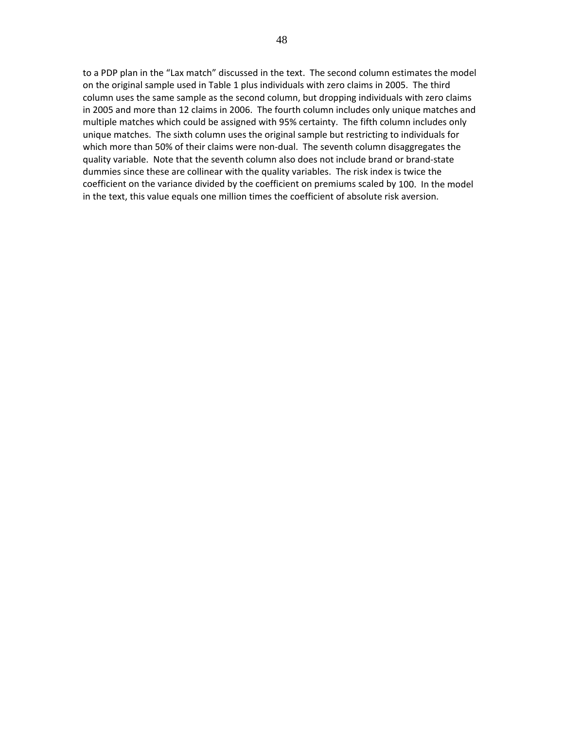to a PDP plan in the "Lax match" discussed in the text. The second column estimates the model on the original sample used in Table 1 plus individuals with zero claims in 2005. The third column uses the same sample as the second column, but dropping individuals with zero claims in 2005 and more than 12 claims in 2006. The fourth column includes only unique matches and multiple matches which could be assigned with 95% certainty. The fifth column includes only unique matches. The sixth column uses the original sample but restricting to individuals for which more than 50% of their claims were non-dual. The seventh column disaggregates the quality variable. Note that the seventh column also does not include brand or brand-state dummies since these are collinear with the quality variables. The risk index is twice the coefficient on the variance divided by the coefficient on premiums scaled by 100. In the model in the text, this value equals one million times the coefficient of absolute risk aversion.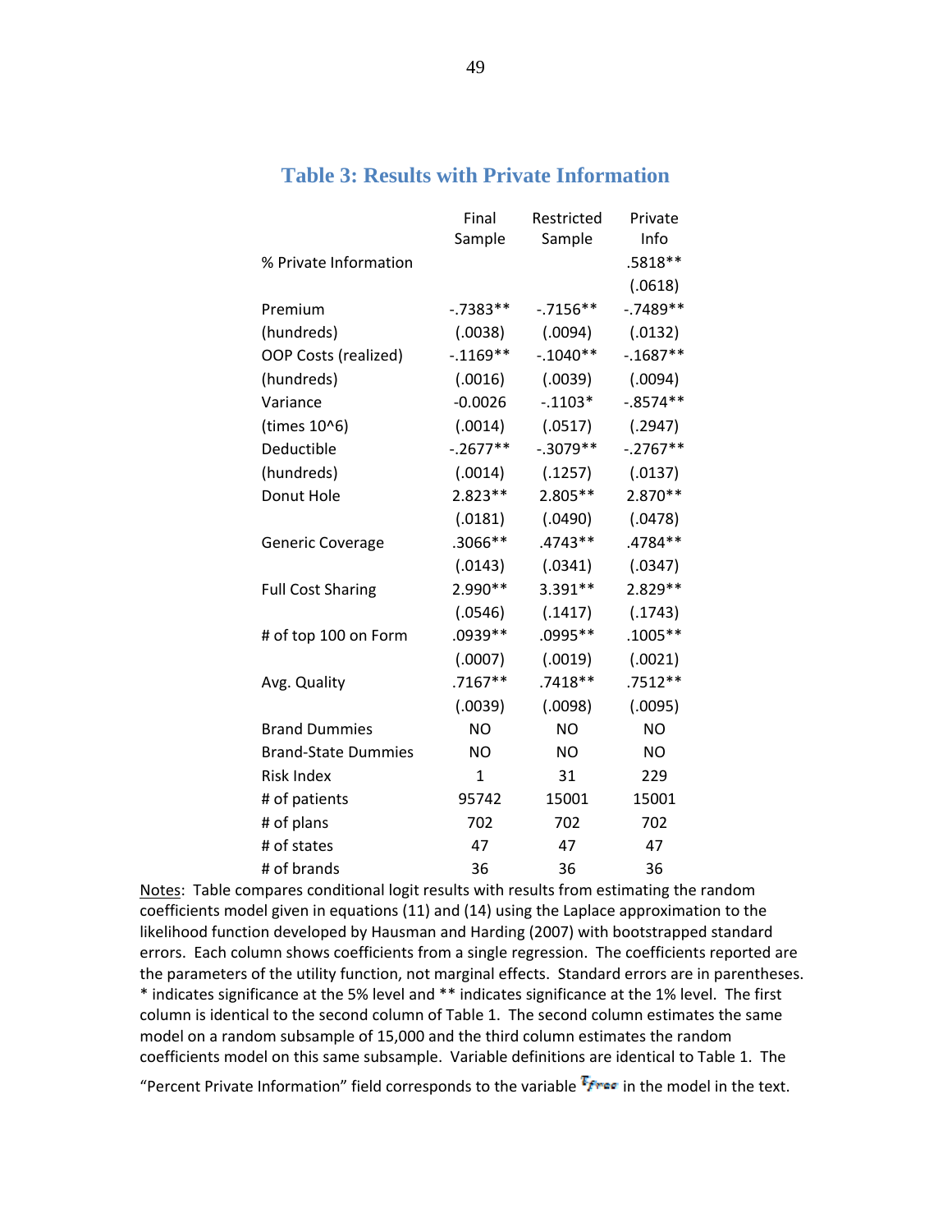## Table 3: Results with Private Information

| | Final Sample | Restricted Sample | Private Info |
|---|---|---|---|
| % Private Information | | | .5818** |
| | | | (.0618) |
| Premium | -.7383** | -.7156** | -.7489** |
| (hundreds) | (.0038) | (.0094) | (.0132) |
| OOP Costs (realized) | -.1169** | -.1040** | -.1687** |
| (hundreds) | (.0016) | (.0039) | (.0094) |
| Variance | -0.0026 | -.1103* | -.8574** |
| (times 10^6) | (.0014) | (.0517) | (.2947) |
| Deductible | -.2677** | -.3079** | -.2767** |
| (hundreds) | (.0014) | (.1257) | (.0137) |
| Donut Hole | 2.823** | 2.805** | 2.870** |
| | (.0181) | (.0490) | (.0478) |
| Generic Coverage | .3066** | .4743** | .4784** |
| | (.0143) | (.0341) | (.0347) |
| Full Cost Sharing | 2.990** | 3.391** | 2.829** |
| | (.0546) | (.1417) | (.1743) |
| # of top 100 on Form | .0939** | .0995** | .1005** |
| | (.0007) | (.0019) | (.0021) |
| Avg. Quality | .7167** | .7418** | .7512** |
| | (.0039) | (.0098) | (.0095) |
| Brand Dummies | NO | NO | NO |
| Brand-State Dummies | NO | NO | NO |
| Risk Index | 1 | 31 | 229 |
| # of patients | 95742 | 15001 | 15001 |
| # of plans | 702 | 702 | 702 |
| # of states | 47 | 47 | 47 |
| # of brands | 36 | 36 | 36 |

Notes: Table compares conditional logit results with results from estimating the random coefficients model given in equations (11) and (14) using the Laplace approximation to the likelihood function developed by Hausman and Harding (2007) with bootstrapped standard errors. Each column shows coefficients from a single regression. The coefficients reported are the parameters of the utility function, not marginal effects. Standard errors are in parentheses. * indicates significance at the 5% level and ** indicates significance at the 1% level. The first column is identical to the second column of Table 1. The second column estimates the same model on a random subsample of 15,000 and the third column estimates the random coefficients model on this same subsample. Variable definitions are identical to Table 1. The "Percent Private Information" field corresponds to the variable $\tau_{free}$ in the model in the text.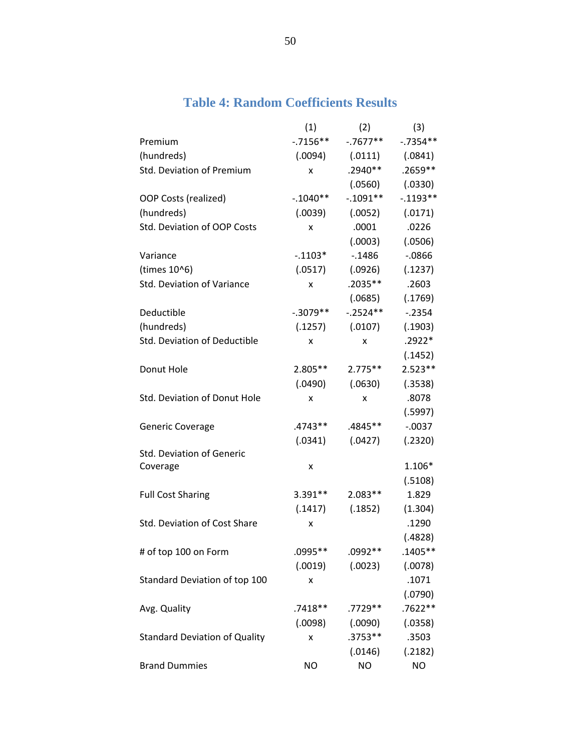## Table 4: Random Coefficients Results

| | (1) | (2) | (3) |
|---|---|---|---|
| Premium | -.7156** | -.7677** | -.7354** |
| (hundreds) | (.0094) | (.0111) | (.0841) |
| Std. Deviation of Premium | x | .2940** | .2659** |
| | | (.0560) | (.0330) |
| OOP Costs (realized) | -.1040** | -.1091** | -.1193** |
| (hundreds) | (.0039) | (.0052) | (.0171) |
| Std. Deviation of OOP Costs | x | .0001 | .0226 |
| | | (.0003) | (.0506) |
| Variance | -.1103* | -.1486 | -.0866 |
| (times 10^6) | (.0517) | (.0926) | (.1237) |
| Std. Deviation of Variance | x | .2035** | .2603 |
| | | (.0685) | (.1769) |
| Deductible | -.3079** | -.2524** | -.2354 |
| (hundreds) | (.1257) | (.0107) | (.1903) |
| Std. Deviation of Deductible | x | x | .2922* |
| | | | (.1452) |
| Donut Hole | 2.805** | 2.775** | 2.523** |
| | (.0490) | (.0630) | (.3538) |
| Std. Deviation of Donut Hole | x | x | .8078 |
| | | | (.5997) |
| Generic Coverage | .4743** | .4845** | -.0037 |
| | (.0341) | (.0427) | (.2320) |
| Std. Deviation of Generic Coverage | x | | 1.106* |
| | | | (.5108) |
| Full Cost Sharing | 3.391** | 2.083** | 1.829 |
| | (.1417) | (.1852) | (1.304) |
| Std. Deviation of Cost Share | x | | .1290 |
| | | | (.4828) |
| # of top 100 on Form | .0995** | .0992** | .1405** |
| | (.0019) | (.0023) | (.0078) |
| Standard Deviation of top 100 | x | | .1071 |
| | | | (.0790) |
| Avg. Quality | .7418** | .7729** | .7622** |
| | (.0098) | (.0090) | (.0358) |
| Standard Deviation of Quality | x | .3753** | .3503 |
| | | (.0146) | (.2182) |
| Brand Dummies | NO | NO | NO |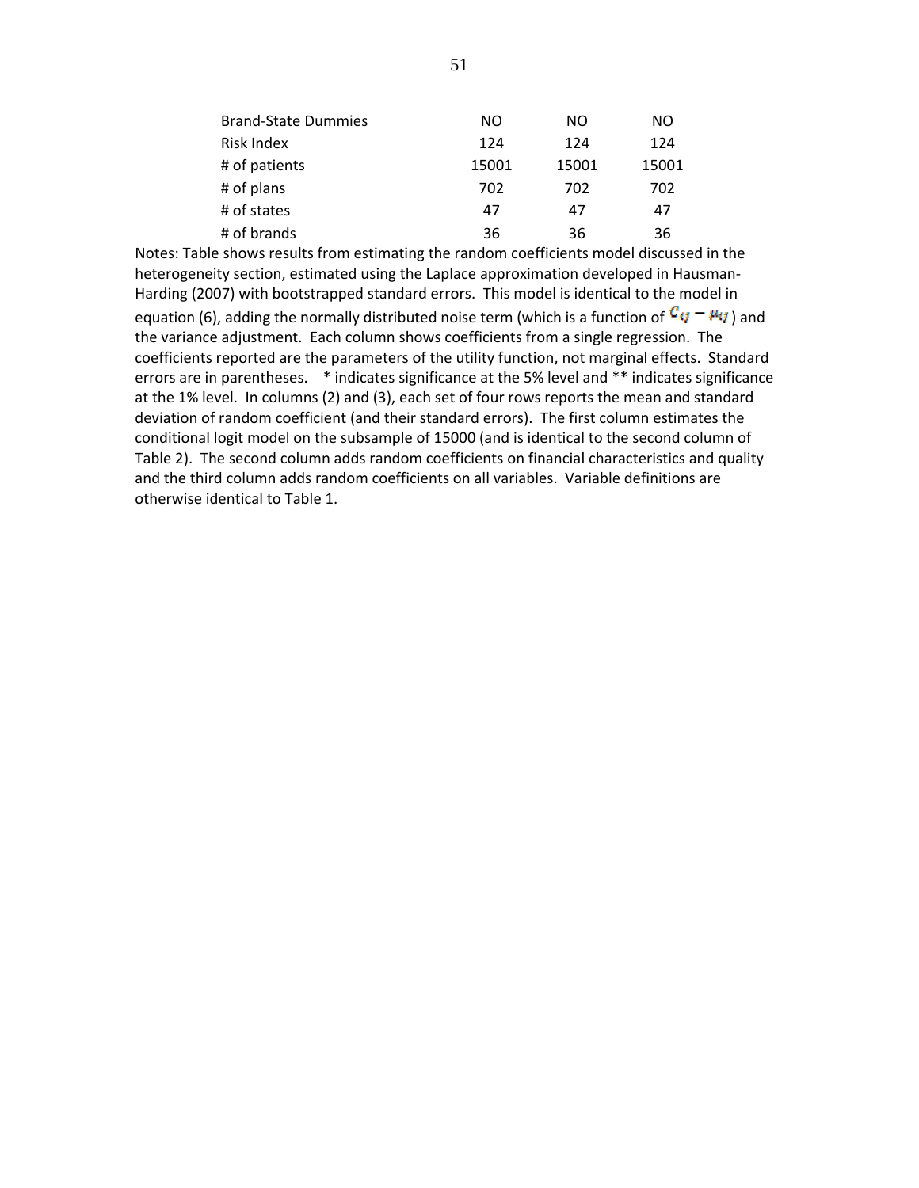| | | | |
|---|---|---|---|
| Brand-State Dummies | NO | NO | NO |
| Risk Index | 124 | 124 | 124 |
| # of patients | 15001 | 15001 | 15001 |
| # of plans | 702 | 702 | 702 |
| # of states | 47 | 47 | 47 |
| # of brands | 36 | 36 | 36 |

Notes: Table shows results from estimating the random coefficients model discussed in the heterogeneity section, estimated using the Laplace approximation developed in Hausman-Harding (2007) with bootstrapped standard errors. This model is identical to the model in equation (6), adding the normally distributed noise term (which is a function of $c_{ij} - \mu_{ij}$) and the variance adjustment. Each column shows coefficients from a single regression. The coefficients reported are the parameters of the utility function, not marginal effects. Standard errors are in parentheses. * indicates significance at the 5% level and ** indicates significance at the 1% level. In columns (2) and (3), each set of four rows reports the mean and standard deviation of random coefficient (and their standard errors). The first column estimates the conditional logit model on the subsample of 15000 (and is identical to the second column of Table 2). The second column adds random coefficients on financial characteristics and quality and the third column adds random coefficients on all variables. Variable definitions are otherwise identical to Table 1.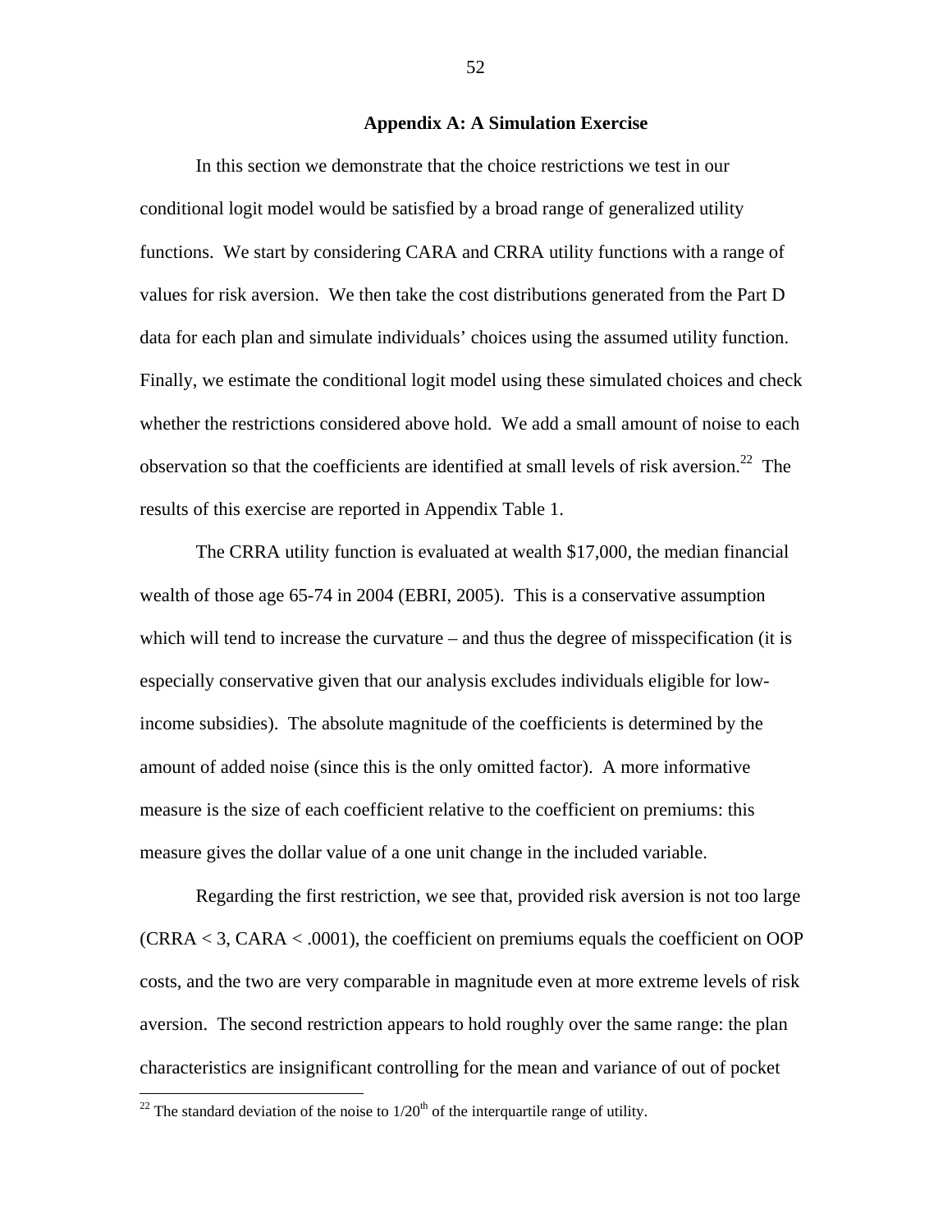## Appendix A: A Simulation Exercise

In this section we demonstrate that the choice restrictions we test in our conditional logit model would be satisfied by a broad range of generalized utility functions. We start by considering CARA and CRRA utility functions with a range of values for risk aversion. We then take the cost distributions generated from the Part D data for each plan and simulate individuals' choices using the assumed utility function. Finally, we estimate the conditional logit model using these simulated choices and check whether the restrictions considered above hold. We add a small amount of noise to each observation so that the coefficients are identified at small levels of risk aversion.[22] The results of this exercise are reported in Appendix Table 1.

The CRRA utility function is evaluated at wealth \$17,000, the median financial wealth of those age 65-74 in 2004 (EBRI, 2005). This is a conservative assumption which will tend to increase the curvature – and thus the degree of misspecification (it is especially conservative given that our analysis excludes individuals eligible for low-income subsidies). The absolute magnitude of the coefficients is determined by the amount of added noise (since this is the only omitted factor). A more informative measure is the size of each coefficient relative to the coefficient on premiums: this measure gives the dollar value of a one unit change in the included variable.

Regarding the first restriction, we see that, provided risk aversion is not too large (CRRA < 3, CARA < .0001), the coefficient on premiums equals the coefficient on OOP costs, and the two are very comparable in magnitude even at more extreme levels of risk aversion. The second restriction appears to hold roughly over the same range: the plan characteristics are insignificant controlling for the mean and variance of out of pocket

[22] The standard deviation of the noise to 1/20th of the interquartile range of utility.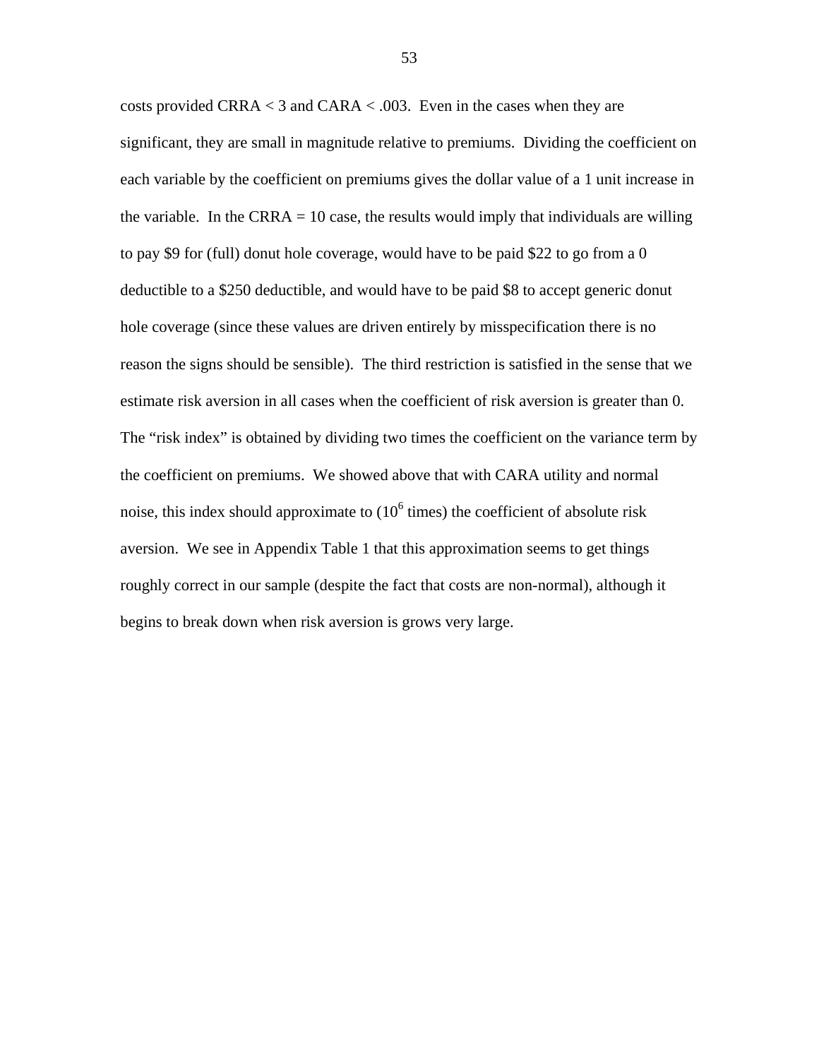costs provided CRRA < 3 and CARA < .003. Even in the cases when they are significant, they are small in magnitude relative to premiums. Dividing the coefficient on each variable by the coefficient on premiums gives the dollar value of a 1 unit increase in the variable. In the CRRA = 10 case, the results would imply that individuals are willing to pay $9 for (full) donut hole coverage, would have to be paid $22 to go from a 0 deductible to a $250 deductible, and would have to be paid $8 to accept generic donut hole coverage (since these values are driven entirely by misspecification there is no reason the signs should be sensible). The third restriction is satisfied in the sense that we estimate risk aversion in all cases when the coefficient of risk aversion is greater than 0. The "risk index" is obtained by dividing two times the coefficient on the variance term by the coefficient on premiums. We showed above that with CARA utility and normal noise, this index should approximate to ($10^6$ times) the coefficient of absolute risk aversion. We see in Appendix Table 1 that this approximation seems to get things roughly correct in our sample (despite the fact that costs are non-normal), although it begins to break down when risk aversion is grows very large.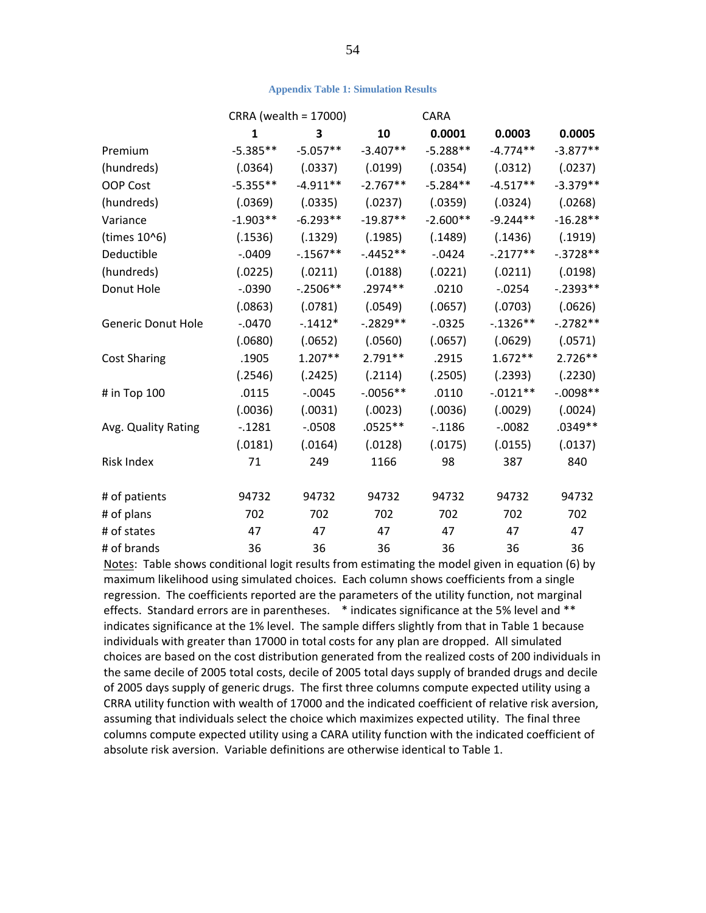**Appendix Table 1: Simulation Results**

| | CRRA (wealth = 17000) | | | CARA | | |
|---|---|---|---|---|---|---|
| | **1** | **3** | **10** | **0.0001** | **0.0003** | **0.0005** |
| Premium | -5.385** | -5.057** | -3.407** | -5.288** | -4.774** | -3.877** |
| (hundreds) | (.0364) | (.0337) | (.0199) | (.0354) | (.0312) | (.0237) |
| OOP Cost | -5.355** | -4.911** | -2.767** | -5.284** | -4.517** | -3.379** |
| (hundreds) | (.0369) | (.0335) | (.0237) | (.0359) | (.0324) | (.0268) |
| Variance | -1.903** | -6.293** | -19.87** | -2.600** | -9.244** | -16.28** |
| (times 10^6) | (.1536) | (.1329) | (.1985) | (.1489) | (.1436) | (.1919) |
| Deductible | -.0409 | -.1567** | -.4452** | -.0424 | -.2177** | -.3728** |
| (hundreds) | (.0225) | (.0211) | (.0188) | (.0221) | (.0211) | (.0198) |
| Donut Hole | -.0390 | -.2506** | .2974** | .0210 | -.0254 | -.2393** |
| | (.0863) | (.0781) | (.0549) | (.0657) | (.0703) | (.0626) |
| Generic Donut Hole | -.0470 | -.1412* | -.2829** | -.0325 | -.1326** | -.2782** |
| | (.0680) | (.0652) | (.0560) | (.0657) | (.0629) | (.0571) |
| Cost Sharing | .1905 | 1.207** | 2.791** | .2915 | 1.672** | 2.726** |
| | (.2546) | (.2425) | (.2114) | (.2505) | (.2393) | (.2230) |
| # in Top 100 | .0115 | -.0045 | -.0056** | .0110 | -.0121** | -.0098** |
| | (.0036) | (.0031) | (.0023) | (.0036) | (.0029) | (.0024) |
| Avg. Quality Rating | -.1281 | -.0508 | .0525** | -.1186 | -.0082 | .0349** |
| | (.0181) | (.0164) | (.0128) | (.0175) | (.0155) | (.0137) |
| Risk Index | 71 | 249 | 1166 | 98 | 387 | 840 |
| | | | | | | |
| # of patients | 94732 | 94732 | 94732 | 94732 | 94732 | 94732 |
| # of plans | 702 | 702 | 702 | 702 | 702 | 702 |
| # of states | 47 | 47 | 47 | 47 | 47 | 47 |
| # of brands | 36 | 36 | 36 | 36 | 36 | 36 |

Notes: Table shows conditional logit results from estimating the model given in equation (6) by maximum likelihood using simulated choices. Each column shows coefficients from a single regression. The coefficients reported are the parameters of the utility function, not marginal effects. Standard errors are in parentheses. * indicates significance at the 5% level and ** indicates significance at the 1% level. The sample differs slightly from that in Table 1 because individuals with greater than 17000 in total costs for any plan are dropped. All simulated choices are based on the cost distribution generated from the realized costs of 200 individuals in the same decile of 2005 total costs, decile of 2005 total days supply of branded drugs and decile of 2005 days supply of generic drugs. The first three columns compute expected utility using a CRRA utility function with wealth of 17000 and the indicated coefficient of relative risk aversion, assuming that individuals select the choice which maximizes expected utility. The final three columns compute expected utility using a CARA utility function with the indicated coefficient of absolute risk aversion. Variable definitions are otherwise identical to Table 1.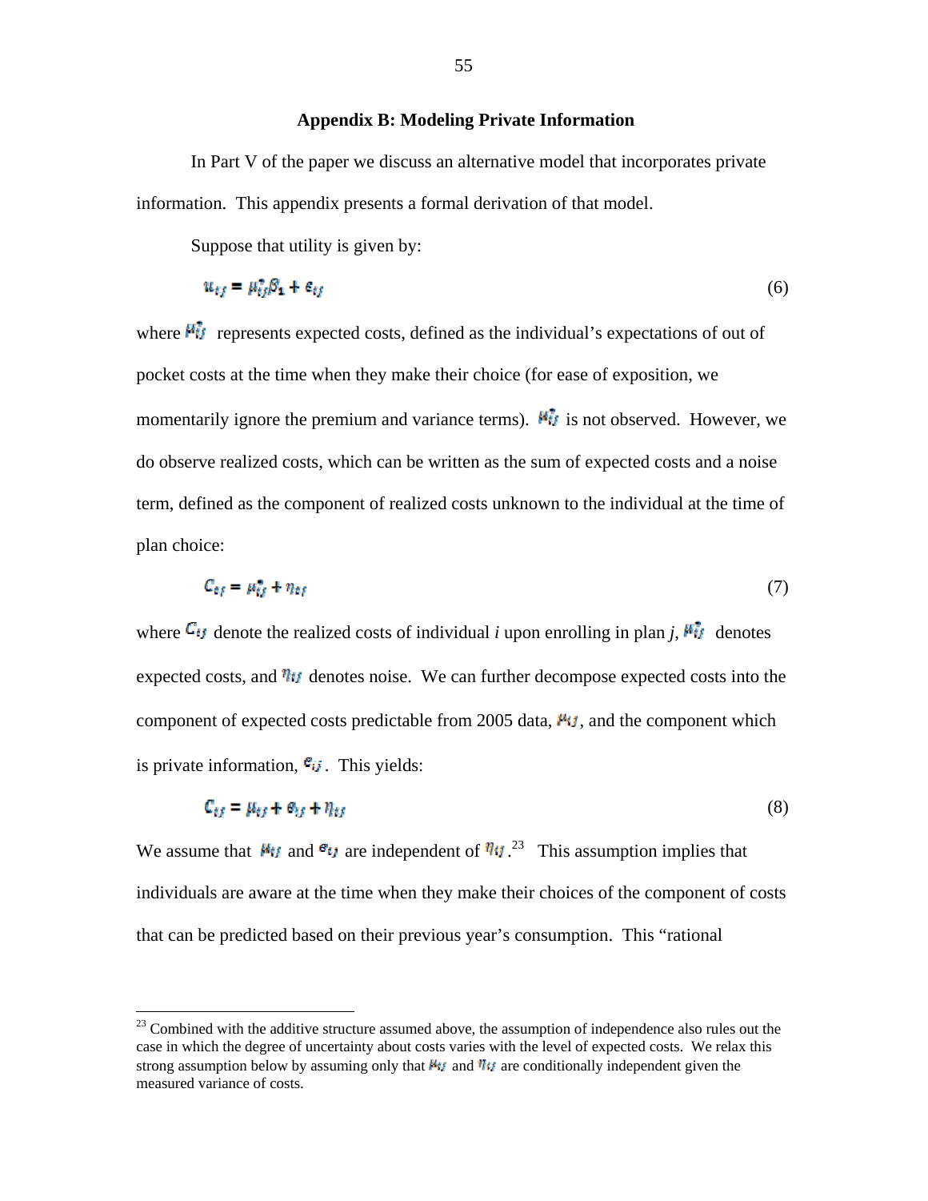## Appendix B: Modeling Private Information

In Part V of the paper we discuss an alternative model that incorporates private information. This appendix presents a formal derivation of that model.

Suppose that utility is given by:

$$u_{ij} = \mu_{ij}^{*}\beta_1 + \varepsilon_{ij} \tag{6}$$

where $\mu_{ij}^{*}$ represents expected costs, defined as the individual's expectations of out of pocket costs at the time when they make their choice (for ease of exposition, we momentarily ignore the premium and variance terms). $\mu_{ij}^{*}$ is not observed. However, we do observe realized costs, which can be written as the sum of expected costs and a noise term, defined as the component of realized costs unknown to the individual at the time of plan choice:

$$C_{ij} = \mu_{ij}^{*} + \eta_{ij} \tag{7}$$

where $C_{ij}$ denote the realized costs of individual *i* upon enrolling in plan *j*, $\mu_{ij}^{*}$ denotes expected costs, and $\eta_{ij}$ denotes noise. We can further decompose expected costs into the component of expected costs predictable from 2005 data, $\mu_{ij}$, and the component which is private information, $e_{ij}$. This yields:

$$C_{ij} = \mu_{ij} + e_{ij} + \eta_{ij} \tag{8}$$

We assume that $\mu_{ij}$ and $e_{ij}$ are independent of $\eta_{ij}$.[23] This assumption implies that individuals are aware at the time when they make their choices of the component of costs that can be predicted based on their previous year's consumption. This "rational

[23] Combined with the additive structure assumed above, the assumption of independence also rules out the case in which the degree of uncertainty about costs varies with the level of expected costs. We relax this strong assumption below by assuming only that $\mu_{ij}$ and $\eta_{ij}$ are conditionally independent given the measured variance of costs.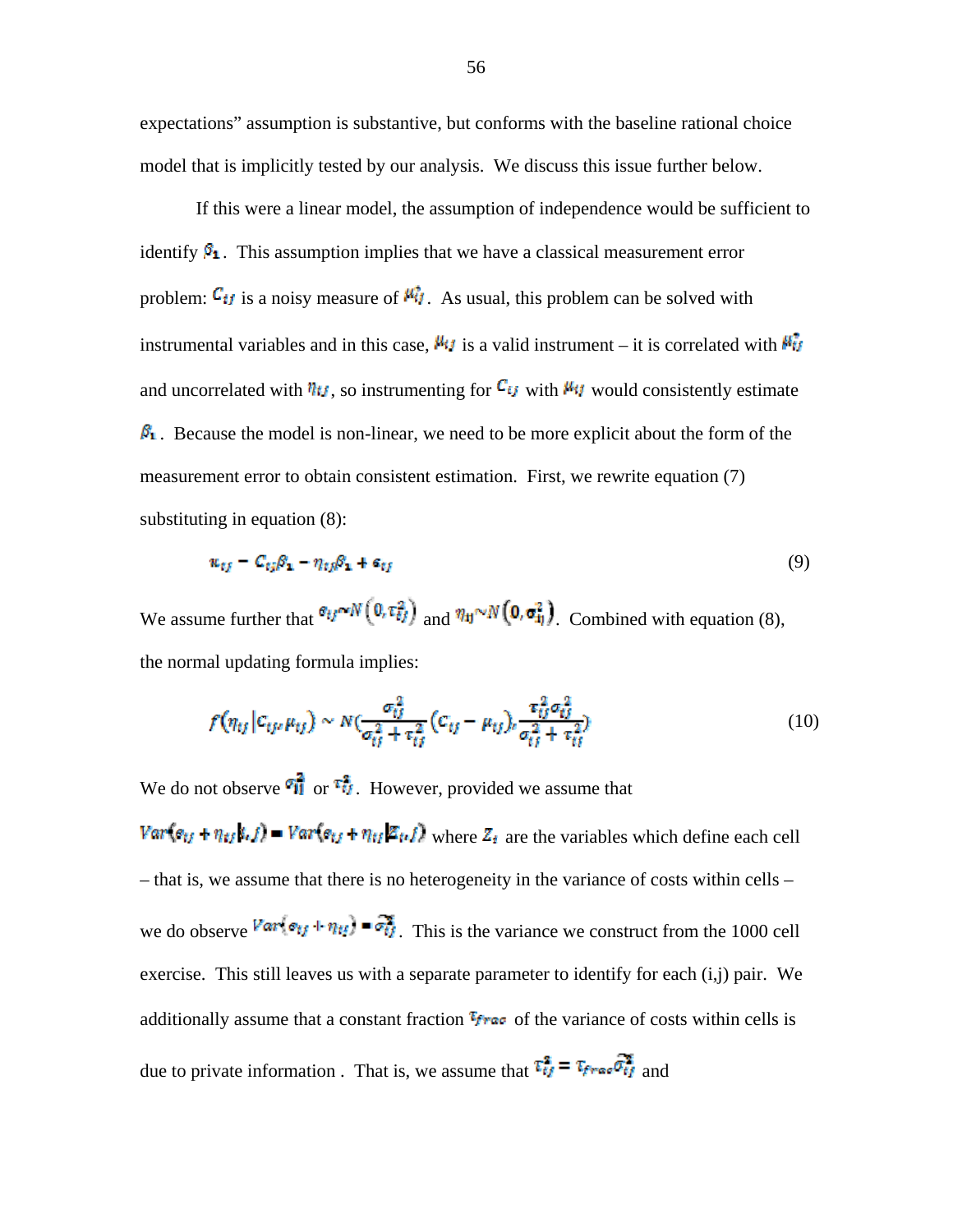expectations" assumption is substantive, but conforms with the baseline rational choice model that is implicitly tested by our analysis. We discuss this issue further below.

If this were a linear model, the assumption of independence would be sufficient to identify $\beta_1$. This assumption implies that we have a classical measurement error problem: $C_{ij}$ is a noisy measure of $\mu_{ij}^*$. As usual, this problem can be solved with instrumental variables and in this case, $\mu_{ij}$ is a valid instrument – it is correlated with $\mu_{ij}^*$ and uncorrelated with $\eta_{ij}$, so instrumenting for $C_{ij}$ with $\mu_{ij}$ would consistently estimate $\beta_1$. Because the model is non-linear, we need to be more explicit about the form of the measurement error to obtain consistent estimation. First, we rewrite equation (7) substituting in equation (8):

$$u_{ij} = C_{ij}\beta_1 - \eta_{ij}\beta_1 + \epsilon_{ij} \tag{9}$$

We assume further that $e_{ij} \sim N\left(0, \tau_{ij}^2\right)$ and $\eta_{ij} \sim N\left(0, \sigma_{ij}^2\right)$. Combined with equation (8), the normal updating formula implies:

$$f(\eta_{ij} | C_{ij}, \mu_{ij}) \sim N\left(\frac{\sigma_{ij}^2}{\sigma_{ij}^2 + \tau_{ij}^2}(C_{ij} - \mu_{ij}), \frac{\tau_{ij}^2 \sigma_{ij}^2}{\sigma_{ij}^2 + \tau_{ij}^2}\right) \tag{10}$$

We do not observe $\sigma_{ij}^2$ or $\tau_{ij}^2$. However, provided we assume that $Var(e_{ij} + \eta_{ij} | i, j) = Var(e_{ij} + \eta_{ij} | Z_i, j)$ where $Z_i$ are the variables which define each cell – that is, we assume that there is no heterogeneity in the variance of costs within cells – we do observe $Var(e_{ij} + \eta_{ij}) = \widetilde{\sigma_{ij}^2}$. This is the variance we construct from the 1000 cell exercise. This still leaves us with a separate parameter to identify for each (i,j) pair. We additionally assume that a constant fraction $\tau_{frac}$ of the variance of costs within cells is due to private information . That is, we assume that $\tau_{ij}^2 = \tau_{frac}\widetilde{\sigma_{ij}^2}$ and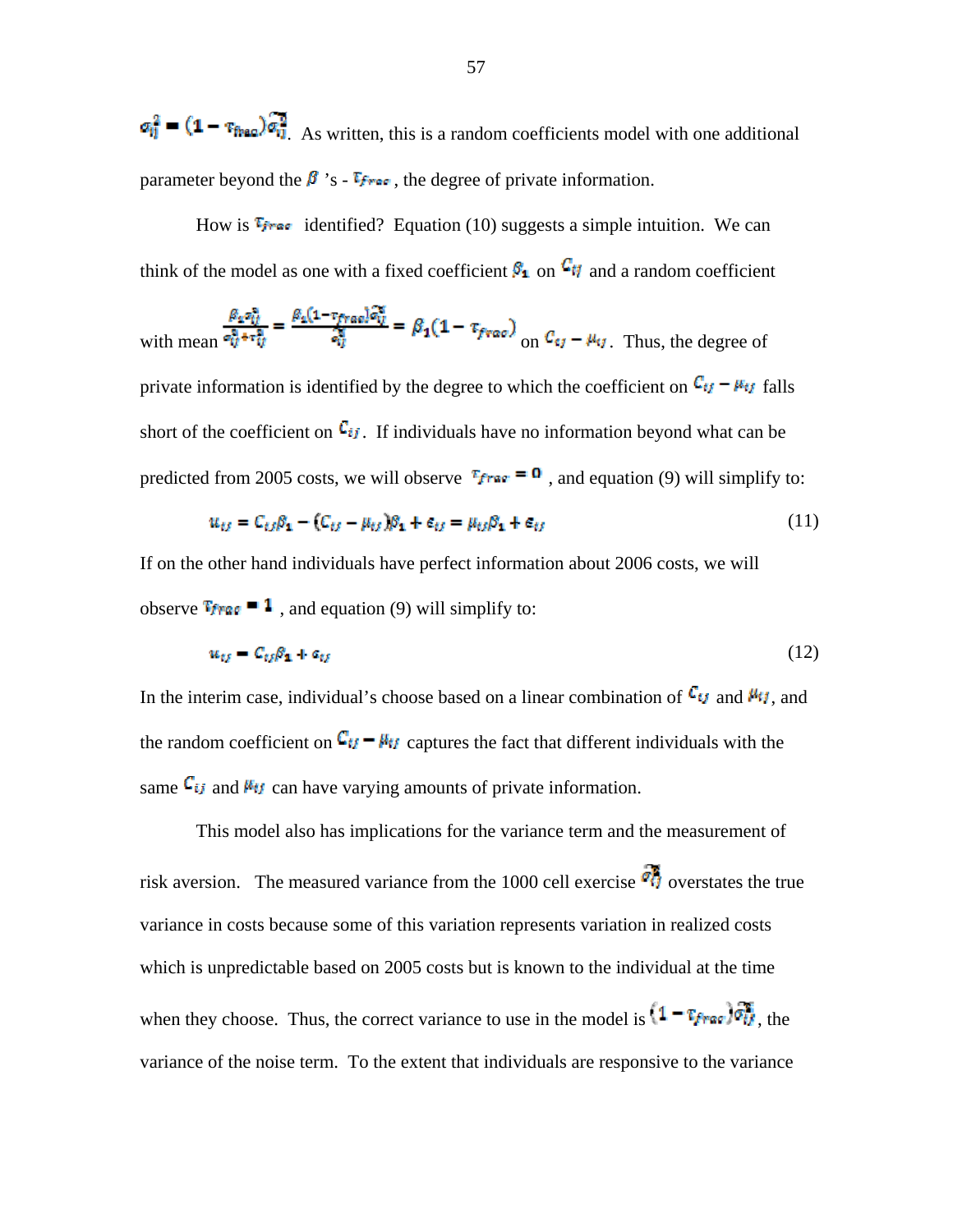$\sigma_{ij}^2 = (1 - \tau_{frac})\widetilde{\sigma_{ij}^2}$. As written, this is a random coefficients model with one additional parameter beyond the $\beta$ 's - $\tau_{frac}$, the degree of private information.

How is $\tau_{frac}$ identified? Equation (10) suggests a simple intuition. We can think of the model as one with a fixed coefficient $\beta_1$ on $C_{ij}$ and a random coefficient with mean $\frac{\beta_1 \sigma_{ij}^2}{\sigma_{ij}^2 + \tau_{ij}^2} = \frac{\beta_1 (1-\tau_{frac})\widetilde{\sigma_{ij}^2}}{\widetilde{\sigma_{ij}^2}} = \beta_1(1 - \tau_{frac})$ on $C_{ij} - \mu_{ij}$. Thus, the degree of private information is identified by the degree to which the coefficient on $C_{ij} - \mu_{ij}$ falls short of the coefficient on $C_{ij}$. If individuals have no information beyond what can be predicted from 2005 costs, we will observe $\tau_{frac} = 0$, and equation (9) will simplify to:

$$u_{ij} = C_{ij}\beta_1 - (C_{ij} - \mu_{ij})\beta_1 + \varepsilon_{ij} = \mu_{ij}\beta_1 + \varepsilon_{ij} \tag{11}$$

If on the other hand individuals have perfect information about 2006 costs, we will observe $\tau_{frac} = 1$, and equation (9) will simplify to:

$$u_{ij} = C_{ij}\beta_1 + \varepsilon_{ij} \tag{12}$$

In the interim case, individual's choose based on a linear combination of $C_{ij}$ and $\mu_{ij}$, and the random coefficient on $C_{ij} - \mu_{ij}$ captures the fact that different individuals with the same $C_{ij}$ and $\mu_{ij}$ can have varying amounts of private information.

This model also has implications for the variance term and the measurement of risk aversion. The measured variance from the 1000 cell exercise $\widetilde{\sigma_{ij}^2}$ overstates the true variance in costs because some of this variation represents variation in realized costs which is unpredictable based on 2005 costs but is known to the individual at the time when they choose. Thus, the correct variance to use in the model is $(1 - \tau_{frac})\widetilde{\sigma_{ij}^2}$, the variance of the noise term. To the extent that individuals are responsive to the variance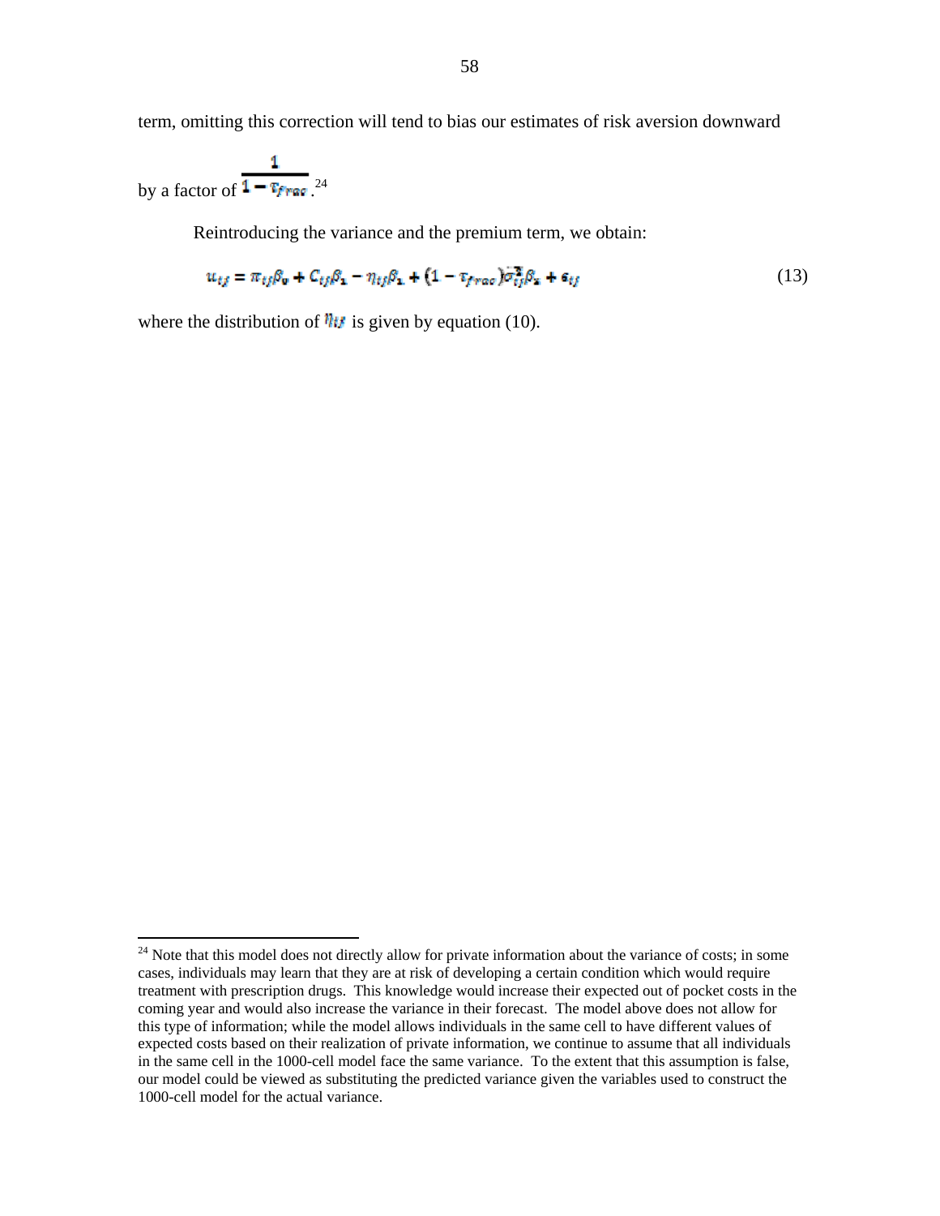term, omitting this correction will tend to bias our estimates of risk aversion downward by a factor of $\frac{1}{1-\tau_{frac}}$.[24]

Reintroducing the variance and the premium term, we obtain:

$$u_{ij} = \pi_{ij}\beta_0 + C_{ij}\beta_1 - \eta_{ij}\beta_1 + (1-\tau_{frac})\sigma_{ij}^2\beta_2 + \epsilon_{ij} \tag{13}$$

where the distribution of $\eta_{ij}$ is given by equation (10).

[24] Note that this model does not directly allow for private information about the variance of costs; in some cases, individuals may learn that they are at risk of developing a certain condition which would require treatment with prescription drugs. This knowledge would increase their expected out of pocket costs in the coming year and would also increase the variance in their forecast. The model above does not allow for this type of information; while the model allows individuals in the same cell to have different values of expected costs based on their realization of private information, we continue to assume that all individuals in the same cell in the 1000-cell model face the same variance. To the extent that this assumption is false, our model could be viewed as substituting the predicted variance given the variables used to construct the 1000-cell model for the actual variance.